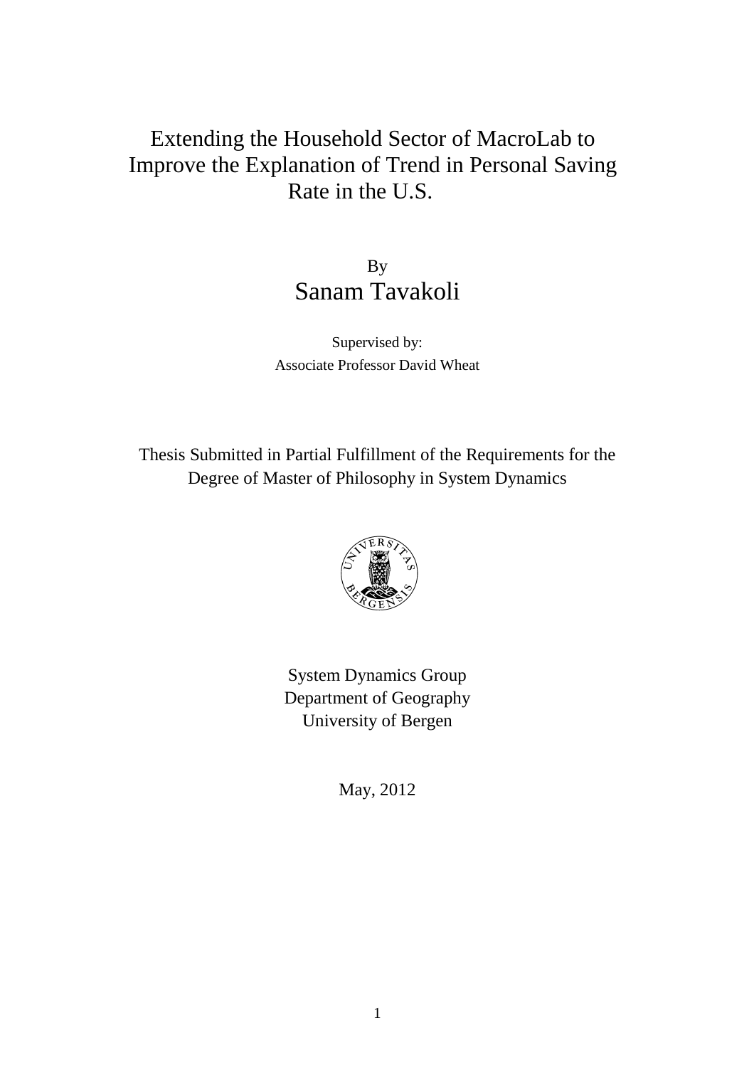# Extending the Household Sector of MacroLab to Improve the Explanation of Trend in Personal Saving Rate in the U.S.

By

**Sanam Tavakoli**

Supervised by:

Associate Professor David Wheat

Thesis Submitted in Partial Fulfillment of the Requirements for the Degree of Master of Philosophy in System Dynamics

System Dynamics Group

Department of Geography

University of Bergen

May, 2012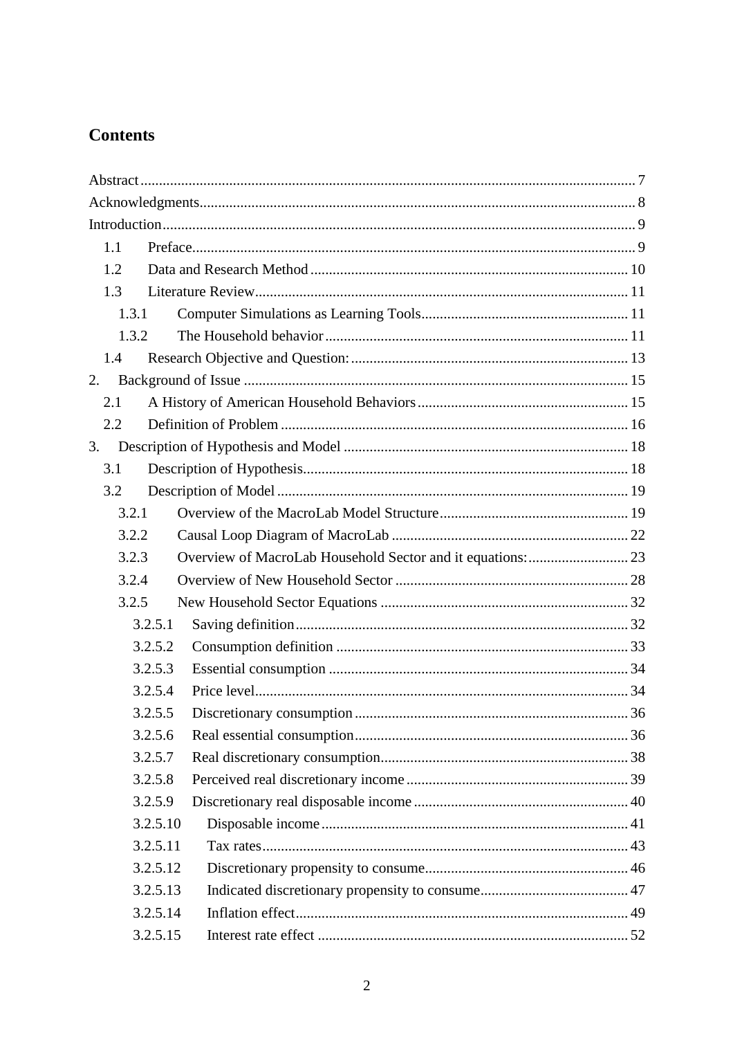# Contents

Abstract ........................................................................................................ 7
Acknowledgments ......................................................................................... 8
Introduction .................................................................................................. 9
- 1.1 Preface ................................................................................................. 9
- 1.2 Data and Research Method ................................................................. 10
- 1.3 Literature Review ................................................................................ 11
  - 1.3.1 Computer Simulations as Learning Tools ........................................ 11
  - 1.3.2 The Household behavior .................................................................. 11
- 1.4 Research Objective and Question: ........................................................ 13

2. Background of Issue ................................................................................. 15
- 2.1 A History of American Household Behaviors ........................................ 15
- 2.2 Definition of Problem ........................................................................... 16

3. Description of Hypothesis and Model ....................................................... 18
- 3.1 Description of Hypothesis .................................................................... 18
- 3.2 Description of Model ............................................................................ 19
  - 3.2.1 Overview of the MacroLab Model Structure ..................................... 19
  - 3.2.2 Causal Loop Diagram of MacroLab ................................................. 22
  - 3.2.3 Overview of MacroLab Household Sector and it equations: .............. 23
  - 3.2.4 Overview of New Household Sector .................................................. 28
  - 3.2.5 New Household Sector Equations ..................................................... 32
    - 3.2.5.1 Saving definition ........................................................................ 32
    - 3.2.5.2 Consumption definition .............................................................. 33
    - 3.2.5.3 Essential consumption ................................................................ 34
    - 3.2.5.4 Price level ................................................................................... 34
    - 3.2.5.5 Discretionary consumption ......................................................... 36
    - 3.2.5.6 Real essential consumption ......................................................... 36
    - 3.2.5.7 Real discretionary consumption .................................................. 38
    - 3.2.5.8 Perceived real discretionary income ............................................ 39
    - 3.2.5.9 Discretionary real disposable income .......................................... 40
    - 3.2.5.10 Disposable income .................................................................... 41
    - 3.2.5.11 Tax rates ................................................................................... 43
    - 3.2.5.12 Discretionary propensity to consume ......................................... 46
    - 3.2.5.13 Indicated discretionary propensity to consume .......................... 47
    - 3.2.5.14 Inflation effect .......................................................................... 49
    - 3.2.5.15 Interest rate effect ..................................................................... 52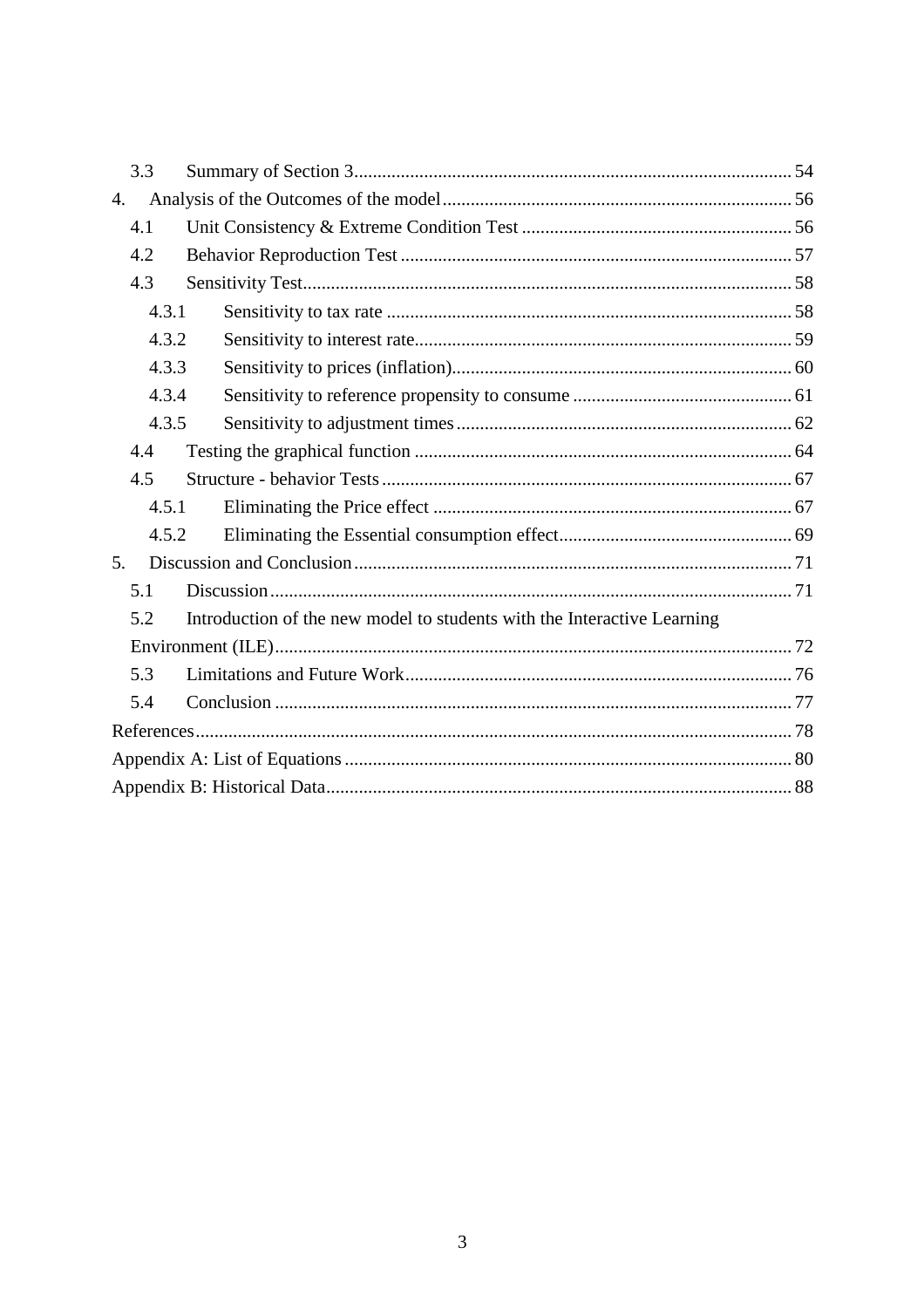3.3 Summary of Section 3 ..... 54

4. Analysis of the Outcomes of the model ..... 56

4.1 Unit Consistency & Extreme Condition Test ..... 56

4.2 Behavior Reproduction Test ..... 57

4.3 Sensitivity Test ..... 58

4.3.1 Sensitivity to tax rate ..... 58

4.3.2 Sensitivity to interest rate ..... 59

4.3.3 Sensitivity to prices (inflation) ..... 60

4.3.4 Sensitivity to reference propensity to consume ..... 61

4.3.5 Sensitivity to adjustment times ..... 62

4.4 Testing the graphical function ..... 64

4.5 Structure - behavior Tests ..... 67

4.5.1 Eliminating the Price effect ..... 67

4.5.2 Eliminating the Essential consumption effect ..... 69

5. Discussion and Conclusion ..... 71

5.1 Discussion ..... 71

5.2 Introduction of the new model to students with the Interactive Learning Environment (ILE) ..... 72

5.3 Limitations and Future Work ..... 76

5.4 Conclusion ..... 77

References ..... 78

Appendix A: List of Equations ..... 80

Appendix B: Historical Data ..... 88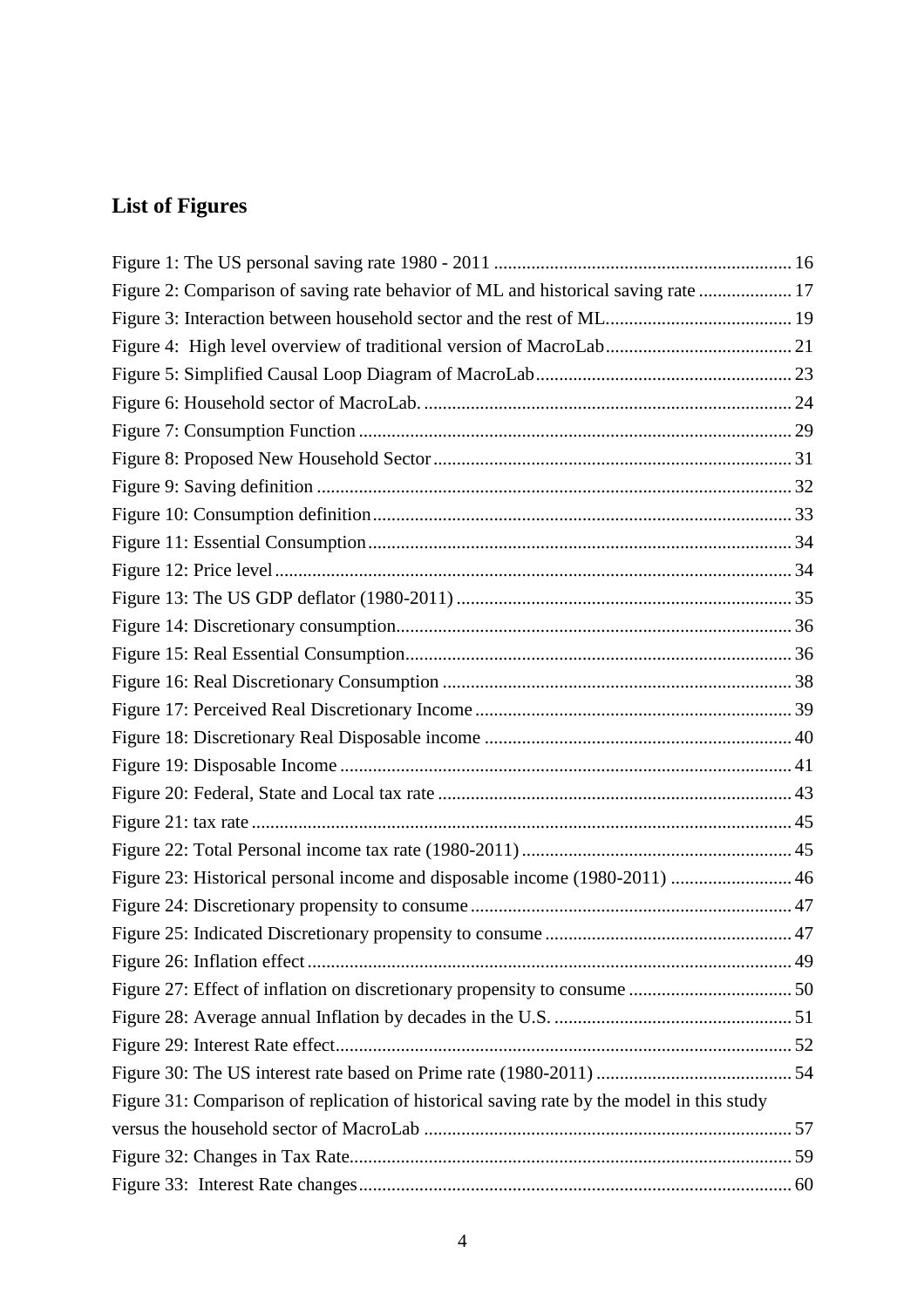## List of Figures

Figure 1: The US personal saving rate 1980 - 2011 ... 16
Figure 2: Comparison of saving rate behavior of ML and historical saving rate ... 17
Figure 3: Interaction between household sector and the rest of ML ... 19
Figure 4: High level overview of traditional version of MacroLab ... 21
Figure 5: Simplified Causal Loop Diagram of MacroLab ... 23
Figure 6: Household sector of MacroLab. ... 24
Figure 7: Consumption Function ... 29
Figure 8: Proposed New Household Sector ... 31
Figure 9: Saving definition ... 32
Figure 10: Consumption definition ... 33
Figure 11: Essential Consumption ... 34
Figure 12: Price level ... 34
Figure 13: The US GDP deflator (1980-2011) ... 35
Figure 14: Discretionary consumption ... 36
Figure 15: Real Essential Consumption ... 36
Figure 16: Real Discretionary Consumption ... 38
Figure 17: Perceived Real Discretionary Income ... 39
Figure 18: Discretionary Real Disposable income ... 40
Figure 19: Disposable Income ... 41
Figure 20: Federal, State and Local tax rate ... 43
Figure 21: tax rate ... 45
Figure 22: Total Personal income tax rate (1980-2011) ... 45
Figure 23: Historical personal income and disposable income (1980-2011) ... 46
Figure 24: Discretionary propensity to consume ... 47
Figure 25: Indicated Discretionary propensity to consume ... 47
Figure 26: Inflation effect ... 49
Figure 27: Effect of inflation on discretionary propensity to consume ... 50
Figure 28: Average annual Inflation by decades in the U.S. ... 51
Figure 29: Interest Rate effect ... 52
Figure 30: The US interest rate based on Prime rate (1980-2011) ... 54
Figure 31: Comparison of replication of historical saving rate by the model in this study versus the household sector of MacroLab ... 57
Figure 32: Changes in Tax Rate ... 59
Figure 33: Interest Rate changes ... 60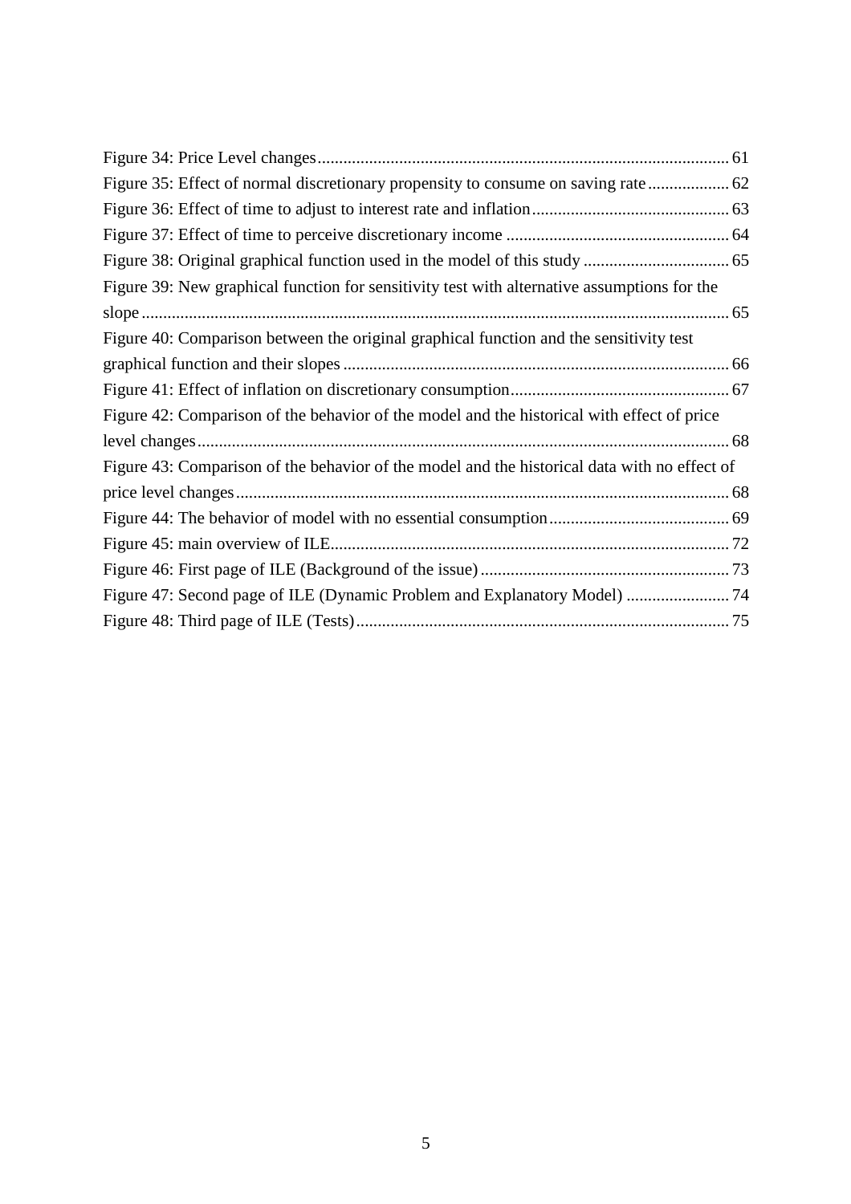Figure 34: Price Level changes ........................................................................................ 61
Figure 35: Effect of normal discretionary propensity to consume on saving rate ................... 62
Figure 36: Effect of time to adjust to interest rate and inflation ............................................. 63
Figure 37: Effect of time to perceive discretionary income .................................................... 64
Figure 38: Original graphical function used in the model of this study .................................. 65
Figure 39: New graphical function for sensitivity test with alternative assumptions for the slope ........................................................................................................................ 65
Figure 40: Comparison between the original graphical function and the sensitivity test graphical function and their slopes ......................................................................... 66
Figure 41: Effect of inflation on discretionary consumption ................................................... 67
Figure 42: Comparison of the behavior of the model and the historical with effect of price level changes ............................................................................................................ 68
Figure 43: Comparison of the behavior of the model and the historical data with no effect of price level changes ................................................................................................... 68
Figure 44: The behavior of model with no essential consumption .......................................... 69
Figure 45: main overview of ILE ............................................................................................ 72
Figure 46: First page of ILE (Background of the issue) .......................................................... 73
Figure 47: Second page of ILE (Dynamic Problem and Explanatory Model) ........................ 74
Figure 48: Third page of ILE (Tests) ....................................................................................... 75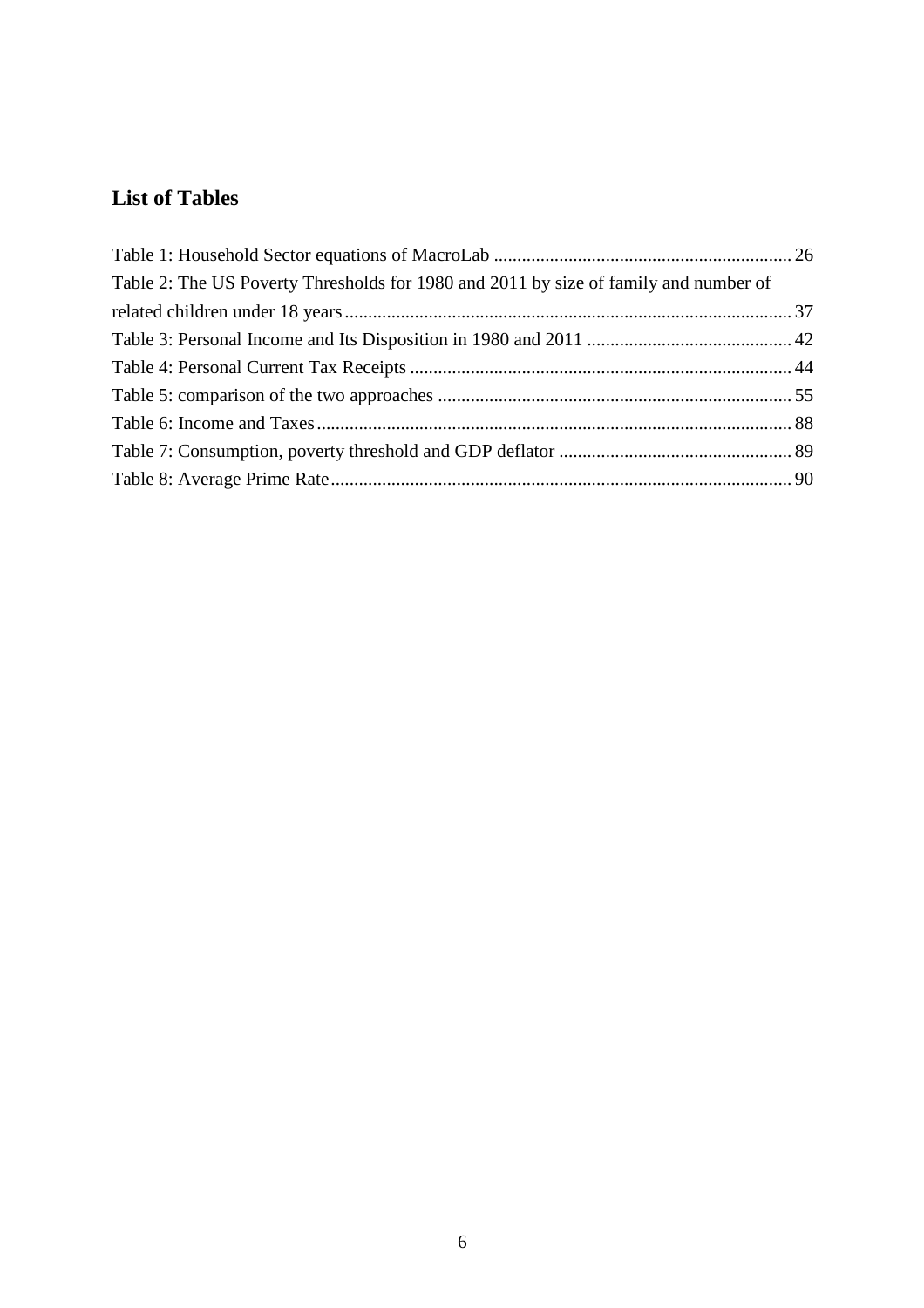## List of Tables

Table 1: Household Sector equations of MacroLab ................................................................ 26

Table 2: The US Poverty Thresholds for 1980 and 2011 by size of family and number of related children under 18 years ................................................................................................ 37

Table 3: Personal Income and Its Disposition in 1980 and 2011 ............................................ 42

Table 4: Personal Current Tax Receipts .................................................................................. 44

Table 5: comparison of the two approaches ............................................................................ 55

Table 6: Income and Taxes ...................................................................................................... 88

Table 7: Consumption, poverty threshold and GDP deflator .................................................. 89

Table 8: Average Prime Rate ................................................................................................... 90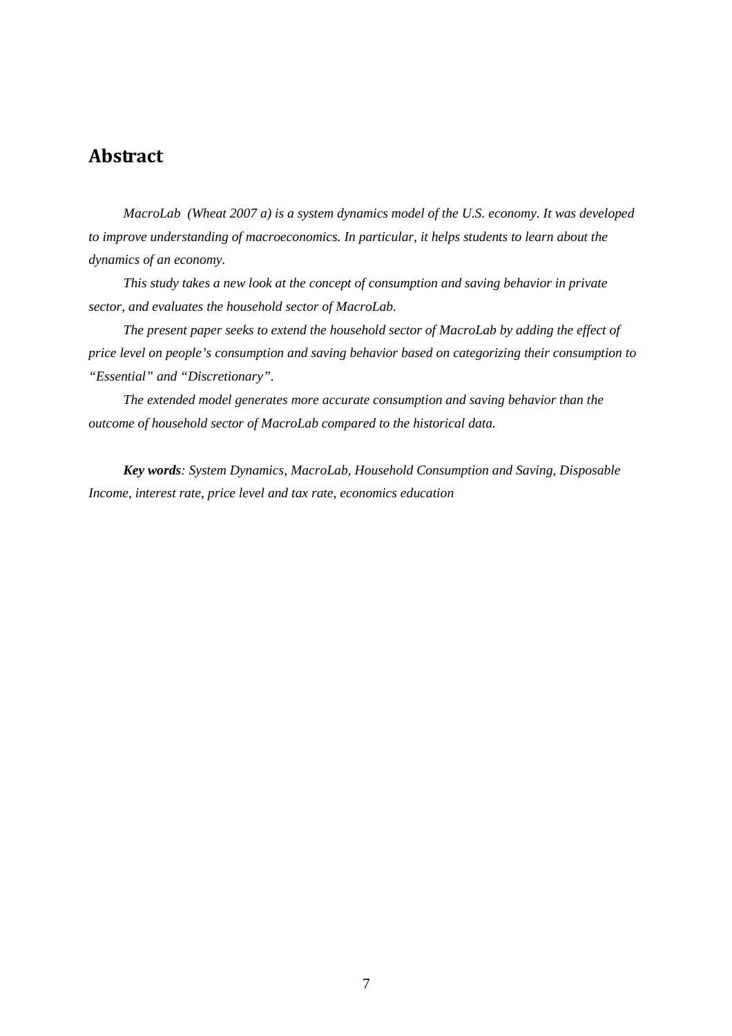## Abstract

*MacroLab (Wheat 2007 a) is a system dynamics model of the U.S. economy. It was developed to improve understanding of macroeconomics. In particular, it helps students to learn about the dynamics of an economy.*

*This study takes a new look at the concept of consumption and saving behavior in private sector, and evaluates the household sector of MacroLab.*

*The present paper seeks to extend the household sector of MacroLab by adding the effect of price level on people's consumption and saving behavior based on categorizing their consumption to "Essential" and "Discretionary".*

*The extended model generates more accurate consumption and saving behavior than the outcome of household sector of MacroLab compared to the historical data.*

***Key words**: System Dynamics, MacroLab, Household Consumption and Saving, Disposable Income, interest rate, price level and tax rate, economics education*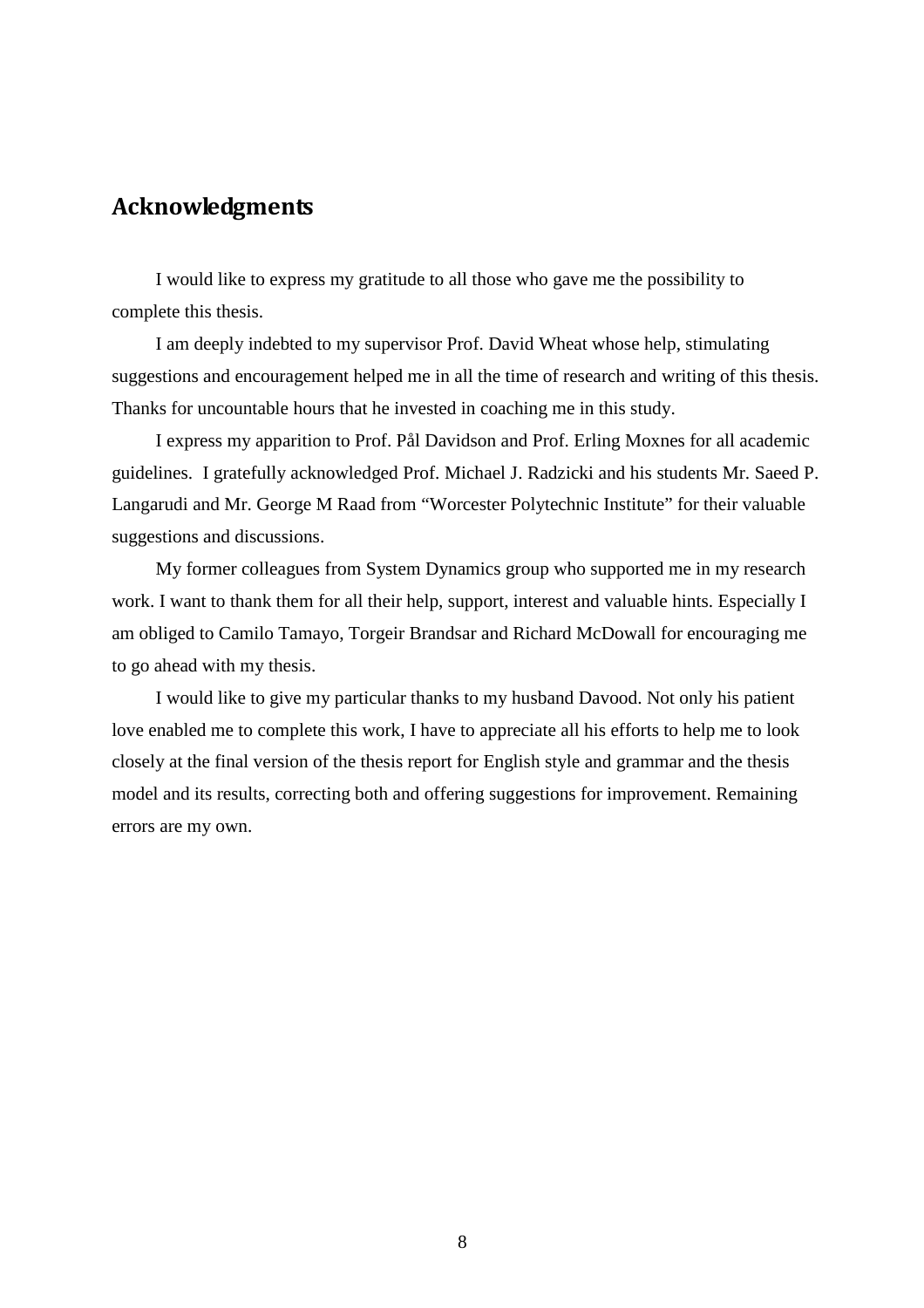## Acknowledgments

I would like to express my gratitude to all those who gave me the possibility to complete this thesis.

I am deeply indebted to my supervisor Prof. David Wheat whose help, stimulating suggestions and encouragement helped me in all the time of research and writing of this thesis. Thanks for uncountable hours that he invested in coaching me in this study.

I express my apparition to Prof. Pål Davidson and Prof. Erling Moxnes for all academic guidelines. I gratefully acknowledged Prof. Michael J. Radzicki and his students Mr. Saeed P. Langarudi and Mr. George M Raad from "Worcester Polytechnic Institute" for their valuable suggestions and discussions.

My former colleagues from System Dynamics group who supported me in my research work. I want to thank them for all their help, support, interest and valuable hints. Especially I am obliged to Camilo Tamayo, Torgeir Brandsar and Richard McDowall for encouraging me to go ahead with my thesis.

I would like to give my particular thanks to my husband Davood. Not only his patient love enabled me to complete this work, I have to appreciate all his efforts to help me to look closely at the final version of the thesis report for English style and grammar and the thesis model and its results, correcting both and offering suggestions for improvement. Remaining errors are my own.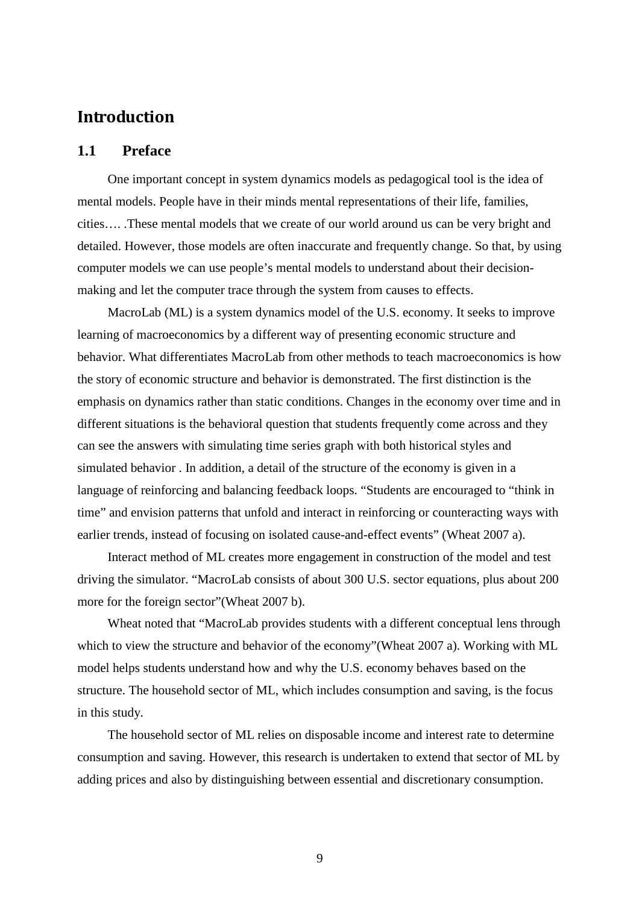# Introduction

## 1.1 Preface

One important concept in system dynamics models as pedagogical tool is the idea of mental models. People have in their minds mental representations of their life, families, cities…. .These mental models that we create of our world around us can be very bright and detailed. However, those models are often inaccurate and frequently change. So that, by using computer models we can use people's mental models to understand about their decision-making and let the computer trace through the system from causes to effects.

MacroLab (ML) is a system dynamics model of the U.S. economy. It seeks to improve learning of macroeconomics by a different way of presenting economic structure and behavior. What differentiates MacroLab from other methods to teach macroeconomics is how the story of economic structure and behavior is demonstrated. The first distinction is the emphasis on dynamics rather than static conditions. Changes in the economy over time and in different situations is the behavioral question that students frequently come across and they can see the answers with simulating time series graph with both historical styles and simulated behavior . In addition, a detail of the structure of the economy is given in a language of reinforcing and balancing feedback loops. "Students are encouraged to "think in time" and envision patterns that unfold and interact in reinforcing or counteracting ways with earlier trends, instead of focusing on isolated cause-and-effect events" (Wheat 2007 a).

Interact method of ML creates more engagement in construction of the model and test driving the simulator. "MacroLab consists of about 300 U.S. sector equations, plus about 200 more for the foreign sector"(Wheat 2007 b).

Wheat noted that "MacroLab provides students with a different conceptual lens through which to view the structure and behavior of the economy"(Wheat 2007 a). Working with ML model helps students understand how and why the U.S. economy behaves based on the structure. The household sector of ML, which includes consumption and saving, is the focus in this study.

The household sector of ML relies on disposable income and interest rate to determine consumption and saving. However, this research is undertaken to extend that sector of ML by adding prices and also by distinguishing between essential and discretionary consumption.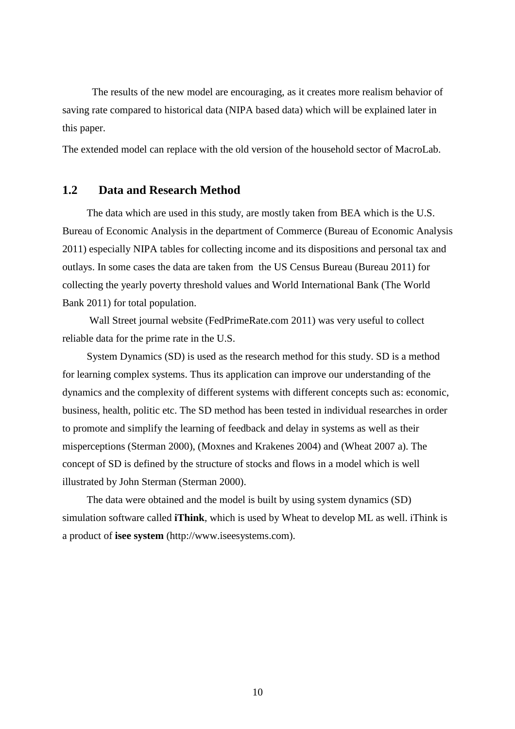The results of the new model are encouraging, as it creates more realism behavior of saving rate compared to historical data (NIPA based data) which will be explained later in this paper.

The extended model can replace with the old version of the household sector of MacroLab.

## 1.2 Data and Research Method

The data which are used in this study, are mostly taken from BEA which is the U.S. Bureau of Economic Analysis in the department of Commerce (Bureau of Economic Analysis 2011) especially NIPA tables for collecting income and its dispositions and personal tax and outlays. In some cases the data are taken from the US Census Bureau (Bureau 2011) for collecting the yearly poverty threshold values and World International Bank (The World Bank 2011) for total population.

Wall Street journal website (FedPrimeRate.com 2011) was very useful to collect reliable data for the prime rate in the U.S.

System Dynamics (SD) is used as the research method for this study. SD is a method for learning complex systems. Thus its application can improve our understanding of the dynamics and the complexity of different systems with different concepts such as: economic, business, health, politic etc. The SD method has been tested in individual researches in order to promote and simplify the learning of feedback and delay in systems as well as their misperceptions (Sterman 2000), (Moxnes and Krakenes 2004) and (Wheat 2007 a). The concept of SD is defined by the structure of stocks and flows in a model which is well illustrated by John Sterman (Sterman 2000).

The data were obtained and the model is built by using system dynamics (SD) simulation software called **iThink**, which is used by Wheat to develop ML as well. iThink is a product of **isee system** (http://www.iseesystems.com).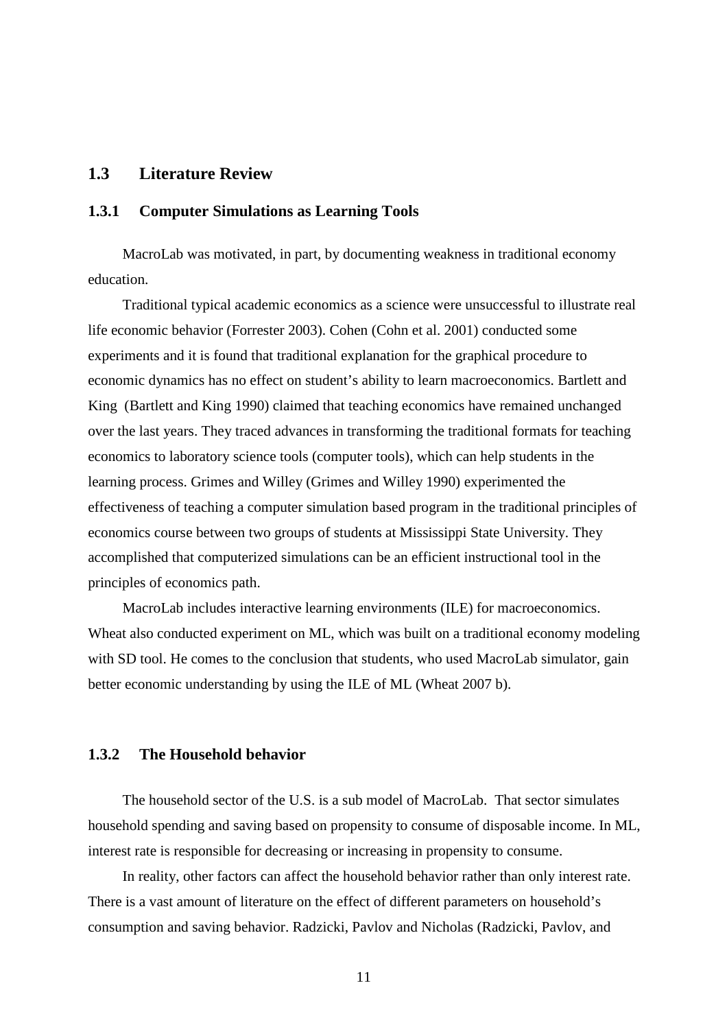## 1.3 Literature Review

### 1.3.1 Computer Simulations as Learning Tools

MacroLab was motivated, in part, by documenting weakness in traditional economy education.

Traditional typical academic economics as a science were unsuccessful to illustrate real life economic behavior (Forrester 2003). Cohen (Cohn et al. 2001) conducted some experiments and it is found that traditional explanation for the graphical procedure to economic dynamics has no effect on student's ability to learn macroeconomics. Bartlett and King (Bartlett and King 1990) claimed that teaching economics have remained unchanged over the last years. They traced advances in transforming the traditional formats for teaching economics to laboratory science tools (computer tools), which can help students in the learning process. Grimes and Willey (Grimes and Willey 1990) experimented the effectiveness of teaching a computer simulation based program in the traditional principles of economics course between two groups of students at Mississippi State University. They accomplished that computerized simulations can be an efficient instructional tool in the principles of economics path.

MacroLab includes interactive learning environments (ILE) for macroeconomics. Wheat also conducted experiment on ML, which was built on a traditional economy modeling with SD tool. He comes to the conclusion that students, who used MacroLab simulator, gain better economic understanding by using the ILE of ML (Wheat 2007 b).

### 1.3.2 The Household behavior

The household sector of the U.S. is a sub model of MacroLab. That sector simulates household spending and saving based on propensity to consume of disposable income. In ML, interest rate is responsible for decreasing or increasing in propensity to consume.

In reality, other factors can affect the household behavior rather than only interest rate. There is a vast amount of literature on the effect of different parameters on household's consumption and saving behavior. Radzicki, Pavlov and Nicholas (Radzicki, Pavlov, and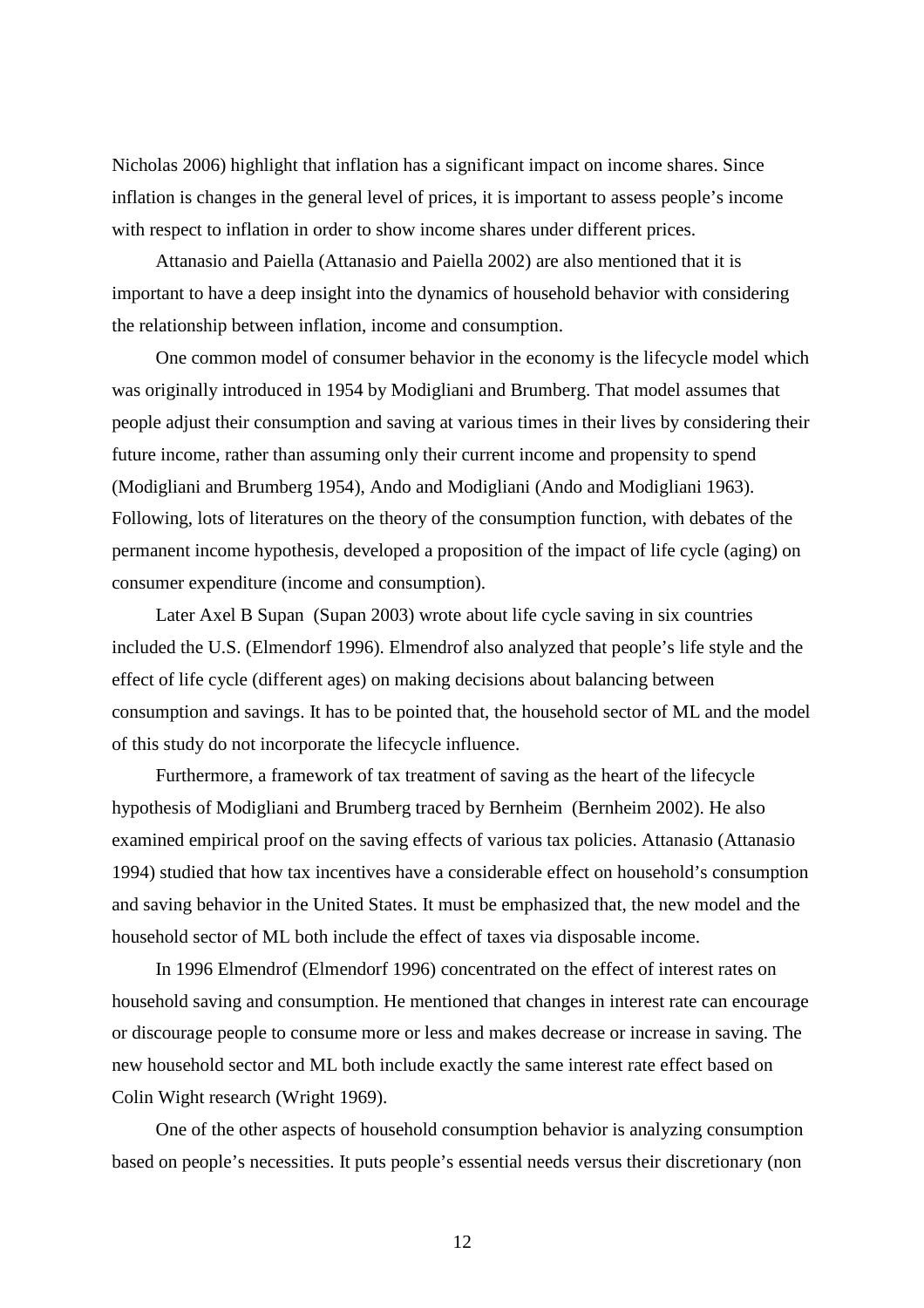Nicholas 2006) highlight that inflation has a significant impact on income shares. Since inflation is changes in the general level of prices, it is important to assess people's income with respect to inflation in order to show income shares under different prices.

Attanasio and Paiella (Attanasio and Paiella 2002) are also mentioned that it is important to have a deep insight into the dynamics of household behavior with considering the relationship between inflation, income and consumption.

One common model of consumer behavior in the economy is the lifecycle model which was originally introduced in 1954 by Modigliani and Brumberg. That model assumes that people adjust their consumption and saving at various times in their lives by considering their future income, rather than assuming only their current income and propensity to spend (Modigliani and Brumberg 1954), Ando and Modigliani (Ando and Modigliani 1963). Following, lots of literatures on the theory of the consumption function, with debates of the permanent income hypothesis, developed a proposition of the impact of life cycle (aging) on consumer expenditure (income and consumption).

Later Axel B Supan (Supan 2003) wrote about life cycle saving in six countries included the U.S. (Elmendorf 1996). Elmendrof also analyzed that people's life style and the effect of life cycle (different ages) on making decisions about balancing between consumption and savings. It has to be pointed that, the household sector of ML and the model of this study do not incorporate the lifecycle influence.

Furthermore, a framework of tax treatment of saving as the heart of the lifecycle hypothesis of Modigliani and Brumberg traced by Bernheim (Bernheim 2002). He also examined empirical proof on the saving effects of various tax policies. Attanasio (Attanasio 1994) studied that how tax incentives have a considerable effect on household's consumption and saving behavior in the United States. It must be emphasized that, the new model and the household sector of ML both include the effect of taxes via disposable income.

In 1996 Elmendrof (Elmendorf 1996) concentrated on the effect of interest rates on household saving and consumption. He mentioned that changes in interest rate can encourage or discourage people to consume more or less and makes decrease or increase in saving. The new household sector and ML both include exactly the same interest rate effect based on Colin Wight research (Wright 1969).

One of the other aspects of household consumption behavior is analyzing consumption based on people's necessities. It puts people's essential needs versus their discretionary (non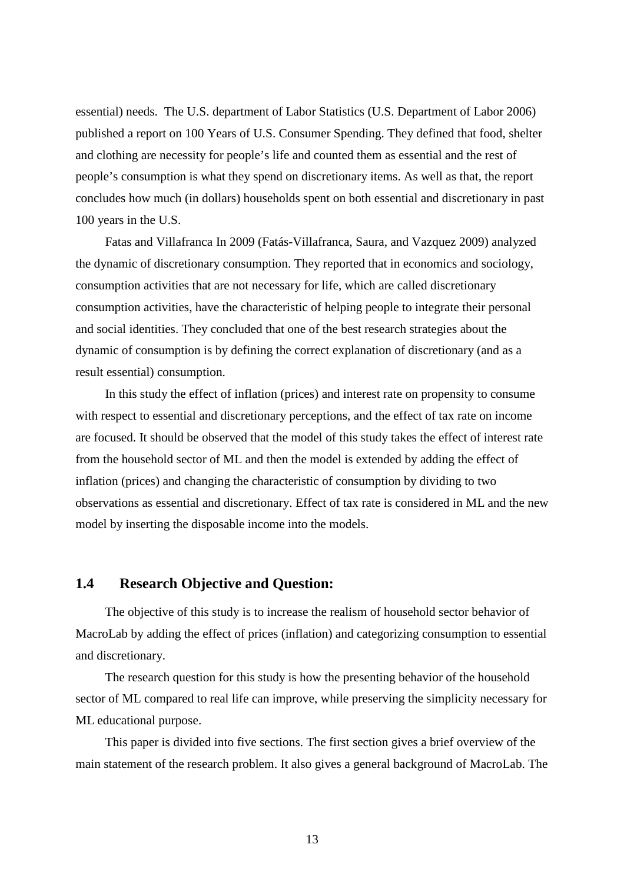essential) needs. The U.S. department of Labor Statistics (U.S. Department of Labor 2006) published a report on 100 Years of U.S. Consumer Spending. They defined that food, shelter and clothing are necessity for people's life and counted them as essential and the rest of people's consumption is what they spend on discretionary items. As well as that, the report concludes how much (in dollars) households spent on both essential and discretionary in past 100 years in the U.S.

Fatas and Villafranca In 2009 (Fatás-Villafranca, Saura, and Vazquez 2009) analyzed the dynamic of discretionary consumption. They reported that in economics and sociology, consumption activities that are not necessary for life, which are called discretionary consumption activities, have the characteristic of helping people to integrate their personal and social identities. They concluded that one of the best research strategies about the dynamic of consumption is by defining the correct explanation of discretionary (and as a result essential) consumption.

In this study the effect of inflation (prices) and interest rate on propensity to consume with respect to essential and discretionary perceptions, and the effect of tax rate on income are focused. It should be observed that the model of this study takes the effect of interest rate from the household sector of ML and then the model is extended by adding the effect of inflation (prices) and changing the characteristic of consumption by dividing to two observations as essential and discretionary. Effect of tax rate is considered in ML and the new model by inserting the disposable income into the models.

## 1.4 Research Objective and Question:

The objective of this study is to increase the realism of household sector behavior of MacroLab by adding the effect of prices (inflation) and categorizing consumption to essential and discretionary.

The research question for this study is how the presenting behavior of the household sector of ML compared to real life can improve, while preserving the simplicity necessary for ML educational purpose.

This paper is divided into five sections. The first section gives a brief overview of the main statement of the research problem. It also gives a general background of MacroLab. The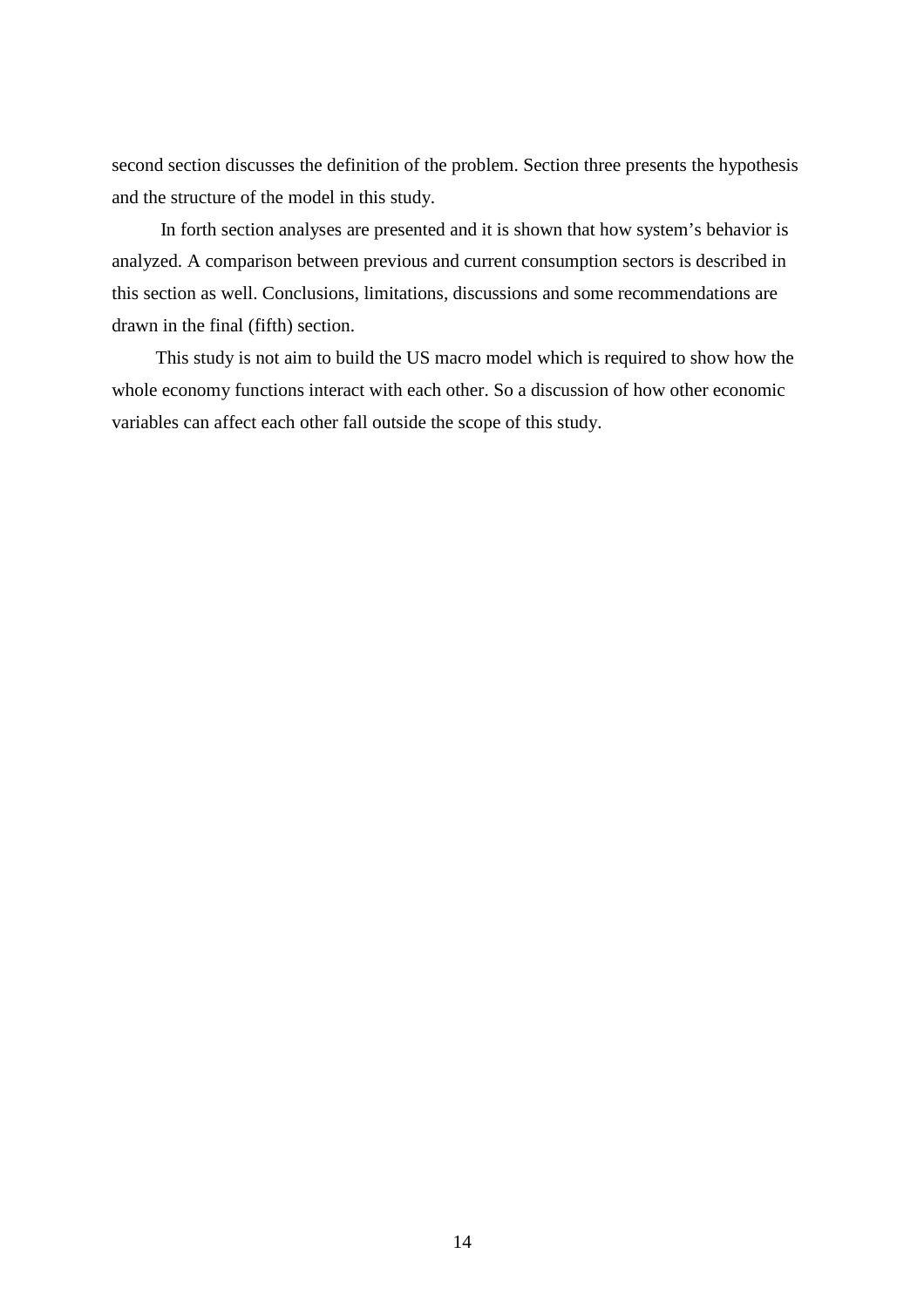second section discusses the definition of the problem. Section three presents the hypothesis and the structure of the model in this study.

In forth section analyses are presented and it is shown that how system's behavior is analyzed. A comparison between previous and current consumption sectors is described in this section as well. Conclusions, limitations, discussions and some recommendations are drawn in the final (fifth) section.

This study is not aim to build the US macro model which is required to show how the whole economy functions interact with each other. So a discussion of how other economic variables can affect each other fall outside the scope of this study.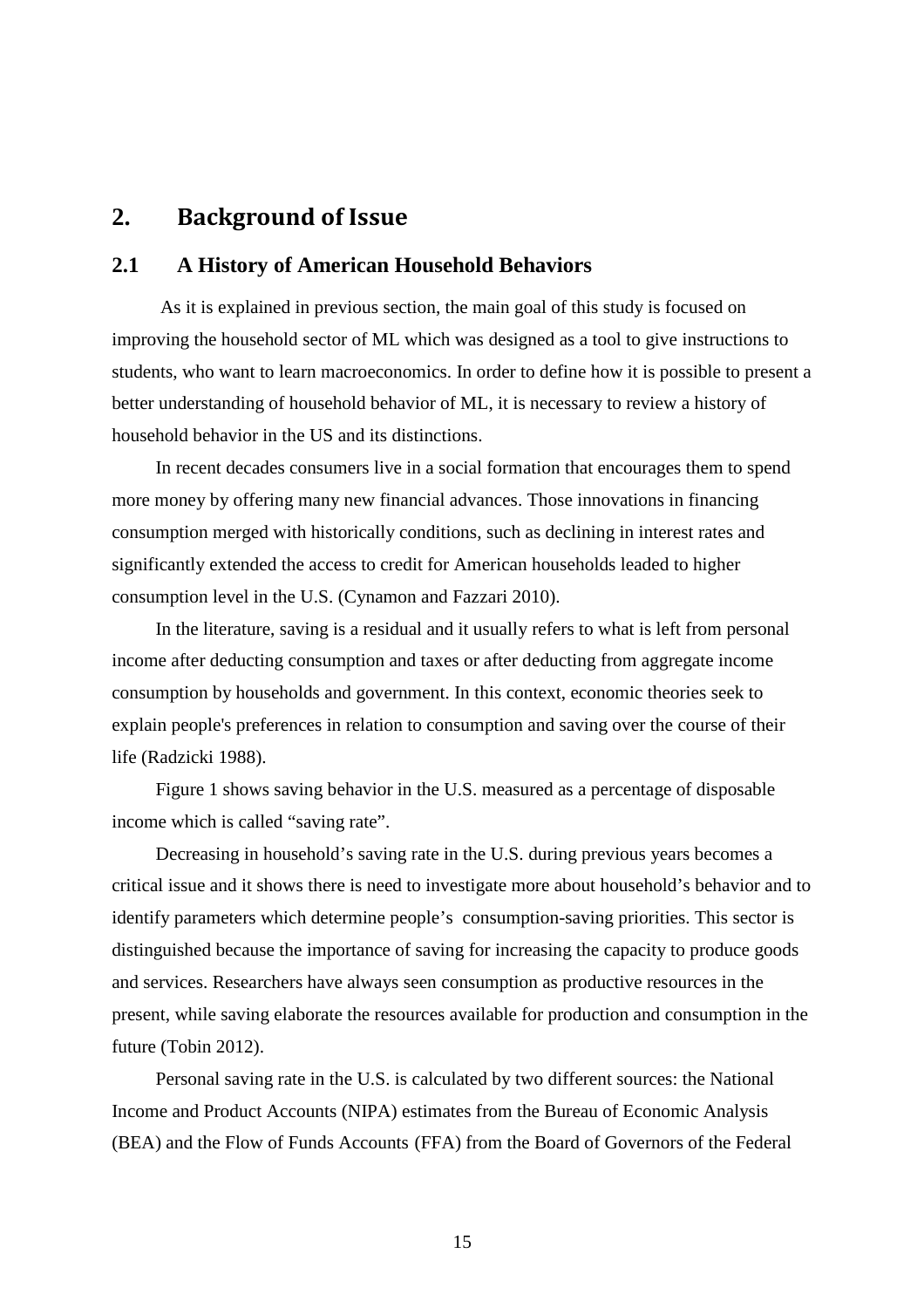## 2. Background of Issue

### 2.1 A History of American Household Behaviors

As it is explained in previous section, the main goal of this study is focused on improving the household sector of ML which was designed as a tool to give instructions to students, who want to learn macroeconomics. In order to define how it is possible to present a better understanding of household behavior of ML, it is necessary to review a history of household behavior in the US and its distinctions.

In recent decades consumers live in a social formation that encourages them to spend more money by offering many new financial advances. Those innovations in financing consumption merged with historically conditions, such as declining in interest rates and significantly extended the access to credit for American households leaded to higher consumption level in the U.S. (Cynamon and Fazzari 2010).

In the literature, saving is a residual and it usually refers to what is left from personal income after deducting consumption and taxes or after deducting from aggregate income consumption by households and government. In this context, economic theories seek to explain people's preferences in relation to consumption and saving over the course of their life (Radzicki 1988).

Figure 1 shows saving behavior in the U.S. measured as a percentage of disposable income which is called "saving rate".

Decreasing in household's saving rate in the U.S. during previous years becomes a critical issue and it shows there is need to investigate more about household's behavior and to identify parameters which determine people's consumption-saving priorities. This sector is distinguished because the importance of saving for increasing the capacity to produce goods and services. Researchers have always seen consumption as productive resources in the present, while saving elaborate the resources available for production and consumption in the future (Tobin 2012).

Personal saving rate in the U.S. is calculated by two different sources: the National Income and Product Accounts (NIPA) estimates from the Bureau of Economic Analysis (BEA) and the Flow of Funds Accounts (FFA) from the Board of Governors of the Federal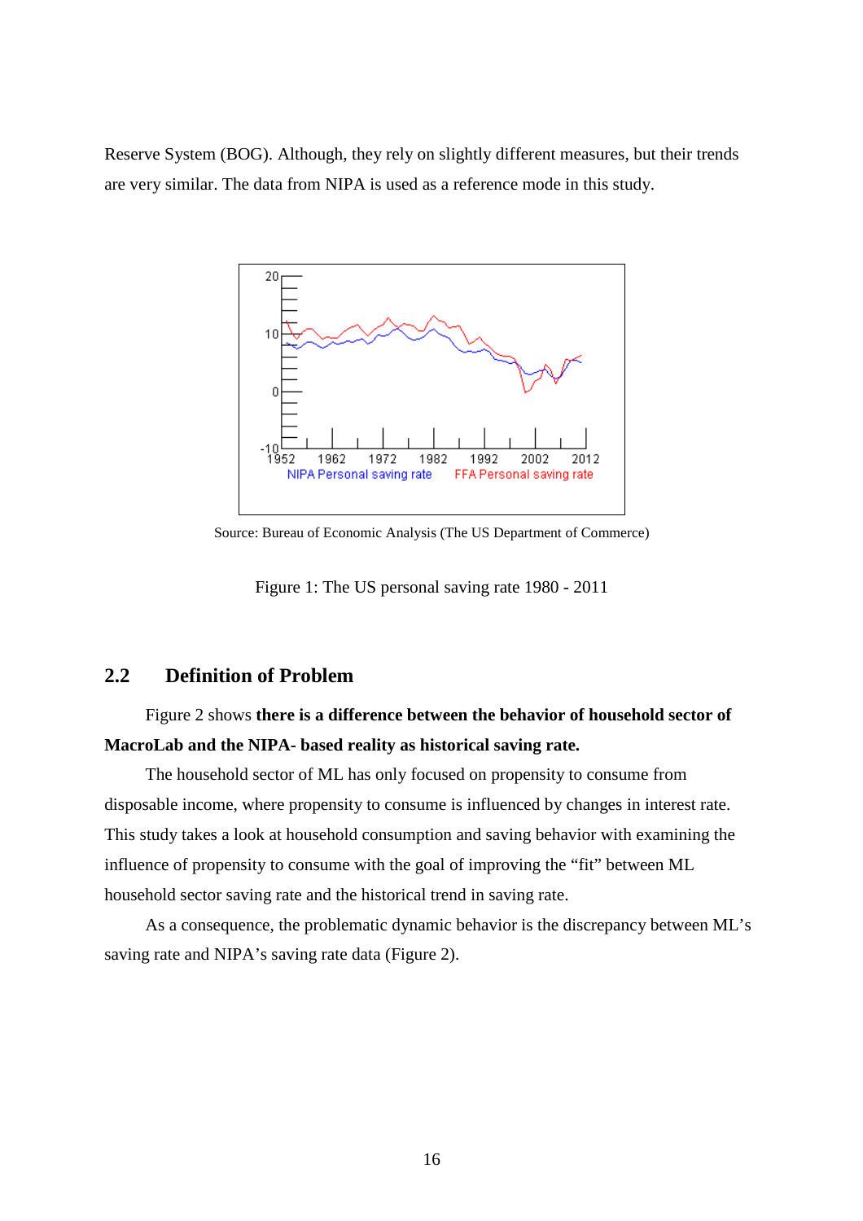Reserve System (BOG). Although, they rely on slightly different measures, but their trends are very similar. The data from NIPA is used as a reference mode in this study.

Source: Bureau of Economic Analysis (The US Department of Commerce)

Figure 1: The US personal saving rate 1980 - 2011

## 2.2 Definition of Problem

Figure 2 shows **there is a difference between the behavior of household sector of MacroLab and the NIPA- based reality as historical saving rate.**

The household sector of ML has only focused on propensity to consume from disposable income, where propensity to consume is influenced by changes in interest rate. This study takes a look at household consumption and saving behavior with examining the influence of propensity to consume with the goal of improving the "fit" between ML household sector saving rate and the historical trend in saving rate.

As a consequence, the problematic dynamic behavior is the discrepancy between ML's saving rate and NIPA's saving rate data (Figure 2).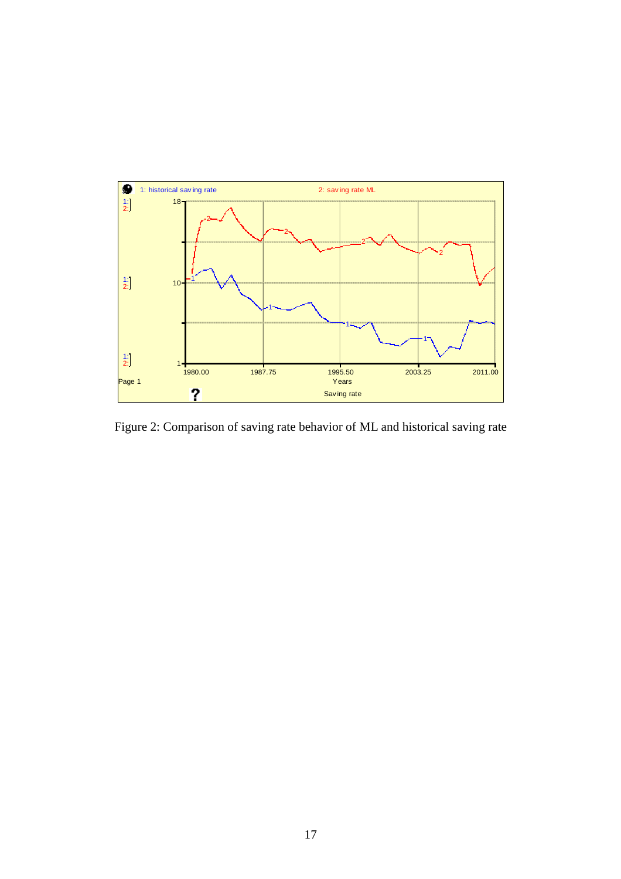Figure 2: Comparison of saving rate behavior of ML and historical saving rate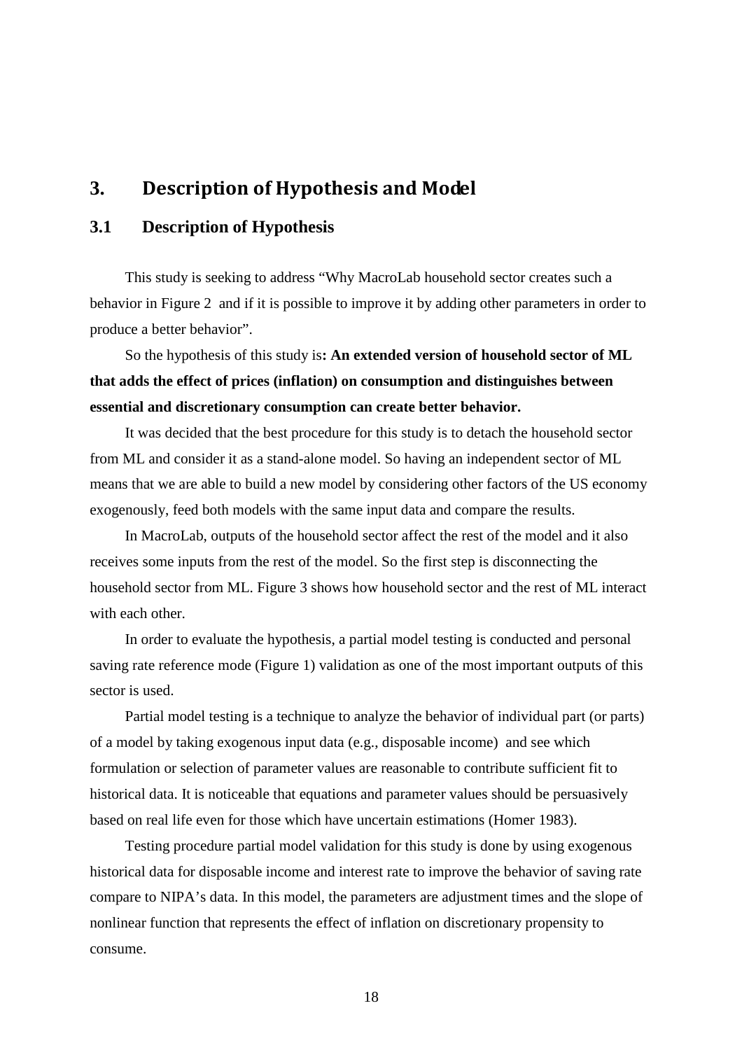## 3. Description of Hypothesis and Model

### 3.1 Description of Hypothesis

This study is seeking to address "Why MacroLab household sector creates such a behavior in Figure 2 and if it is possible to improve it by adding other parameters in order to produce a better behavior".

So the hypothesis of this study is**: An extended version of household sector of ML that adds the effect of prices (inflation) on consumption and distinguishes between essential and discretionary consumption can create better behavior.**

It was decided that the best procedure for this study is to detach the household sector from ML and consider it as a stand-alone model. So having an independent sector of ML means that we are able to build a new model by considering other factors of the US economy exogenously, feed both models with the same input data and compare the results.

In MacroLab, outputs of the household sector affect the rest of the model and it also receives some inputs from the rest of the model. So the first step is disconnecting the household sector from ML. Figure 3 shows how household sector and the rest of ML interact with each other.

In order to evaluate the hypothesis, a partial model testing is conducted and personal saving rate reference mode (Figure 1) validation as one of the most important outputs of this sector is used.

Partial model testing is a technique to analyze the behavior of individual part (or parts) of a model by taking exogenous input data (e.g., disposable income) and see which formulation or selection of parameter values are reasonable to contribute sufficient fit to historical data. It is noticeable that equations and parameter values should be persuasively based on real life even for those which have uncertain estimations (Homer 1983).

Testing procedure partial model validation for this study is done by using exogenous historical data for disposable income and interest rate to improve the behavior of saving rate compare to NIPA's data. In this model, the parameters are adjustment times and the slope of nonlinear function that represents the effect of inflation on discretionary propensity to consume.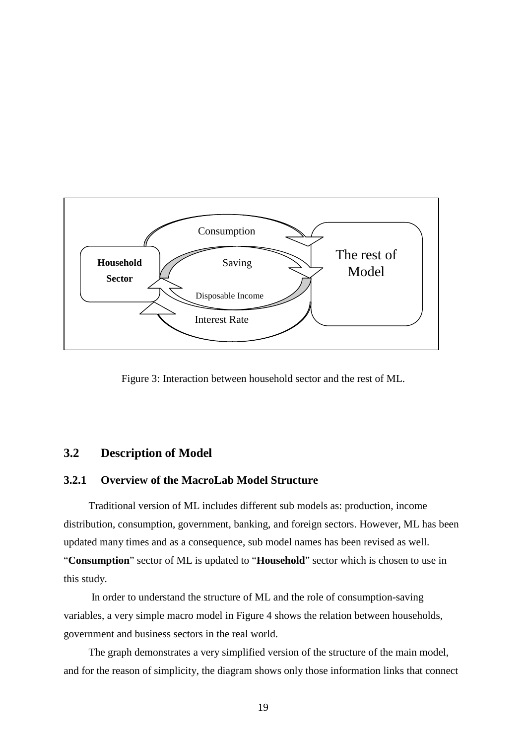Figure 3: Interaction between household sector and the rest of ML.

## 3.2 Description of Model

### 3.2.1 Overview of the MacroLab Model Structure

Traditional version of ML includes different sub models as: production, income distribution, consumption, government, banking, and foreign sectors. However, ML has been updated many times and as a consequence, sub model names has been revised as well. "**Consumption**" sector of ML is updated to "**Household**" sector which is chosen to use in this study.

In order to understand the structure of ML and the role of consumption-saving variables, a very simple macro model in Figure 4 shows the relation between households, government and business sectors in the real world.

The graph demonstrates a very simplified version of the structure of the main model, and for the reason of simplicity, the diagram shows only those information links that connect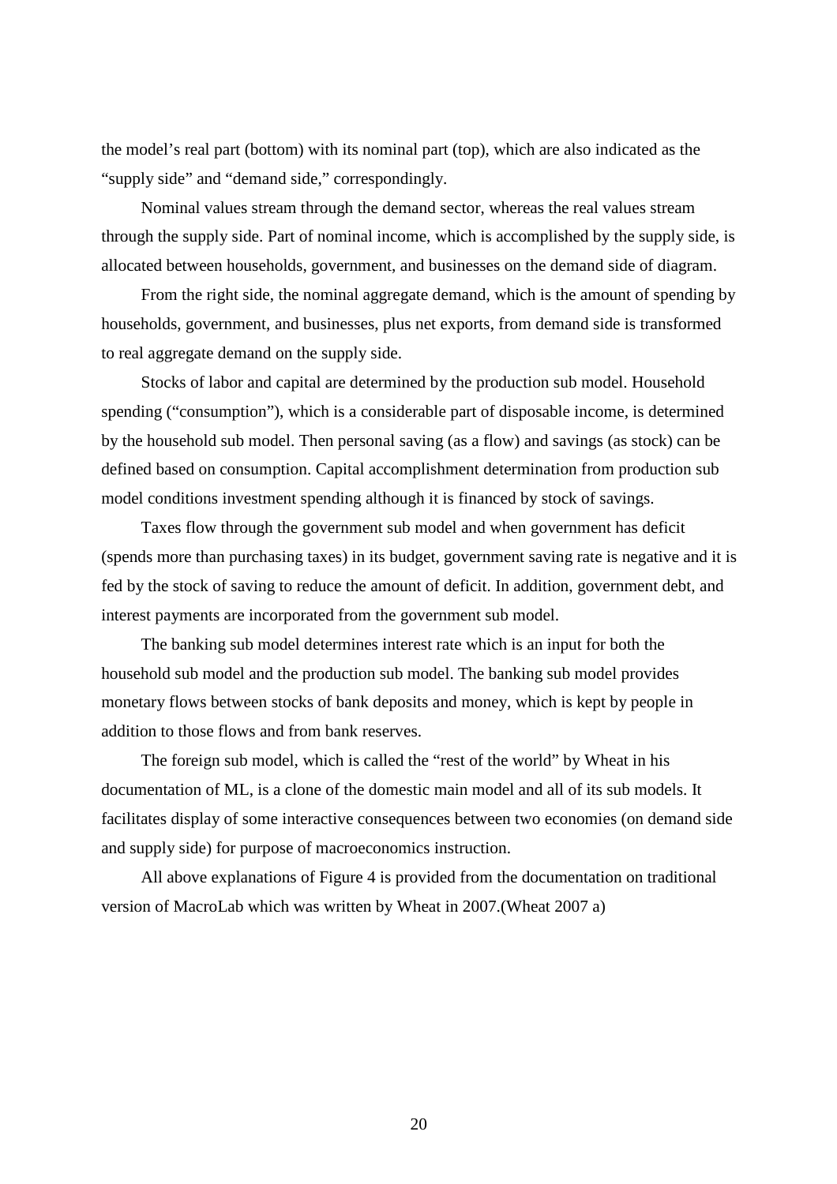the model's real part (bottom) with its nominal part (top), which are also indicated as the "supply side" and "demand side," correspondingly.

Nominal values stream through the demand sector, whereas the real values stream through the supply side. Part of nominal income, which is accomplished by the supply side, is allocated between households, government, and businesses on the demand side of diagram.

From the right side, the nominal aggregate demand, which is the amount of spending by households, government, and businesses, plus net exports, from demand side is transformed to real aggregate demand on the supply side.

Stocks of labor and capital are determined by the production sub model. Household spending ("consumption"), which is a considerable part of disposable income, is determined by the household sub model. Then personal saving (as a flow) and savings (as stock) can be defined based on consumption. Capital accomplishment determination from production sub model conditions investment spending although it is financed by stock of savings.

Taxes flow through the government sub model and when government has deficit (spends more than purchasing taxes) in its budget, government saving rate is negative and it is fed by the stock of saving to reduce the amount of deficit. In addition, government debt, and interest payments are incorporated from the government sub model.

The banking sub model determines interest rate which is an input for both the household sub model and the production sub model. The banking sub model provides monetary flows between stocks of bank deposits and money, which is kept by people in addition to those flows and from bank reserves.

The foreign sub model, which is called the "rest of the world" by Wheat in his documentation of ML, is a clone of the domestic main model and all of its sub models. It facilitates display of some interactive consequences between two economies (on demand side and supply side) for purpose of macroeconomics instruction.

All above explanations of Figure 4 is provided from the documentation on traditional version of MacroLab which was written by Wheat in 2007.(Wheat 2007 a)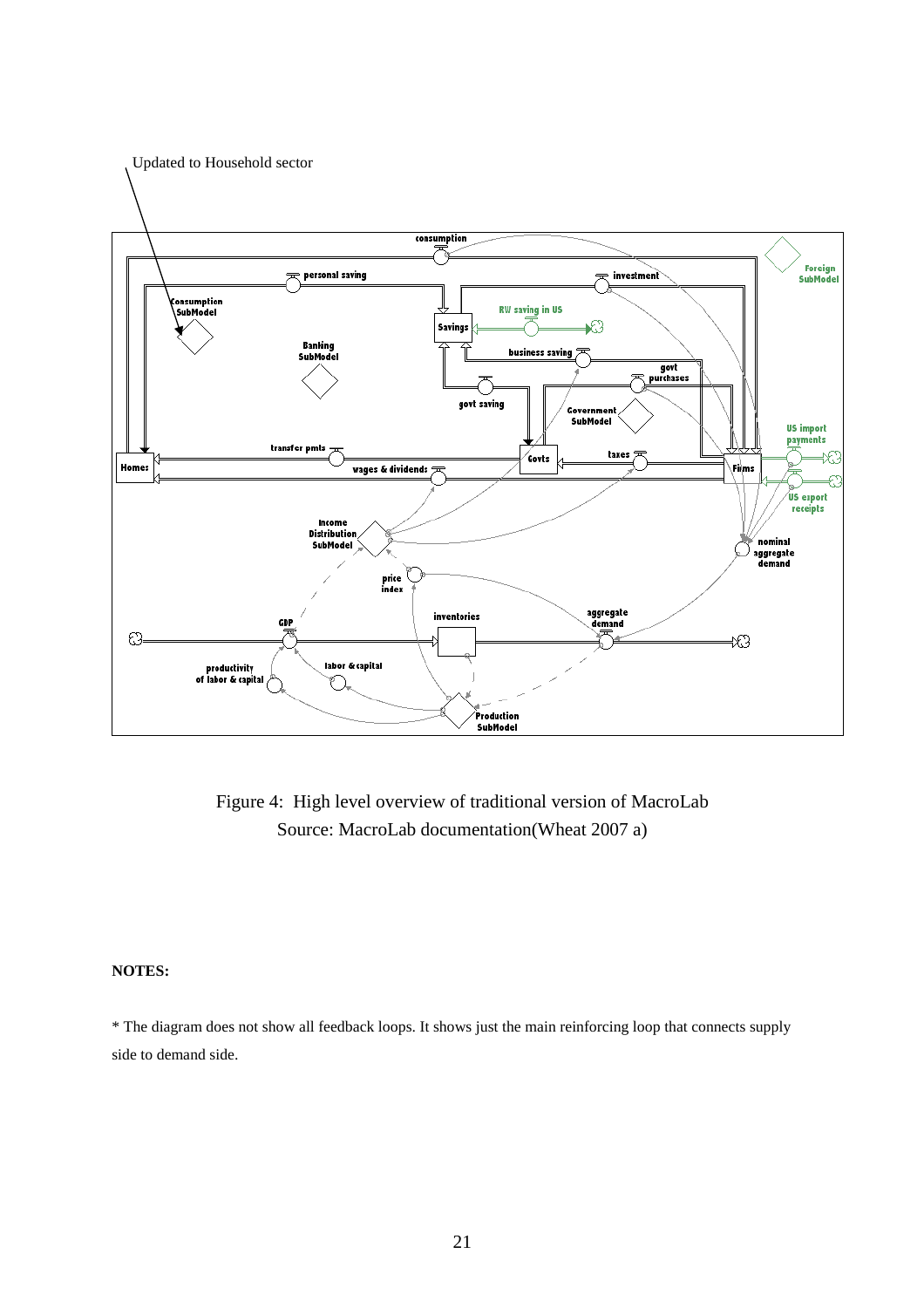Updated to Household sector

Figure 4: High level overview of traditional version of MacroLab
Source: MacroLab documentation(Wheat 2007 a)

**NOTES:**

* The diagram does not show all feedback loops. It shows just the main reinforcing loop that connects supply side to demand side.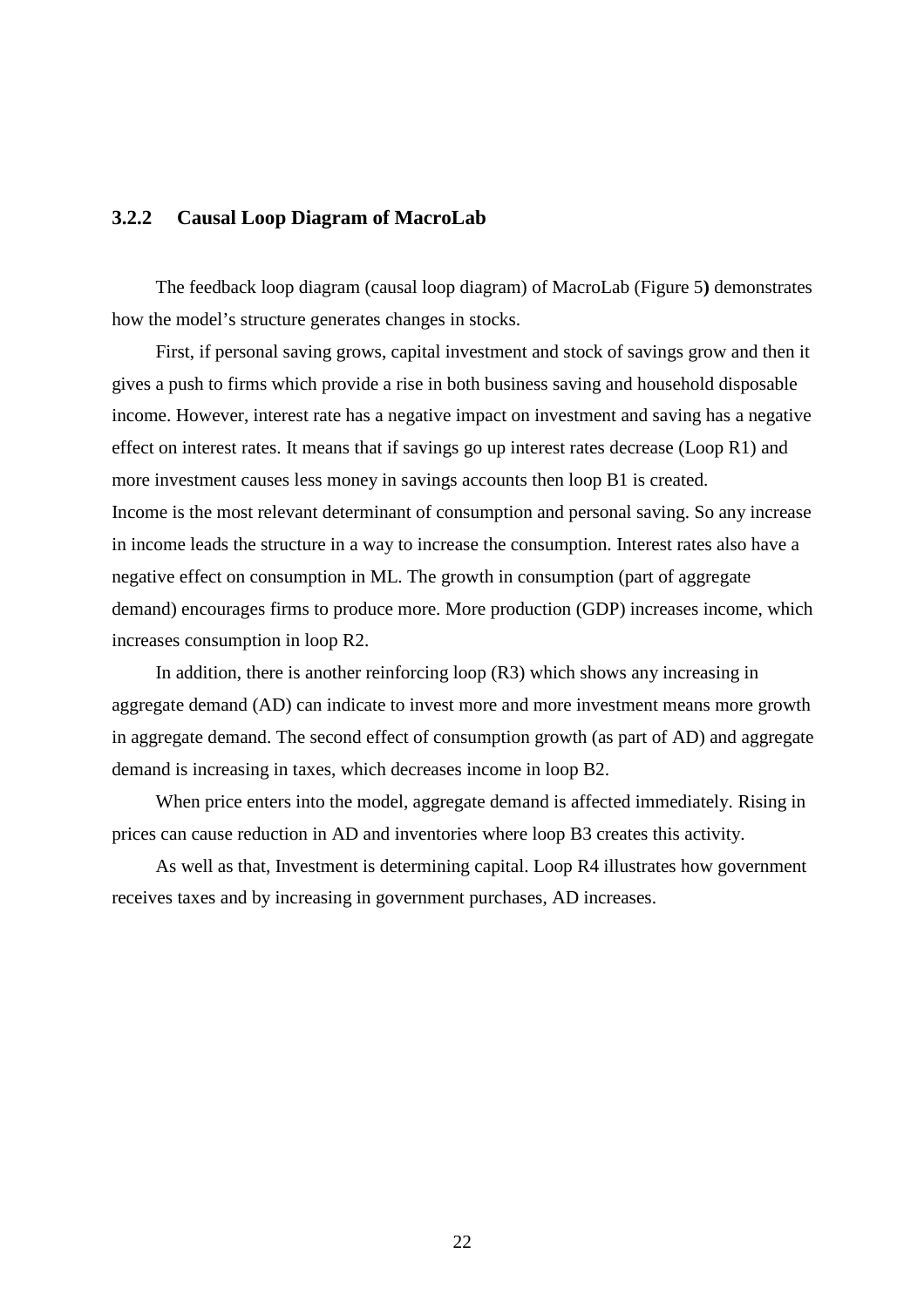### 3.2.2 Causal Loop Diagram of MacroLab

The feedback loop diagram (causal loop diagram) of MacroLab (Figure 5**)** demonstrates how the model's structure generates changes in stocks.

First, if personal saving grows, capital investment and stock of savings grow and then it gives a push to firms which provide a rise in both business saving and household disposable income. However, interest rate has a negative impact on investment and saving has a negative effect on interest rates. It means that if savings go up interest rates decrease (Loop R1) and more investment causes less money in savings accounts then loop B1 is created.
Income is the most relevant determinant of consumption and personal saving. So any increase in income leads the structure in a way to increase the consumption. Interest rates also have a negative effect on consumption in ML. The growth in consumption (part of aggregate demand) encourages firms to produce more. More production (GDP) increases income, which increases consumption in loop R2.

In addition, there is another reinforcing loop (R3) which shows any increasing in aggregate demand (AD) can indicate to invest more and more investment means more growth in aggregate demand. The second effect of consumption growth (as part of AD) and aggregate demand is increasing in taxes, which decreases income in loop B2.

When price enters into the model, aggregate demand is affected immediately. Rising in prices can cause reduction in AD and inventories where loop B3 creates this activity.

As well as that, Investment is determining capital. Loop R4 illustrates how government receives taxes and by increasing in government purchases, AD increases.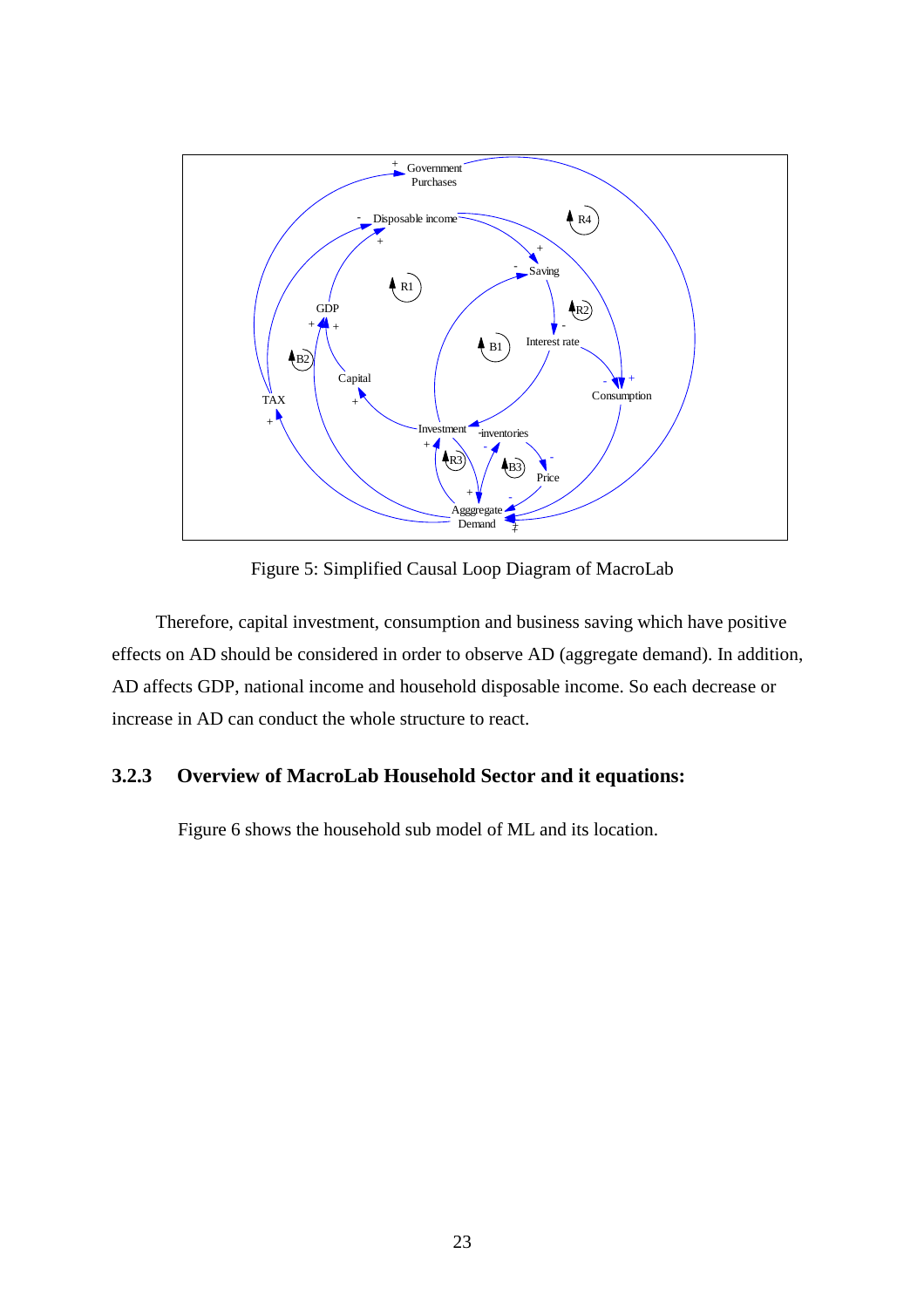Figure 5: Simplified Causal Loop Diagram of MacroLab

Therefore, capital investment, consumption and business saving which have positive effects on AD should be considered in order to observe AD (aggregate demand). In addition, AD affects GDP, national income and household disposable income. So each decrease or increase in AD can conduct the whole structure to react.

### 3.2.3 Overview of MacroLab Household Sector and it equations:

Figure 6 shows the household sub model of ML and its location.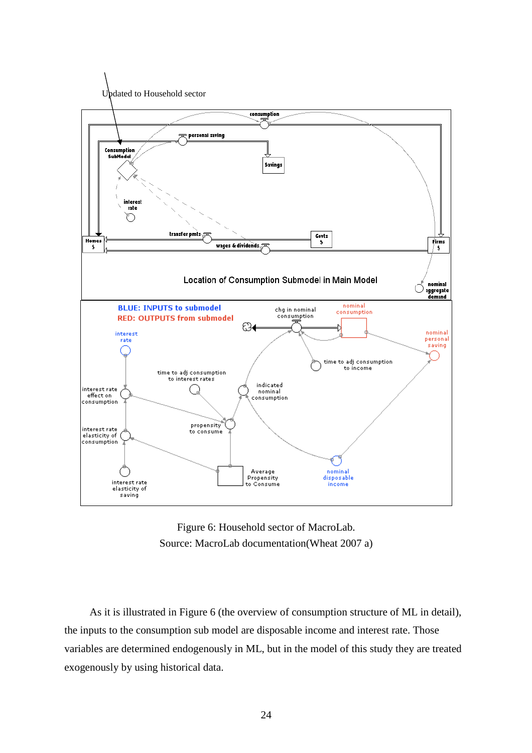Updated to Household sector

Figure 6: Household sector of MacroLab.
Source: MacroLab documentation(Wheat 2007 a)

As it is illustrated in Figure 6 (the overview of consumption structure of ML in detail), the inputs to the consumption sub model are disposable income and interest rate. Those variables are determined endogenously in ML, but in the model of this study they are treated exogenously by using historical data.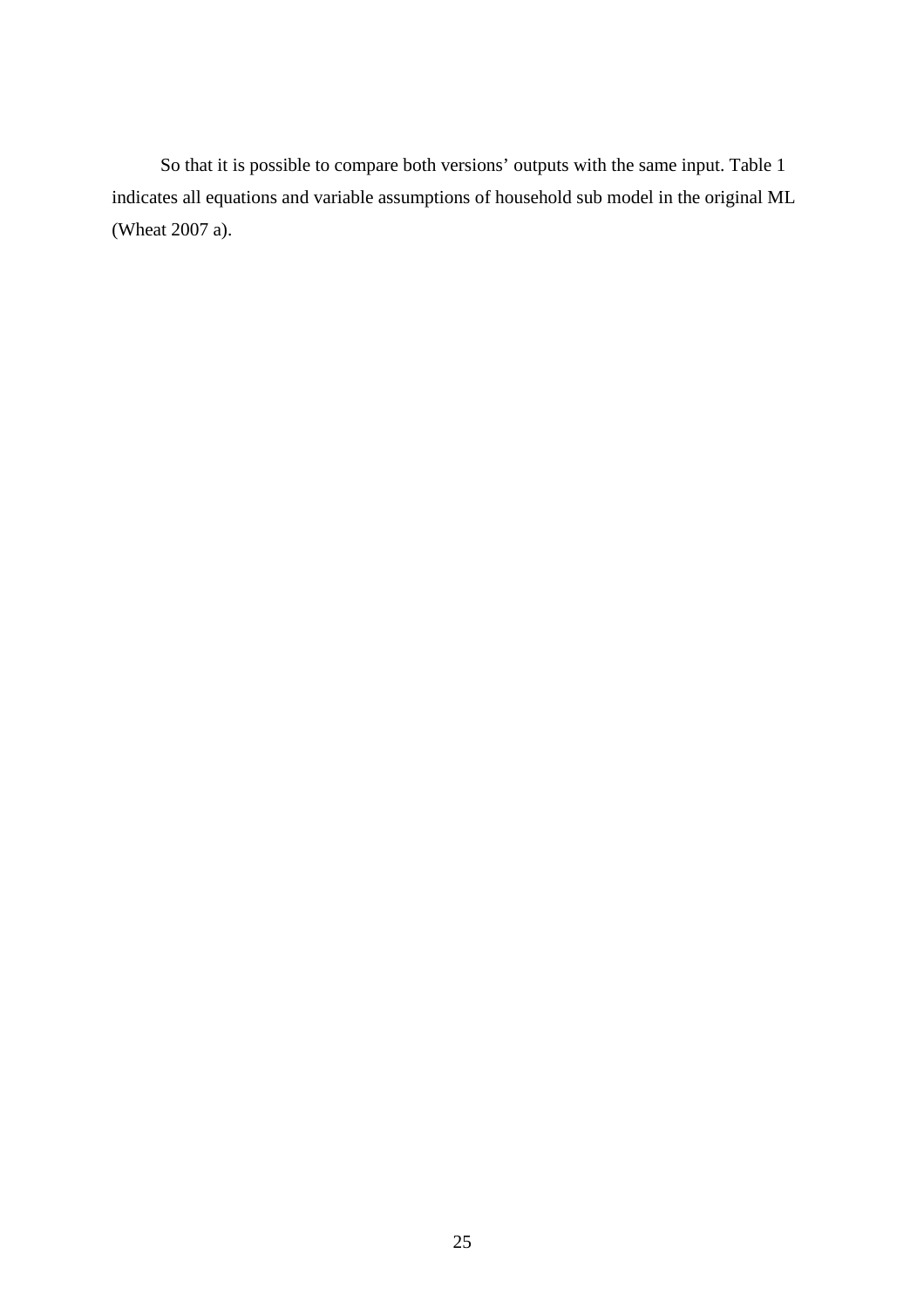So that it is possible to compare both versions' outputs with the same input. Table 1 indicates all equations and variable assumptions of household sub model in the original ML (Wheat 2007 a).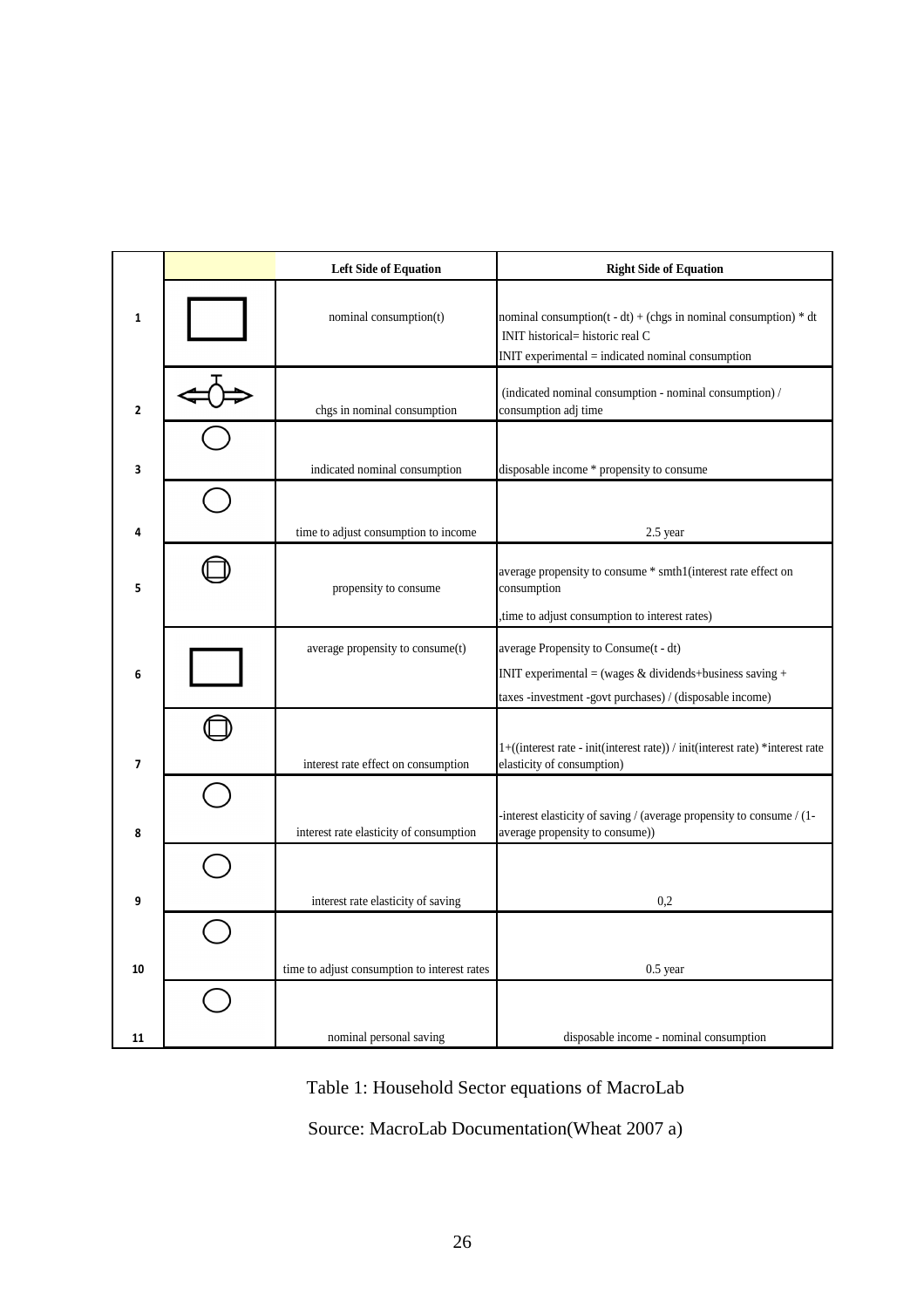| | | Left Side of Equation | Right Side of Equation |
|---|---|---|---|
| 1 | | nominal consumption(t) | nominal consumption(t - dt) + (chgs in nominal consumption) * dt<br>INIT historical= historic real C<br>INIT experimental = indicated nominal consumption |
| 2 | | chgs in nominal consumption | (indicated nominal consumption - nominal consumption) / consumption adj time |
| 3 | | indicated nominal consumption | disposable income * propensity to consume |
| 4 | | time to adjust consumption to income | 2.5 year |
| 5 | | propensity to consume | average propensity to consume * smth1(interest rate effect on consumption<br>,time to adjust consumption to interest rates) |
| 6 | | average propensity to consume(t) | average Propensity to Consume(t - dt)<br>INIT experimental = (wages & dividends+business saving +<br>taxes -investment -govt purchases) / (disposable income) |
| 7 | | interest rate effect on consumption | 1+((interest rate - init(interest rate)) / init(interest rate) *interest rate elasticity of consumption) |
| 8 | | interest rate elasticity of consumption | -interest elasticity of saving / (average propensity to consume / (1-average propensity to consume)) |
| 9 | | interest rate elasticity of saving | 0,2 |
| 10 | | time to adjust consumption to interest rates | 0.5 year |
| 11 | | nominal personal saving | disposable income - nominal consumption |

Table 1: Household Sector equations of MacroLab

Source: MacroLab Documentation(Wheat 2007 a)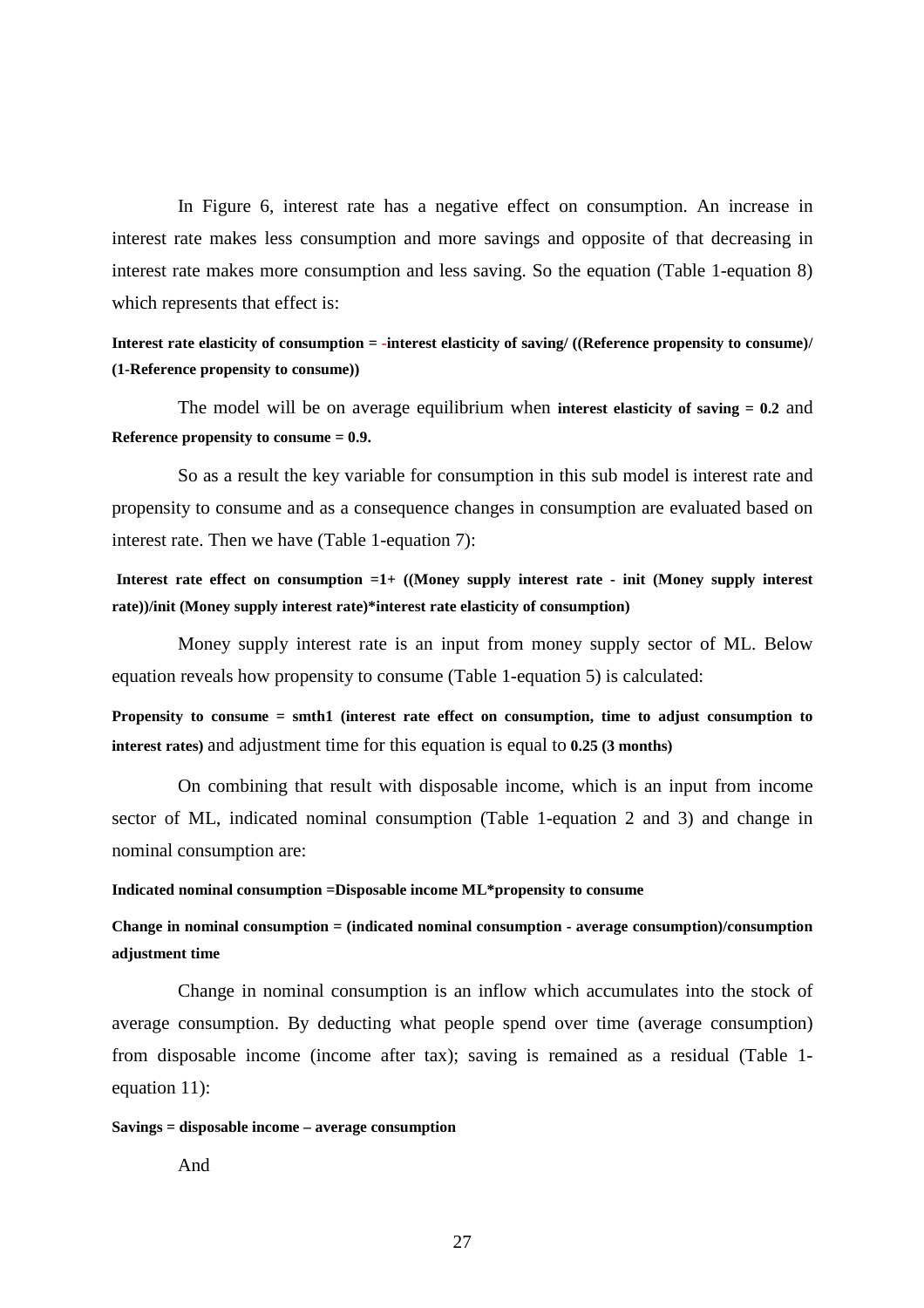In Figure 6, interest rate has a negative effect on consumption. An increase in interest rate makes less consumption and more savings and opposite of that decreasing in interest rate makes more consumption and less saving. So the equation (Table 1-equation 8) which represents that effect is:

**Interest rate elasticity of consumption = -interest elasticity of saving/ ((Reference propensity to consume)/ (1-Reference propensity to consume))**

The model will be on average equilibrium when **interest elasticity of saving = 0.2** and **Reference propensity to consume = 0.9.**

So as a result the key variable for consumption in this sub model is interest rate and propensity to consume and as a consequence changes in consumption are evaluated based on interest rate. Then we have (Table 1-equation 7):

**Interest rate effect on consumption =1+ ((Money supply interest rate - init (Money supply interest rate))/init (Money supply interest rate)*interest rate elasticity of consumption)**

Money supply interest rate is an input from money supply sector of ML. Below equation reveals how propensity to consume (Table 1-equation 5) is calculated:

**Propensity to consume = smth1 (interest rate effect on consumption, time to adjust consumption to interest rates)** and adjustment time for this equation is equal to **0.25 (3 months)**

On combining that result with disposable income, which is an input from income sector of ML, indicated nominal consumption (Table 1-equation 2 and 3) and change in nominal consumption are:

**Indicated nominal consumption =Disposable income ML*propensity to consume**

**Change in nominal consumption = (indicated nominal consumption - average consumption)/consumption adjustment time**

Change in nominal consumption is an inflow which accumulates into the stock of average consumption. By deducting what people spend over time (average consumption) from disposable income (income after tax); saving is remained as a residual (Table 1-equation 11):

**Savings = disposable income – average consumption**

And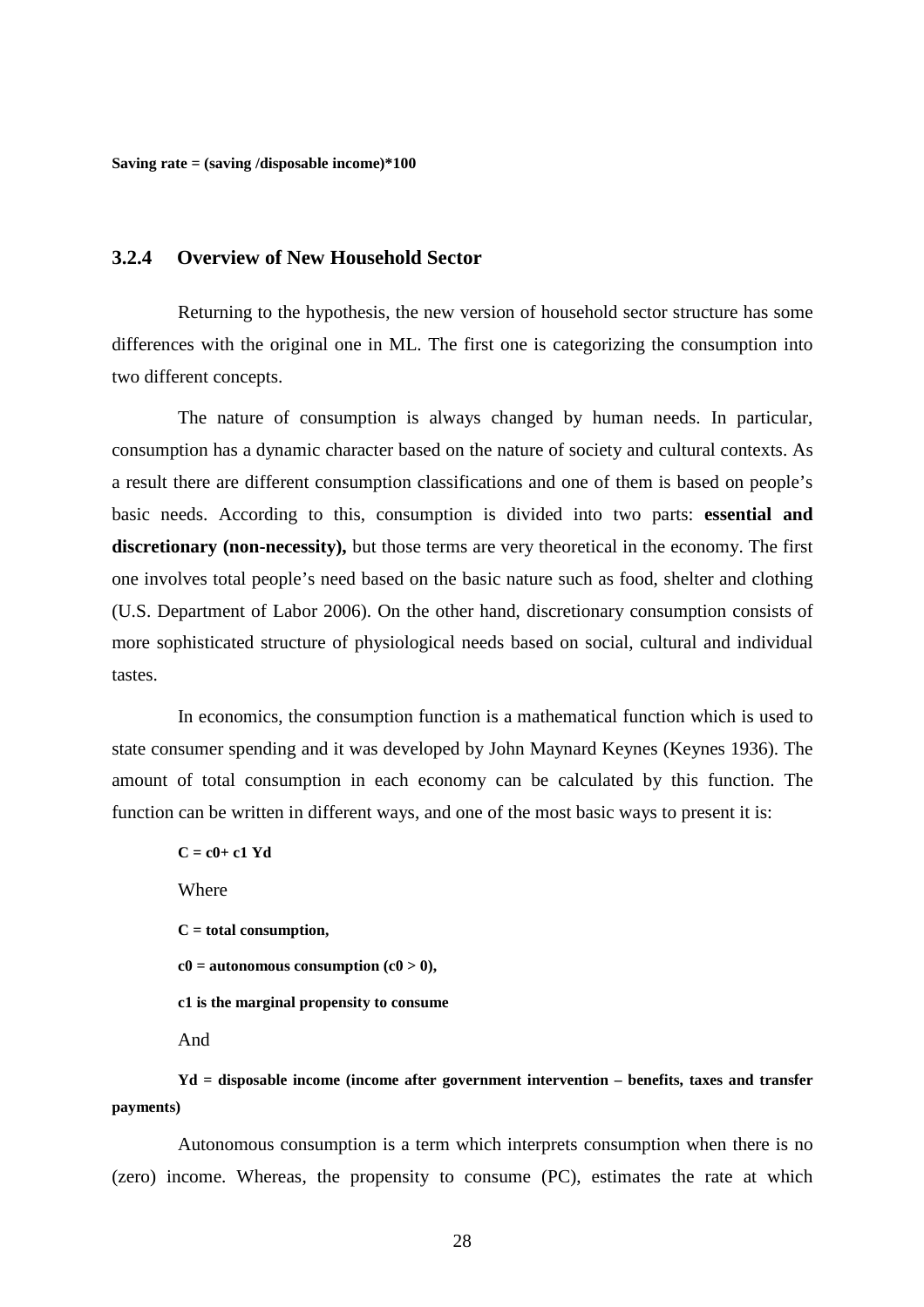**Saving rate = (saving /disposable income)*100**

### 3.2.4 Overview of New Household Sector

Returning to the hypothesis, the new version of household sector structure has some differences with the original one in ML. The first one is categorizing the consumption into two different concepts.

The nature of consumption is always changed by human needs. In particular, consumption has a dynamic character based on the nature of society and cultural contexts. As a result there are different consumption classifications and one of them is based on people's basic needs. According to this, consumption is divided into two parts: **essential and discretionary (non-necessity),** but those terms are very theoretical in the economy. The first one involves total people's need based on the basic nature such as food, shelter and clothing (U.S. Department of Labor 2006). On the other hand, discretionary consumption consists of more sophisticated structure of physiological needs based on social, cultural and individual tastes.

In economics, the consumption function is a mathematical function which is used to state consumer spending and it was developed by John Maynard Keynes (Keynes 1936). The amount of total consumption in each economy can be calculated by this function. The function can be written in different ways, and one of the most basic ways to present it is:

$$C = c_0 + c_1 Y_d$$

Where

**C = total consumption,**

**$c_0$ = autonomous consumption ($c_0 > 0$),**

**$c_1$ is the marginal propensity to consume**

And

**$Y_d$ = disposable income (income after government intervention – benefits, taxes and transfer payments)**

Autonomous consumption is a term which interprets consumption when there is no (zero) income. Whereas, the propensity to consume (PC), estimates the rate at which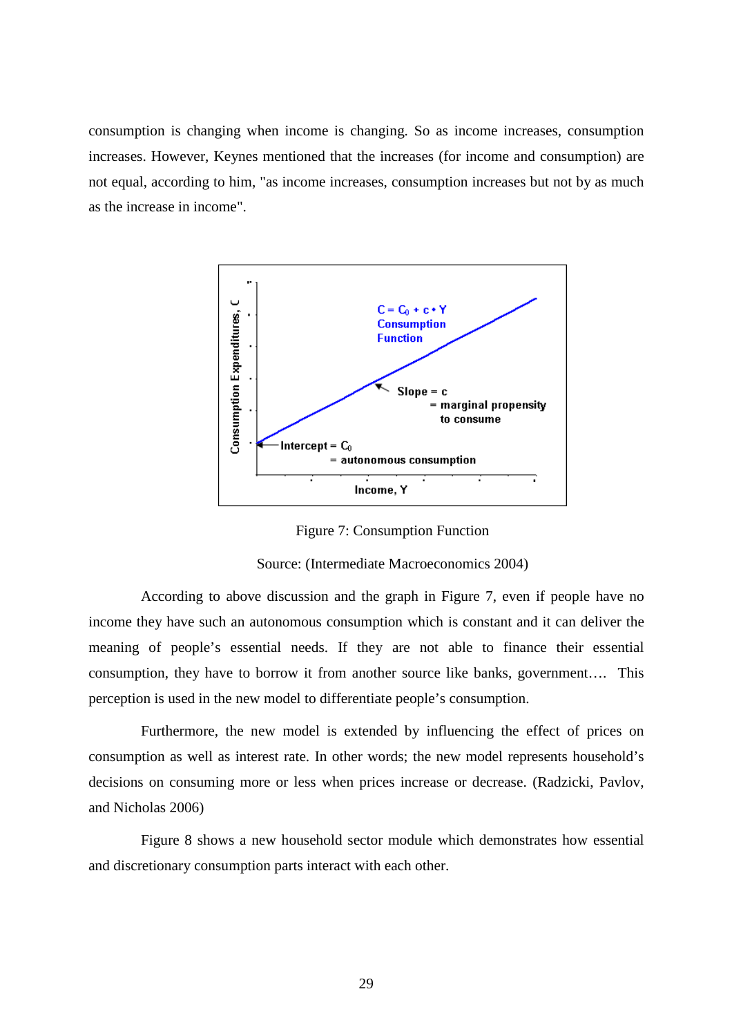consumption is changing when income is changing. So as income increases, consumption increases. However, Keynes mentioned that the increases (for income and consumption) are not equal, according to him, "as income increases, consumption increases but not by as much as the increase in income".

Figure 7: Consumption Function

Source: (Intermediate Macroeconomics 2004)

According to above discussion and the graph in Figure 7, even if people have no income they have such an autonomous consumption which is constant and it can deliver the meaning of people's essential needs. If they are not able to finance their essential consumption, they have to borrow it from another source like banks, government…. This perception is used in the new model to differentiate people's consumption.

Furthermore, the new model is extended by influencing the effect of prices on consumption as well as interest rate. In other words; the new model represents household's decisions on consuming more or less when prices increase or decrease. (Radzicki, Pavlov, and Nicholas 2006)

Figure 8 shows a new household sector module which demonstrates how essential and discretionary consumption parts interact with each other.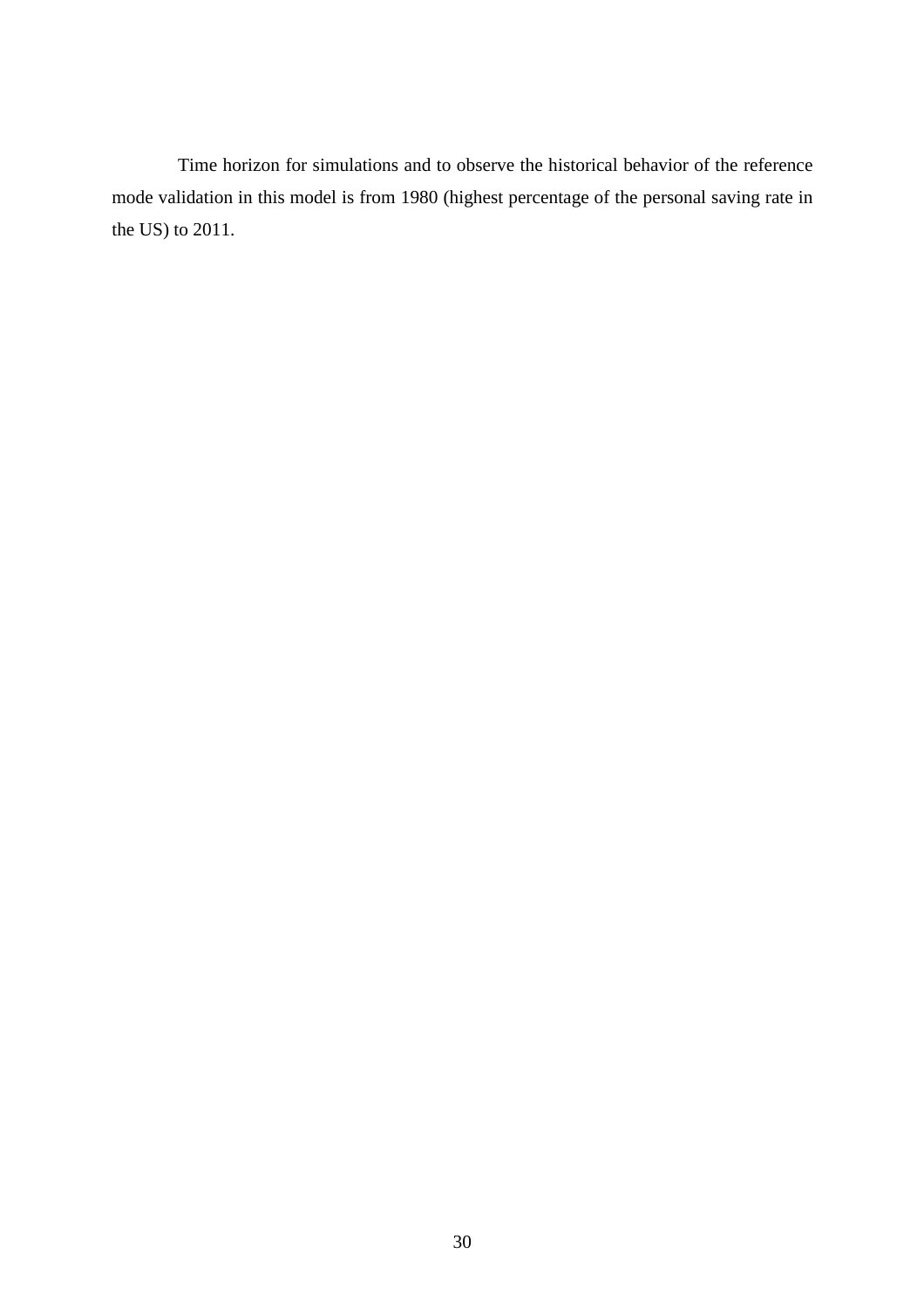Time horizon for simulations and to observe the historical behavior of the reference mode validation in this model is from 1980 (highest percentage of the personal saving rate in the US) to 2011.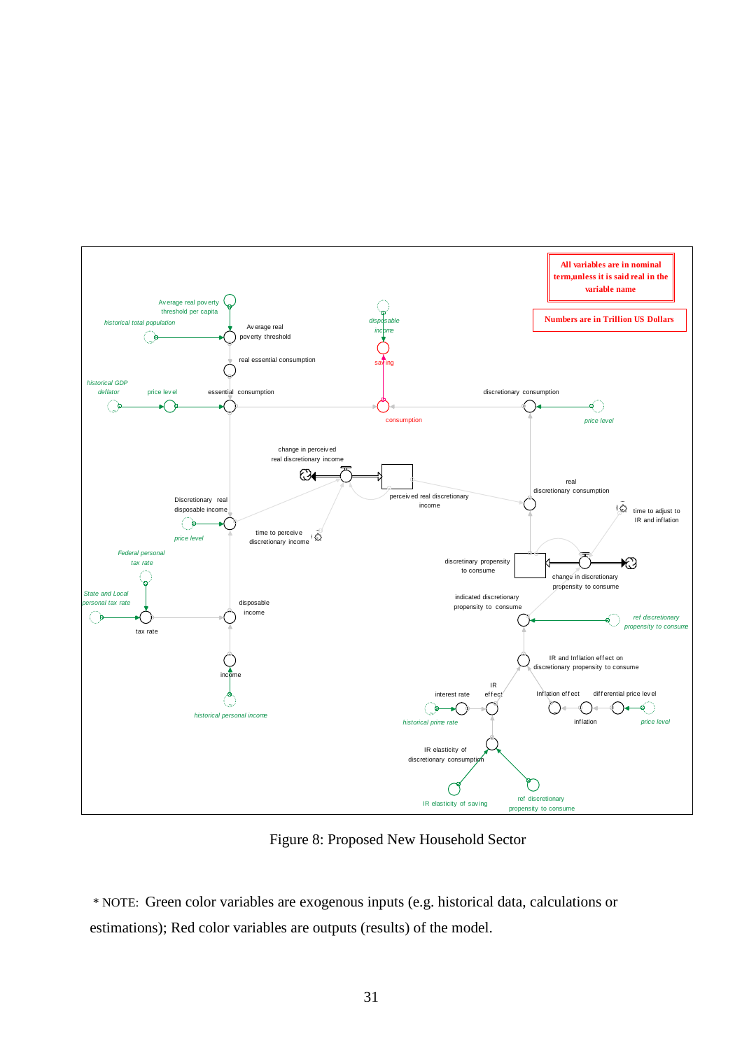Figure 8: Proposed New Household Sector

* NOTE: Green color variables are exogenous inputs (e.g. historical data, calculations or estimations); Red color variables are outputs (results) of the model.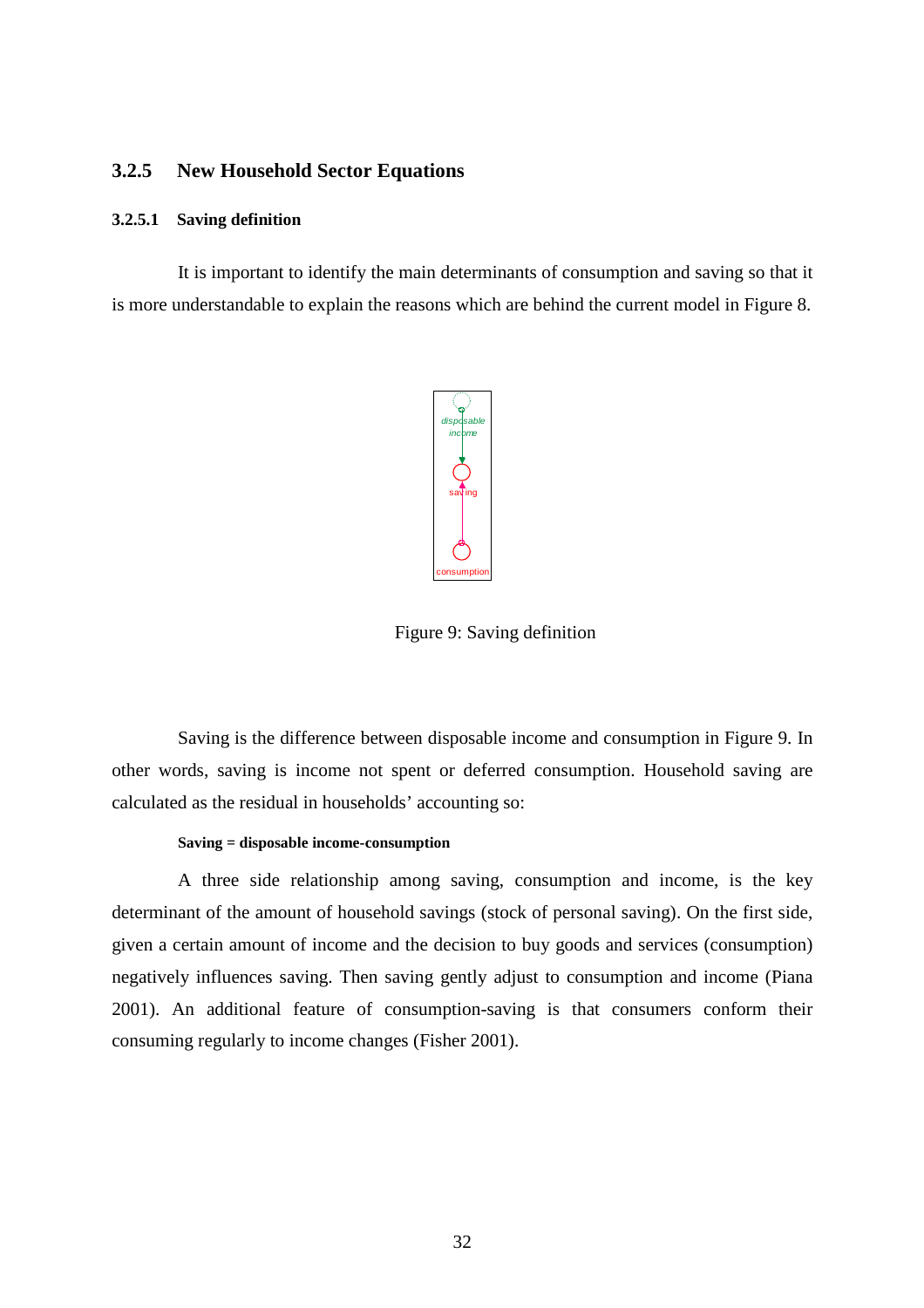### 3.2.5 New Household Sector Equations

#### 3.2.5.1 Saving definition

It is important to identify the main determinants of consumption and saving so that it is more understandable to explain the reasons which are behind the current model in Figure 8.

Figure 9: Saving definition

Saving is the difference between disposable income and consumption in Figure 9. In other words, saving is income not spent or deferred consumption. Household saving are calculated as the residual in households' accounting so:

**Saving = disposable income-consumption**

A three side relationship among saving, consumption and income, is the key determinant of the amount of household savings (stock of personal saving). On the first side, given a certain amount of income and the decision to buy goods and services (consumption) negatively influences saving. Then saving gently adjust to consumption and income (Piana 2001). An additional feature of consumption-saving is that consumers conform their consuming regularly to income changes (Fisher 2001).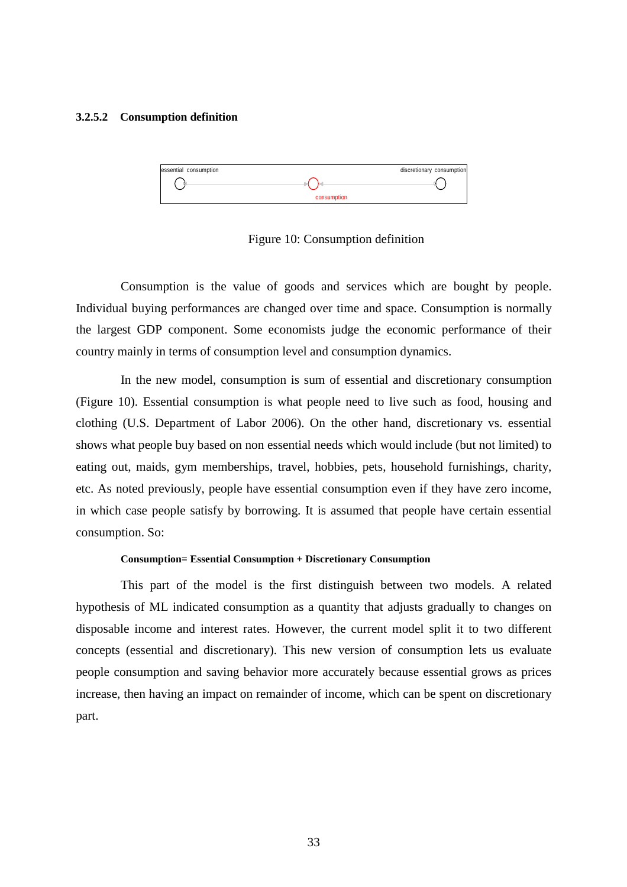### 3.2.5.2 Consumption definition

essential consumption — consumption — discretionary consumption

Figure 10: Consumption definition

Consumption is the value of goods and services which are bought by people. Individual buying performances are changed over time and space. Consumption is normally the largest GDP component. Some economists judge the economic performance of their country mainly in terms of consumption level and consumption dynamics.

In the new model, consumption is sum of essential and discretionary consumption (Figure 10). Essential consumption is what people need to live such as food, housing and clothing (U.S. Department of Labor 2006). On the other hand, discretionary vs. essential shows what people buy based on non essential needs which would include (but not limited) to eating out, maids, gym memberships, travel, hobbies, pets, household furnishings, charity, etc. As noted previously, people have essential consumption even if they have zero income, in which case people satisfy by borrowing. It is assumed that people have certain essential consumption. So:

**Consumption= Essential Consumption + Discretionary Consumption**

This part of the model is the first distinguish between two models. A related hypothesis of ML indicated consumption as a quantity that adjusts gradually to changes on disposable income and interest rates. However, the current model split it to two different concepts (essential and discretionary). This new version of consumption lets us evaluate people consumption and saving behavior more accurately because essential grows as prices increase, then having an impact on remainder of income, which can be spent on discretionary part.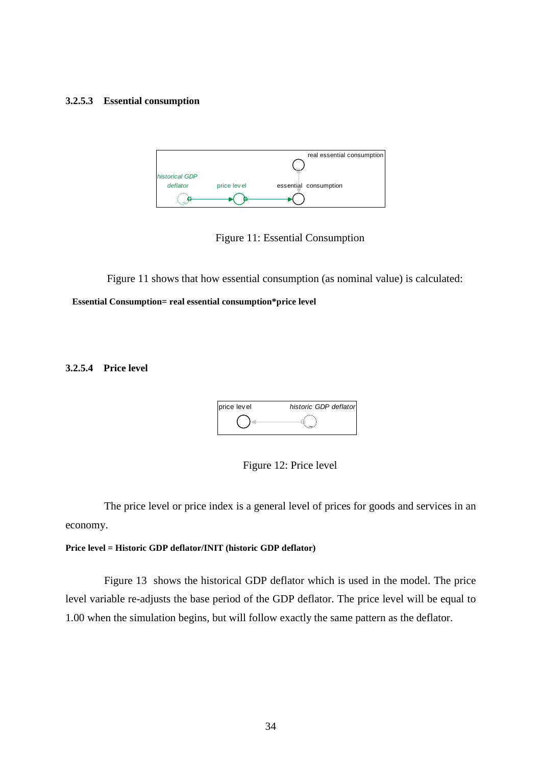### 3.2.5.3 Essential consumption

Figure 11: Essential Consumption

Figure 11 shows that how essential consumption (as nominal value) is calculated:

**Essential Consumption= real essential consumption*price level**

### 3.2.5.4 Price level

Figure 12: Price level

The price level or price index is a general level of prices for goods and services in an economy.

**Price level = Historic GDP deflator/INIT (historic GDP deflator)**

Figure 13 shows the historical GDP deflator which is used in the model. The price level variable re-adjusts the base period of the GDP deflator. The price level will be equal to 1.00 when the simulation begins, but will follow exactly the same pattern as the deflator.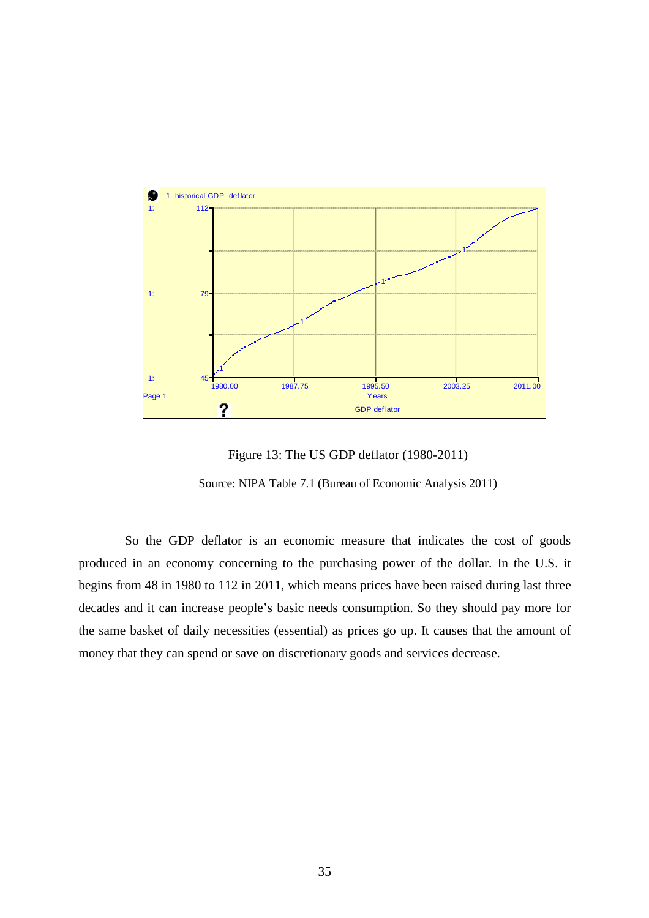Figure 13: The US GDP deflator (1980-2011)

Source: NIPA Table 7.1 (Bureau of Economic Analysis 2011)

So the GDP deflator is an economic measure that indicates the cost of goods produced in an economy concerning to the purchasing power of the dollar. In the U.S. it begins from 48 in 1980 to 112 in 2011, which means prices have been raised during last three decades and it can increase people's basic needs consumption. So they should pay more for the same basket of daily necessities (essential) as prices go up. It causes that the amount of money that they can spend or save on discretionary goods and services decrease.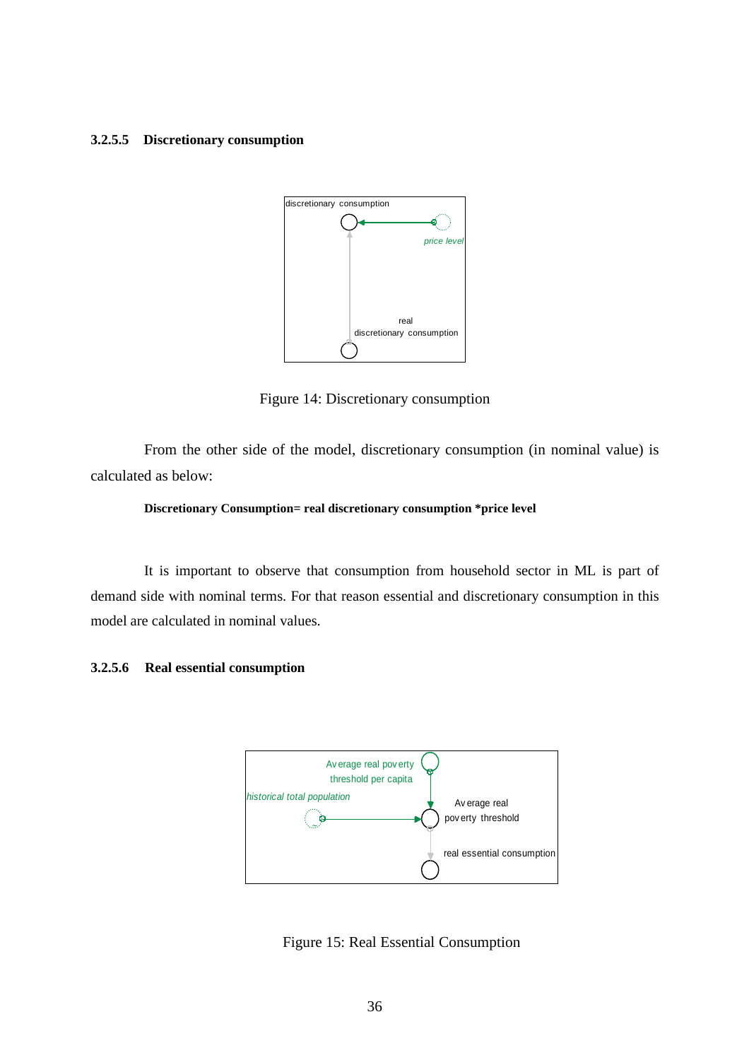### 3.2.5.5 Discretionary consumption

Figure 14: Discretionary consumption

From the other side of the model, discretionary consumption (in nominal value) is calculated as below:

**Discretionary Consumption= real discretionary consumption *price level**

It is important to observe that consumption from household sector in ML is part of demand side with nominal terms. For that reason essential and discretionary consumption in this model are calculated in nominal values.

### 3.2.5.6 Real essential consumption

Figure 15: Real Essential Consumption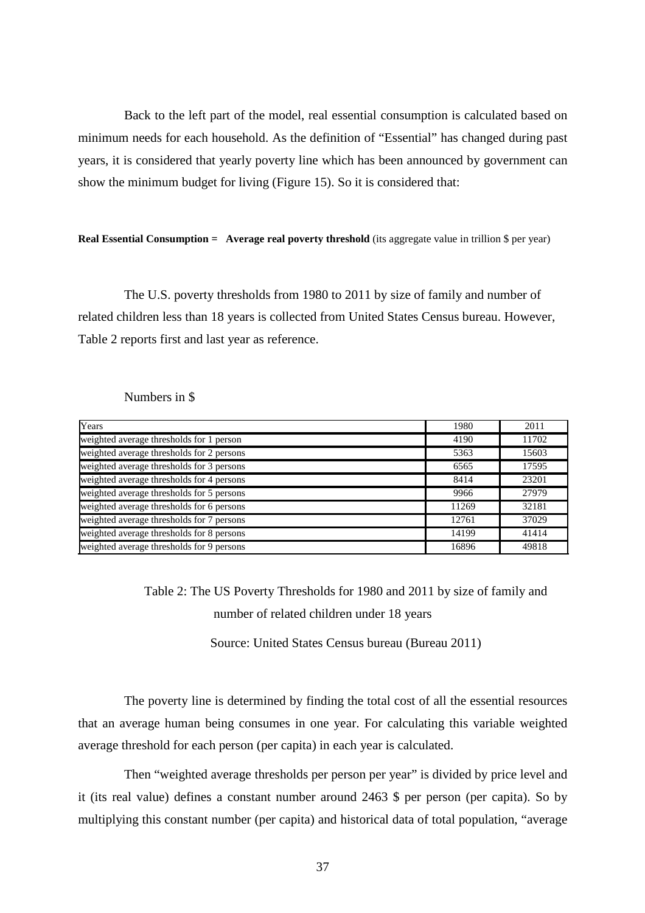Back to the left part of the model, real essential consumption is calculated based on minimum needs for each household. As the definition of "Essential" has changed during past years, it is considered that yearly poverty line which has been announced by government can show the minimum budget for living (Figure 15). So it is considered that:

**Real Essential Consumption = Average real poverty threshold** (its aggregate value in trillion $ per year)

The U.S. poverty thresholds from 1980 to 2011 by size of family and number of related children less than 18 years is collected from United States Census bureau. However, Table 2 reports first and last year as reference.

Numbers in $

| Years | 1980 | 2011 |
|---|---|---|
| weighted average thresholds for 1 person | 4190 | 11702 |
| weighted average thresholds for 2 persons | 5363 | 15603 |
| weighted average thresholds for 3 persons | 6565 | 17595 |
| weighted average thresholds for 4 persons | 8414 | 23201 |
| weighted average thresholds for 5 persons | 9966 | 27979 |
| weighted average thresholds for 6 persons | 11269 | 32181 |
| weighted average thresholds for 7 persons | 12761 | 37029 |
| weighted average thresholds for 8 persons | 14199 | 41414 |
| weighted average thresholds for 9 persons | 16896 | 49818 |

Table 2: The US Poverty Thresholds for 1980 and 2011 by size of family and number of related children under 18 years

Source: United States Census bureau (Bureau 2011)

The poverty line is determined by finding the total cost of all the essential resources that an average human being consumes in one year. For calculating this variable weighted average threshold for each person (per capita) in each year is calculated.

Then "weighted average thresholds per person per year" is divided by price level and it (its real value) defines a constant number around 2463 $ per person (per capita). So by multiplying this constant number (per capita) and historical data of total population, "average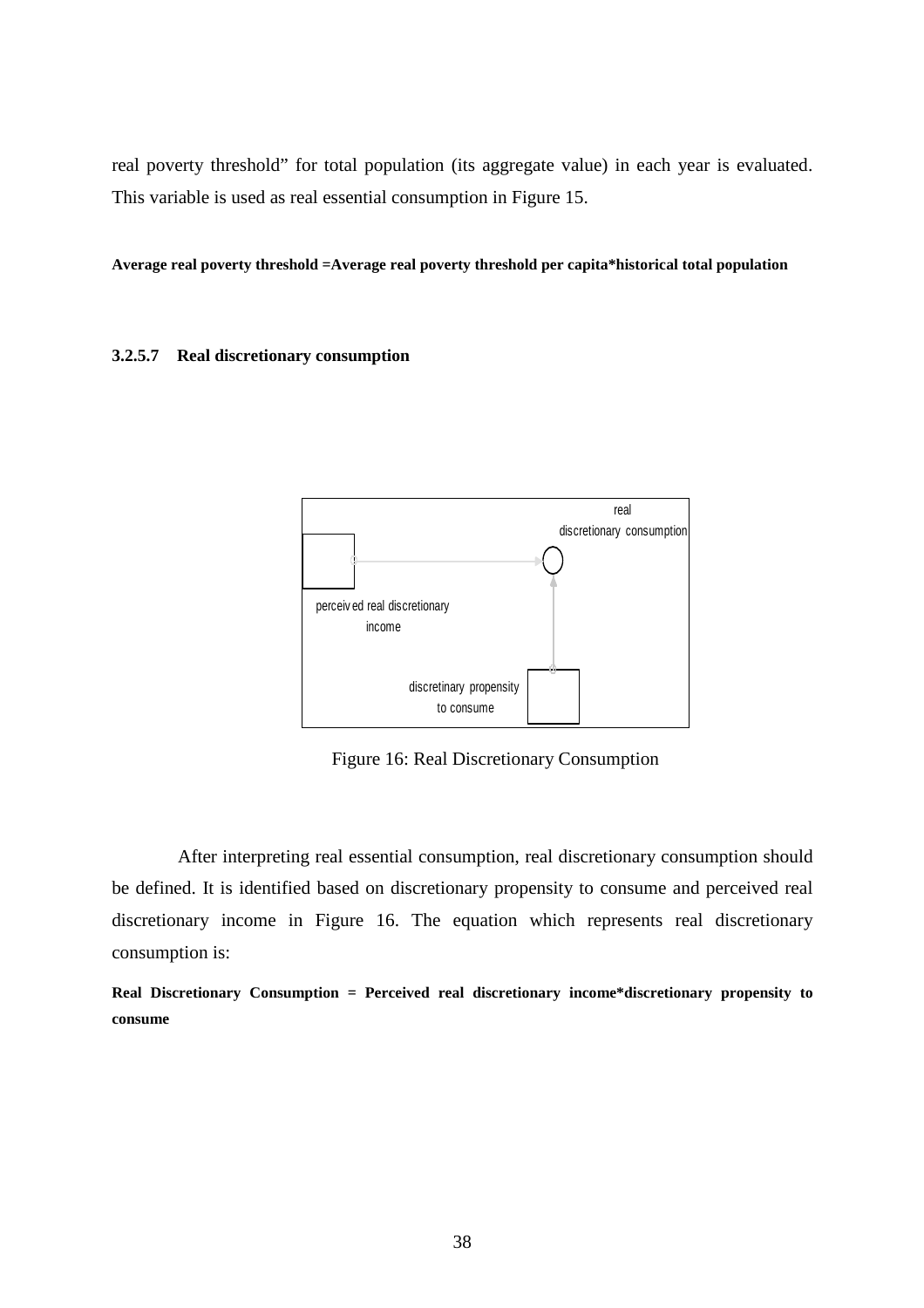real poverty threshold" for total population (its aggregate value) in each year is evaluated. This variable is used as real essential consumption in Figure 15.

**Average real poverty threshold =Average real poverty threshold per capita*historical total population**

#### 3.2.5.7 Real discretionary consumption

Figure 16: Real Discretionary Consumption

After interpreting real essential consumption, real discretionary consumption should be defined. It is identified based on discretionary propensity to consume and perceived real discretionary income in Figure 16. The equation which represents real discretionary consumption is:

**Real Discretionary Consumption = Perceived real discretionary income*discretionary propensity to consume**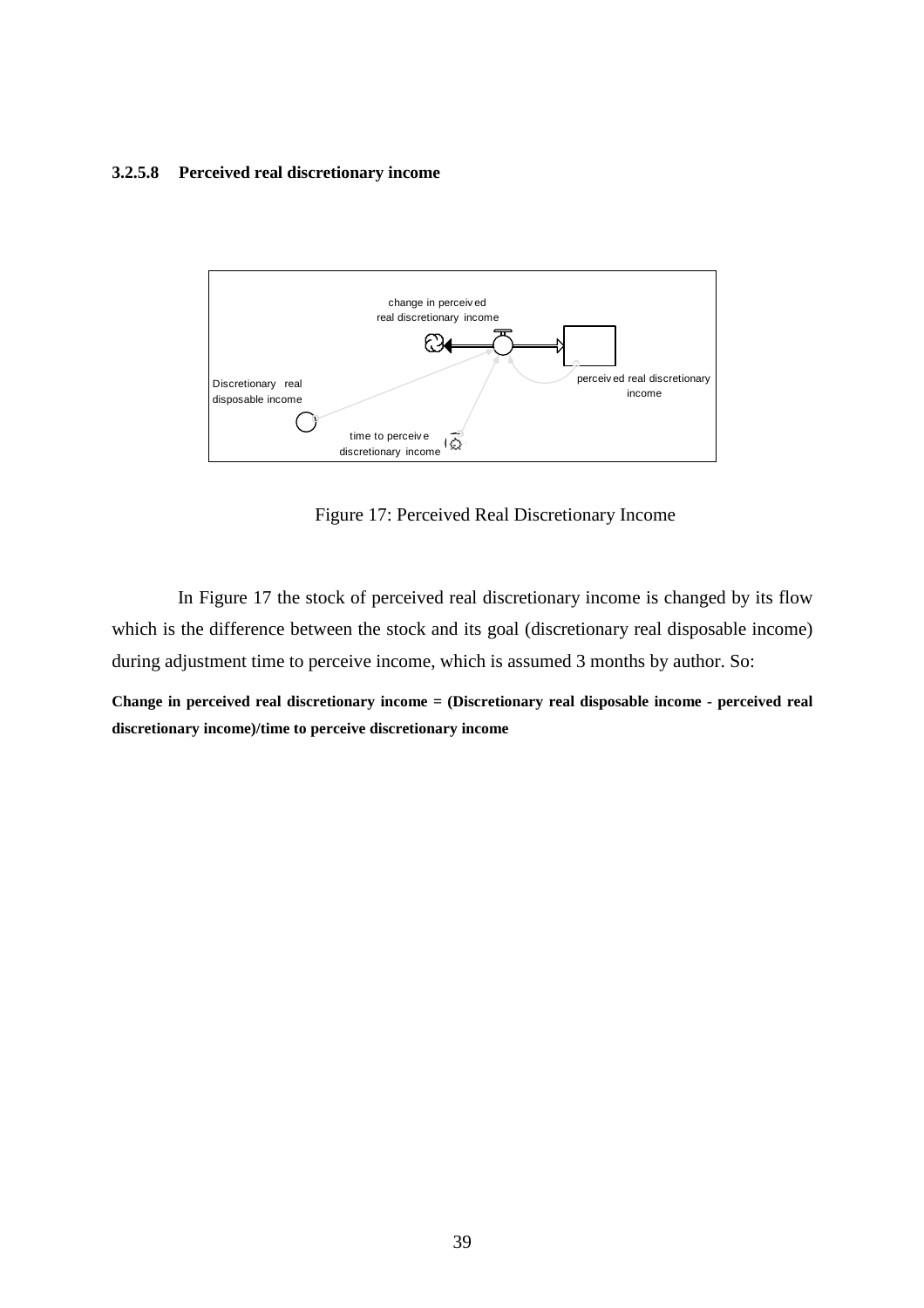#### 3.2.5.8 Perceived real discretionary income

Figure 17: Perceived Real Discretionary Income

In Figure 17 the stock of perceived real discretionary income is changed by its flow which is the difference between the stock and its goal (discretionary real disposable income) during adjustment time to perceive income, which is assumed 3 months by author. So:

**Change in perceived real discretionary income = (Discretionary real disposable income - perceived real discretionary income)/time to perceive discretionary income**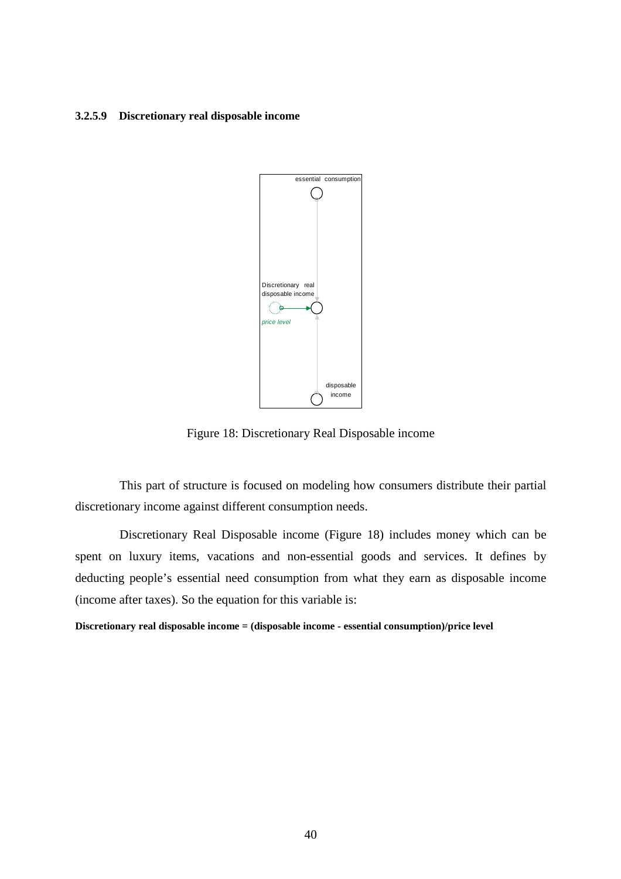#### 3.2.5.9 Discretionary real disposable income

Figure 18: Discretionary Real Disposable income

This part of structure is focused on modeling how consumers distribute their partial discretionary income against different consumption needs.

Discretionary Real Disposable income (Figure 18) includes money which can be spent on luxury items, vacations and non-essential goods and services. It defines by deducting people's essential need consumption from what they earn as disposable income (income after taxes). So the equation for this variable is:

**Discretionary real disposable income = (disposable income - essential consumption)/price level**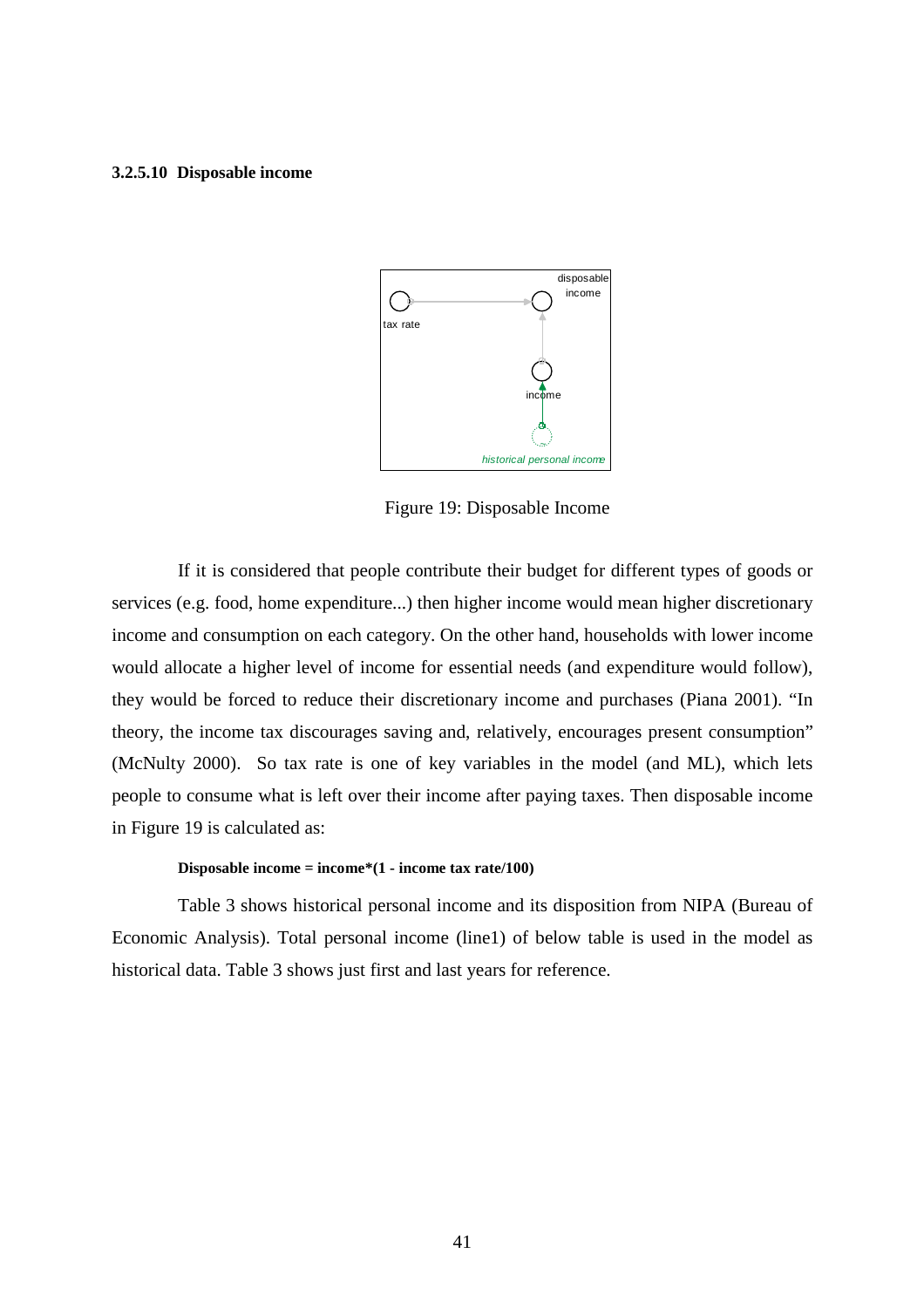### 3.2.5.10 Disposable income

Figure 19: Disposable Income

If it is considered that people contribute their budget for different types of goods or services (e.g. food, home expenditure...) then higher income would mean higher discretionary income and consumption on each category. On the other hand, households with lower income would allocate a higher level of income for essential needs (and expenditure would follow), they would be forced to reduce their discretionary income and purchases (Piana 2001). "In theory, the income tax discourages saving and, relatively, encourages present consumption" (McNulty 2000). So tax rate is one of key variables in the model (and ML), which lets people to consume what is left over their income after paying taxes. Then disposable income in Figure 19 is calculated as:

**Disposable income = income*(1 - income tax rate/100)**

Table 3 shows historical personal income and its disposition from NIPA (Bureau of Economic Analysis). Total personal income (line1) of below table is used in the model as historical data. Table 3 shows just first and last years for reference.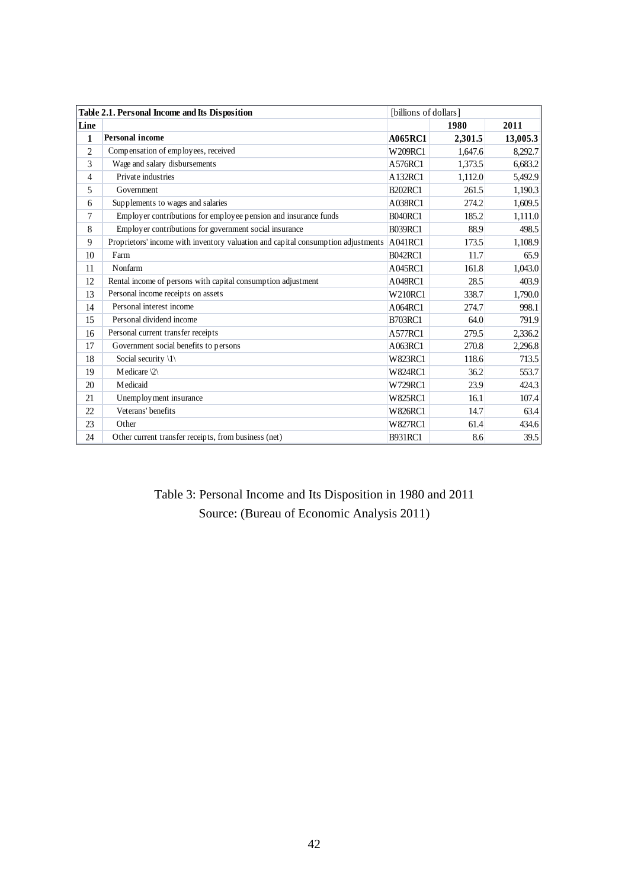| Table 2.1. Personal Income and Its Disposition | | [billions of dollars] | | |
|---|---|---|---|---|
| Line | | | 1980 | 2011 |
| **1** | **Personal income** | **A065RC1** | **2,301.5** | **13,005.3** |
| 2 | Compensation of employees, received | W209RC1 | 1,647.6 | 8,292.7 |
| 3 | Wage and salary disbursements | A576RC1 | 1,373.5 | 6,683.2 |
| 4 | Private industries | A132RC1 | 1,112.0 | 5,492.9 |
| 5 | Government | B202RC1 | 261.5 | 1,190.3 |
| 6 | Supplements to wages and salaries | A038RC1 | 274.2 | 1,609.5 |
| 7 | Employer contributions for employee pension and insurance funds | B040RC1 | 185.2 | 1,111.0 |
| 8 | Employer contributions for government social insurance | B039RC1 | 88.9 | 498.5 |
| 9 | Proprietors' income with inventory valuation and capital consumption adjustments | A041RC1 | 173.5 | 1,108.9 |
| 10 | Farm | B042RC1 | 11.7 | 65.9 |
| 11 | Nonfarm | A045RC1 | 161.8 | 1,043.0 |
| 12 | Rental income of persons with capital consumption adjustment | A048RC1 | 28.5 | 403.9 |
| 13 | Personal income receipts on assets | W210RC1 | 338.7 | 1,790.0 |
| 14 | Personal interest income | A064RC1 | 274.7 | 998.1 |
| 15 | Personal dividend income | B703RC1 | 64.0 | 791.9 |
| 16 | Personal current transfer receipts | A577RC1 | 279.5 | 2,336.2 |
| 17 | Government social benefits to persons | A063RC1 | 270.8 | 2,296.8 |
| 18 | Social security \1\ | W823RC1 | 118.6 | 713.5 |
| 19 | Medicare \2\ | W824RC1 | 36.2 | 553.7 |
| 20 | Medicaid | W729RC1 | 23.9 | 424.3 |
| 21 | Unemployment insurance | W825RC1 | 16.1 | 107.4 |
| 22 | Veterans' benefits | W826RC1 | 14.7 | 63.4 |
| 23 | Other | W827RC1 | 61.4 | 434.6 |
| 24 | Other current transfer receipts, from business (net) | B931RC1 | 8.6 | 39.5 |

Table 3: Personal Income and Its Disposition in 1980 and 2011
Source: (Bureau of Economic Analysis 2011)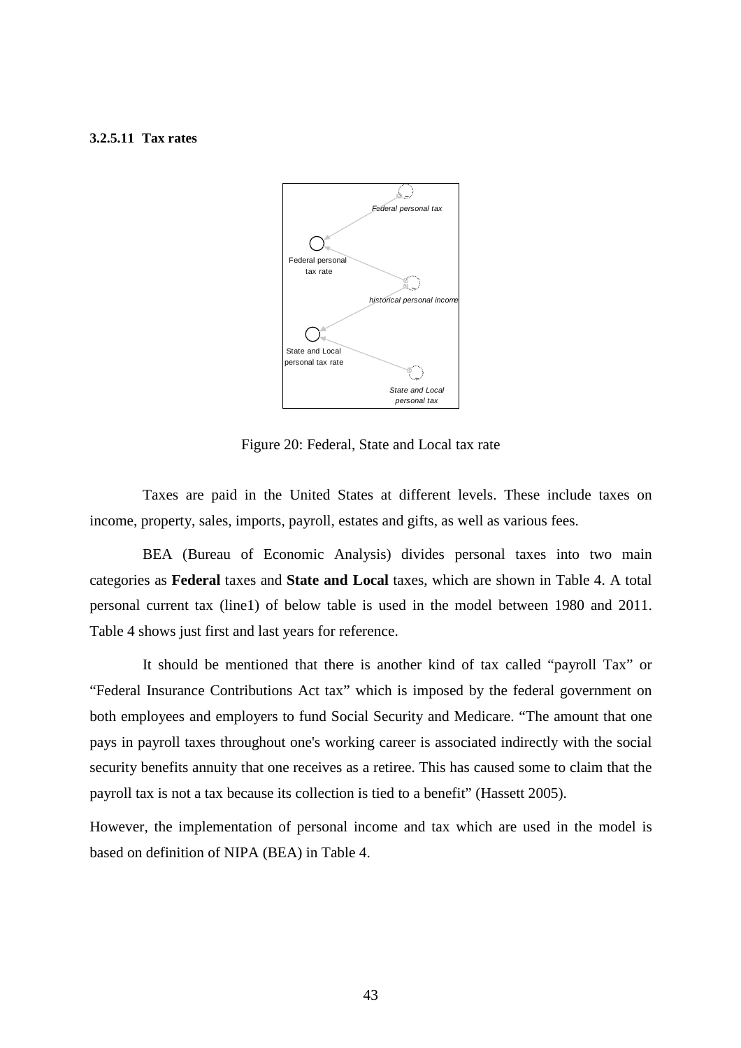### 3.2.5.11 Tax rates

Figure 20: Federal, State and Local tax rate

Taxes are paid in the United States at different levels. These include taxes on income, property, sales, imports, payroll, estates and gifts, as well as various fees.

BEA (Bureau of Economic Analysis) divides personal taxes into two main categories as **Federal** taxes and **State and Local** taxes, which are shown in Table 4. A total personal current tax (line1) of below table is used in the model between 1980 and 2011. Table 4 shows just first and last years for reference.

It should be mentioned that there is another kind of tax called "payroll Tax" or "Federal Insurance Contributions Act tax" which is imposed by the federal government on both employees and employers to fund Social Security and Medicare. "The amount that one pays in payroll taxes throughout one's working career is associated indirectly with the social security benefits annuity that one receives as a retiree. This has caused some to claim that the payroll tax is not a tax because its collection is tied to a benefit" (Hassett 2005).

However, the implementation of personal income and tax which are used in the model is based on definition of NIPA (BEA) in Table 4.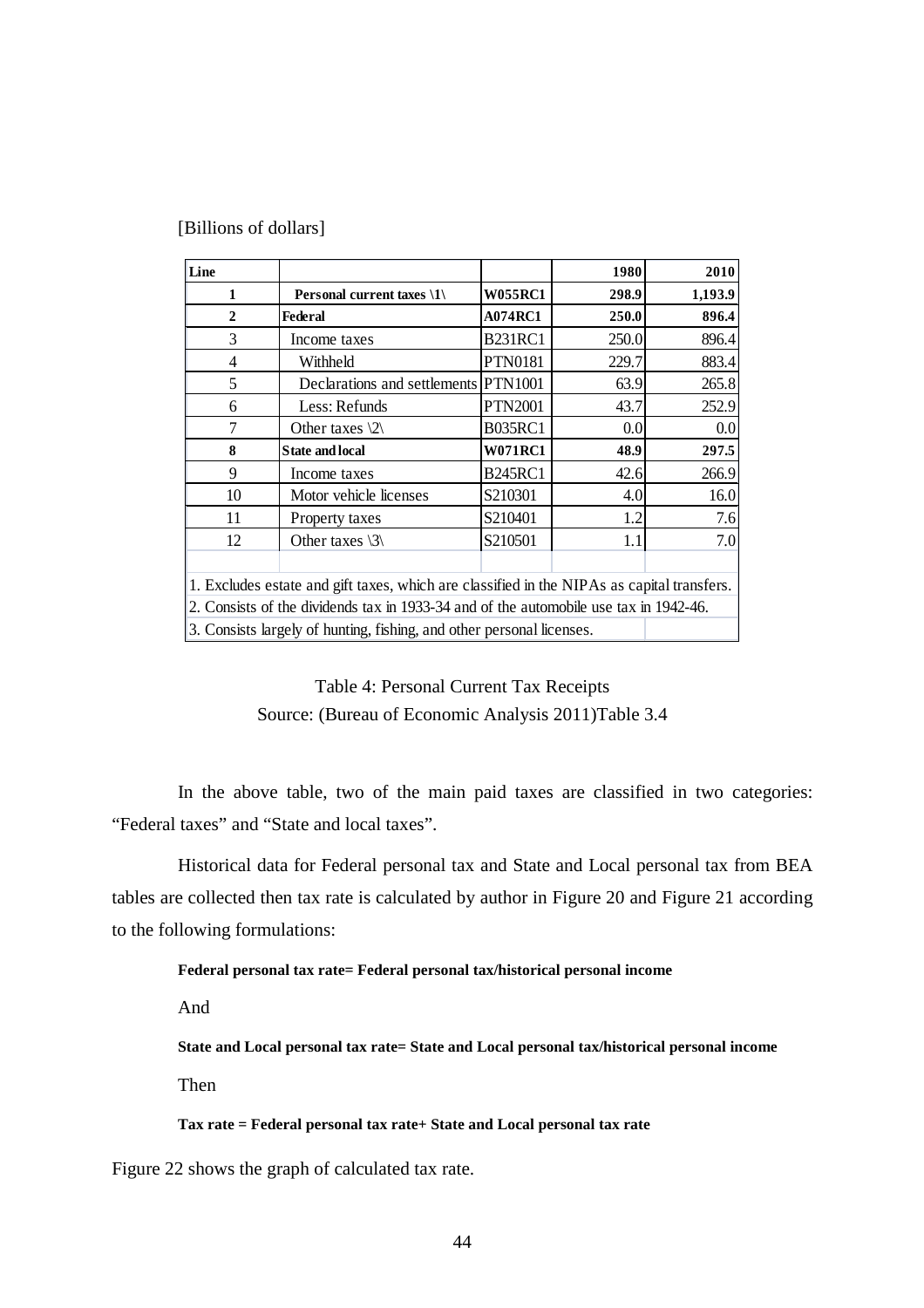[Billions of dollars]

| Line | | | 1980 | 2010 |
|---|---|---|---|---|
| **1** | **Personal current taxes \1\** | **W055RC1** | **298.9** | **1,193.9** |
| **2** | **Federal** | **A074RC1** | **250.0** | **896.4** |
| 3 | Income taxes | B231RC1 | 250.0 | 896.4 |
| 4 | Withheld | PTN0181 | 229.7 | 883.4 |
| 5 | Declarations and settlements | PTN1001 | 63.9 | 265.8 |
| 6 | Less: Refunds | PTN2001 | 43.7 | 252.9 |
| 7 | Other taxes \2\ | B035RC1 | 0.0 | 0.0 |
| **8** | **State and local** | **W071RC1** | **48.9** | **297.5** |
| 9 | Income taxes | B245RC1 | 42.6 | 266.9 |
| 10 | Motor vehicle licenses | S210301 | 4.0 | 16.0 |
| 11 | Property taxes | S210401 | 1.2 | 7.6 |
| 12 | Other taxes \3\ | S210501 | 1.1 | 7.0 |

1. Excludes estate and gift taxes, which are classified in the NIPAs as capital transfers.
2. Consists of the dividends tax in 1933-34 and of the automobile use tax in 1942-46.
3. Consists largely of hunting, fishing, and other personal licenses.

Table 4: Personal Current Tax Receipts
Source: (Bureau of Economic Analysis 2011)Table 3.4

In the above table, two of the main paid taxes are classified in two categories: "Federal taxes" and "State and local taxes".

Historical data for Federal personal tax and State and Local personal tax from BEA tables are collected then tax rate is calculated by author in Figure 20 and Figure 21 according to the following formulations:

**Federal personal tax rate= Federal personal tax/historical personal income**

And

**State and Local personal tax rate= State and Local personal tax/historical personal income**

Then

**Tax rate = Federal personal tax rate+ State and Local personal tax rate**

Figure 22 shows the graph of calculated tax rate.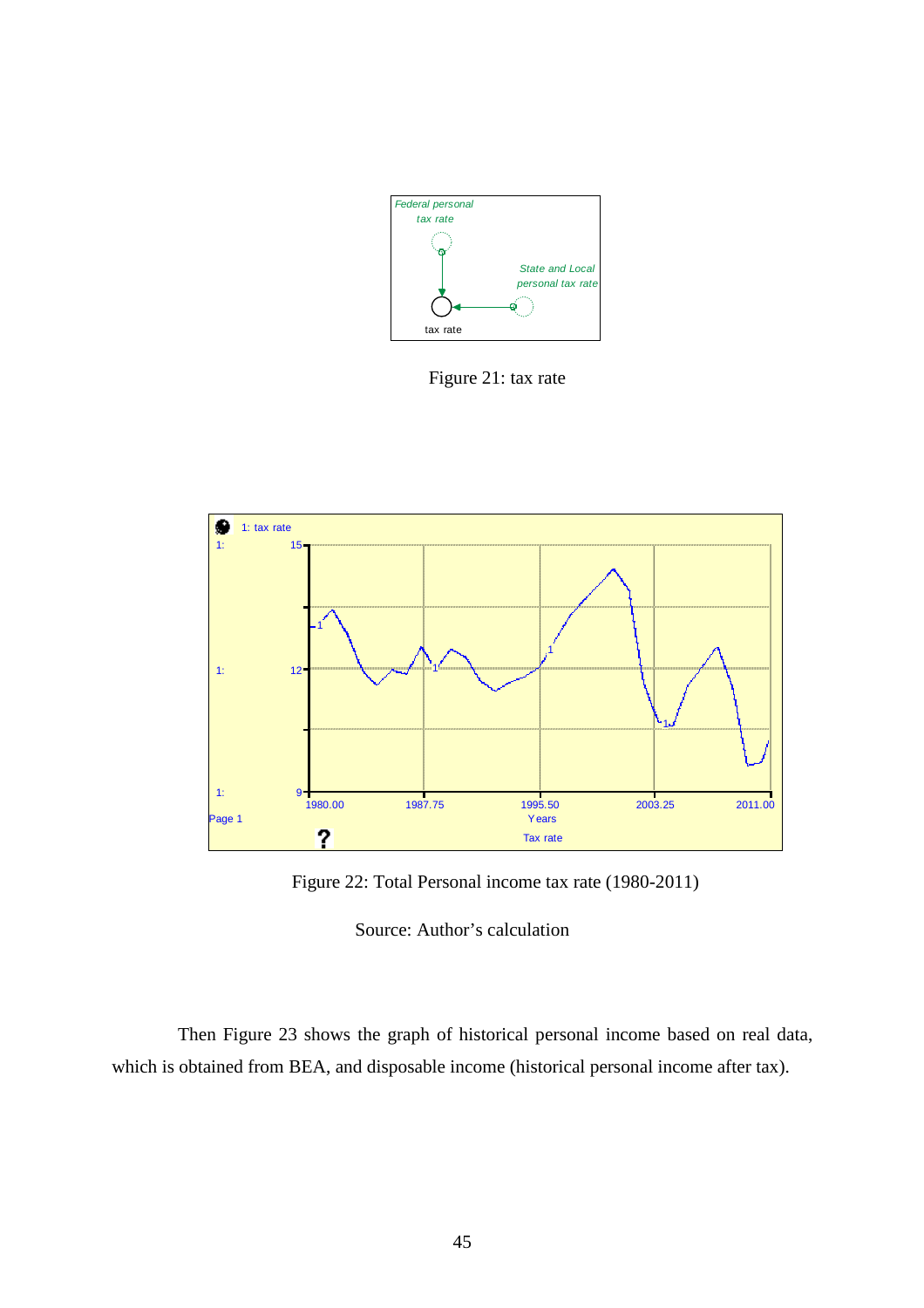Figure 21: tax rate

Figure 22: Total Personal income tax rate (1980-2011)

Source: Author's calculation

Then Figure 23 shows the graph of historical personal income based on real data, which is obtained from BEA, and disposable income (historical personal income after tax).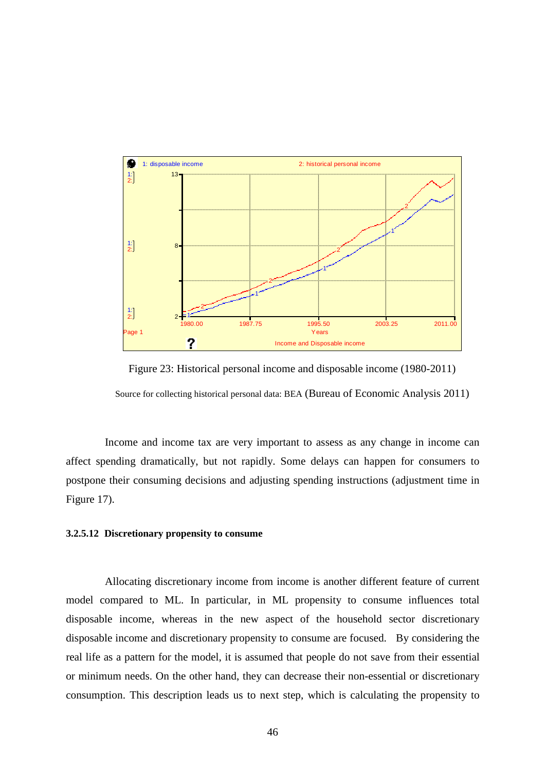Figure 23: Historical personal income and disposable income (1980-2011)

Source for collecting historical personal data: BEA (Bureau of Economic Analysis 2011)

Income and income tax are very important to assess as any change in income can affect spending dramatically, but not rapidly. Some delays can happen for consumers to postpone their consuming decisions and adjusting spending instructions (adjustment time in Figure 17).

#### 3.2.5.12 Discretionary propensity to consume

Allocating discretionary income from income is another different feature of current model compared to ML. In particular, in ML propensity to consume influences total disposable income, whereas in the new aspect of the household sector discretionary disposable income and discretionary propensity to consume are focused. By considering the real life as a pattern for the model, it is assumed that people do not save from their essential or minimum needs. On the other hand, they can decrease their non-essential or discretionary consumption. This description leads us to next step, which is calculating the propensity to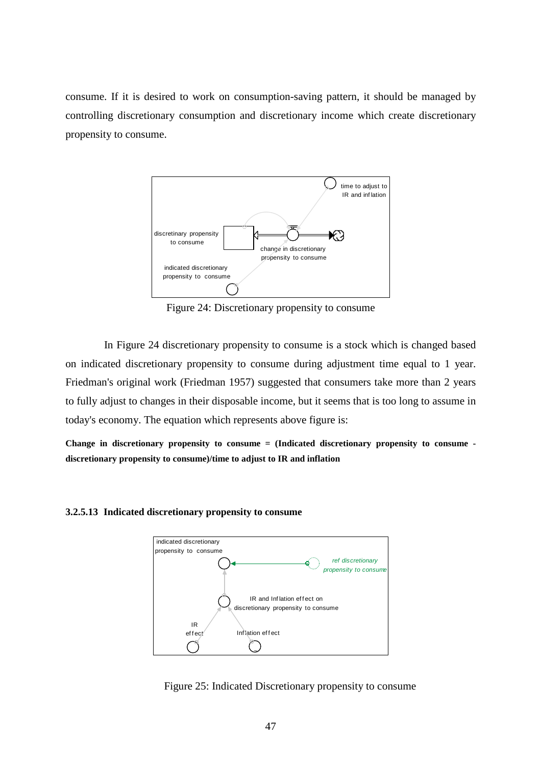consume. If it is desired to work on consumption-saving pattern, it should be managed by controlling discretionary consumption and discretionary income which create discretionary propensity to consume.

Figure 24: Discretionary propensity to consume

In Figure 24 discretionary propensity to consume is a stock which is changed based on indicated discretionary propensity to consume during adjustment time equal to 1 year. Friedman's original work (Friedman 1957) suggested that consumers take more than 2 years to fully adjust to changes in their disposable income, but it seems that is too long to assume in today's economy. The equation which represents above figure is:

**Change in discretionary propensity to consume = (Indicated discretionary propensity to consume - discretionary propensity to consume)/time to adjust to IR and inflation**

### 3.2.5.13 Indicated discretionary propensity to consume

Figure 25: Indicated Discretionary propensity to consume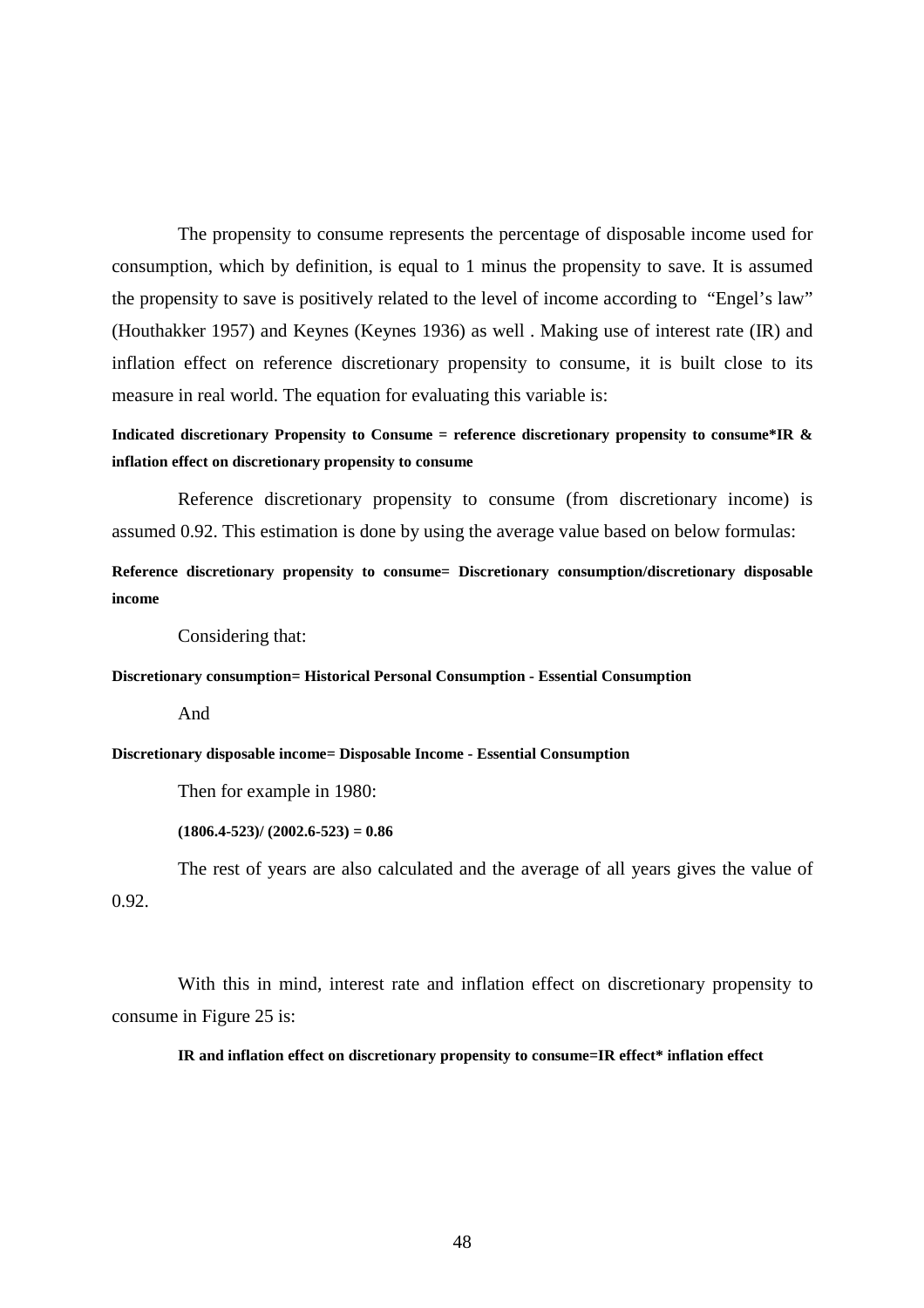The propensity to consume represents the percentage of disposable income used for consumption, which by definition, is equal to 1 minus the propensity to save. It is assumed the propensity to save is positively related to the level of income according to "Engel's law" (Houthakker 1957) and Keynes (Keynes 1936) as well . Making use of interest rate (IR) and inflation effect on reference discretionary propensity to consume, it is built close to its measure in real world. The equation for evaluating this variable is:

**Indicated discretionary Propensity to Consume = reference discretionary propensity to consume*IR & inflation effect on discretionary propensity to consume**

Reference discretionary propensity to consume (from discretionary income) is assumed 0.92. This estimation is done by using the average value based on below formulas:

**Reference discretionary propensity to consume= Discretionary consumption/discretionary disposable income**

Considering that:

**Discretionary consumption= Historical Personal Consumption - Essential Consumption**

And

**Discretionary disposable income= Disposable Income - Essential Consumption**

Then for example in 1980:

**(1806.4-523)/ (2002.6-523) = 0.86**

The rest of years are also calculated and the average of all years gives the value of 0.92.

With this in mind, interest rate and inflation effect on discretionary propensity to consume in Figure 25 is:

**IR and inflation effect on discretionary propensity to consume=IR effect* inflation effect**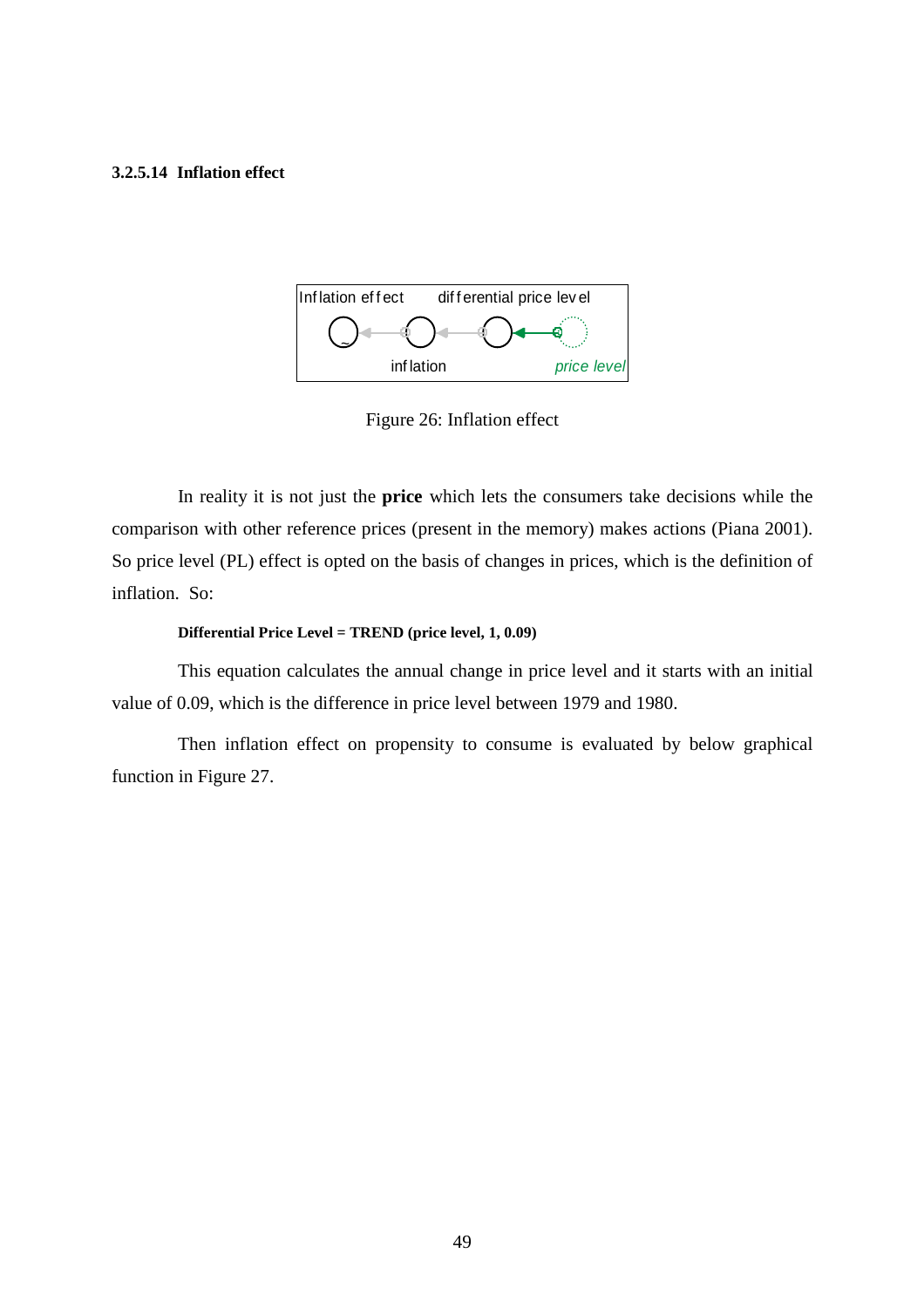#### 3.2.5.14 Inflation effect

Figure 26: Inflation effect

In reality it is not just the **price** which lets the consumers take decisions while the comparison with other reference prices (present in the memory) makes actions (Piana 2001). So price level (PL) effect is opted on the basis of changes in prices, which is the definition of inflation. So:

**Differential Price Level = TREND (price level, 1, 0.09)**

This equation calculates the annual change in price level and it starts with an initial value of 0.09, which is the difference in price level between 1979 and 1980.

Then inflation effect on propensity to consume is evaluated by below graphical function in Figure 27.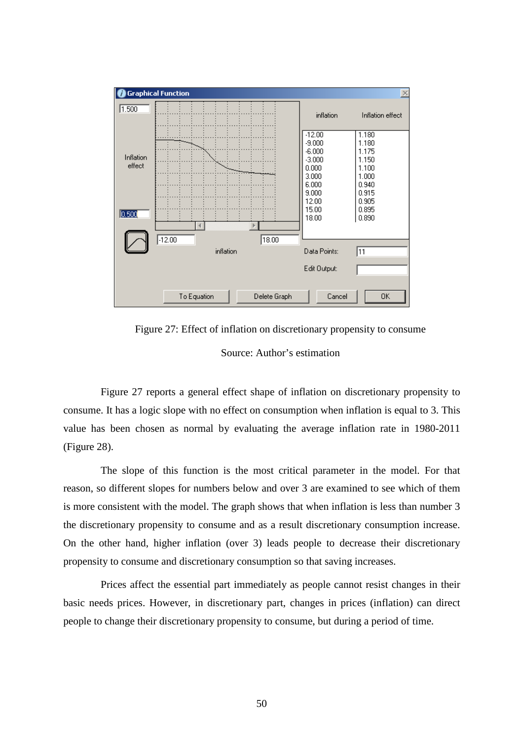| inflation | Inflation effect |
|---|---|
| -12.00 | 1.180 |
| -9.000 | 1.180 |
| -6.000 | 1.175 |
| -3.000 | 1.150 |
| 0.000 | 1.100 |
| 3.000 | 1.000 |
| 6.000 | 0.940 |
| 9.000 | 0.915 |
| 12.00 | 0.905 |
| 15.00 | 0.895 |
| 18.00 | 0.890 |

Figure 27: Effect of inflation on discretionary propensity to consume

Source: Author's estimation

Figure 27 reports a general effect shape of inflation on discretionary propensity to consume. It has a logic slope with no effect on consumption when inflation is equal to 3. This value has been chosen as normal by evaluating the average inflation rate in 1980-2011 (Figure 28).

The slope of this function is the most critical parameter in the model. For that reason, so different slopes for numbers below and over 3 are examined to see which of them is more consistent with the model. The graph shows that when inflation is less than number 3 the discretionary propensity to consume and as a result discretionary consumption increase. On the other hand, higher inflation (over 3) leads people to decrease their discretionary propensity to consume and discretionary consumption so that saving increases.

Prices affect the essential part immediately as people cannot resist changes in their basic needs prices. However, in discretionary part, changes in prices (inflation) can direct people to change their discretionary propensity to consume, but during a period of time.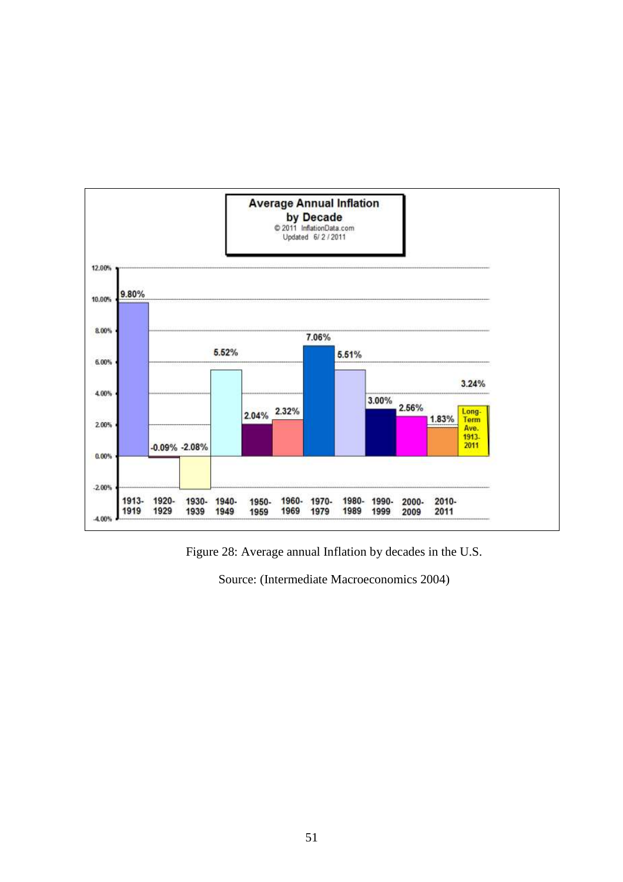Figure 28: Average annual Inflation by decades in the U.S.

Source: (Intermediate Macroeconomics 2004)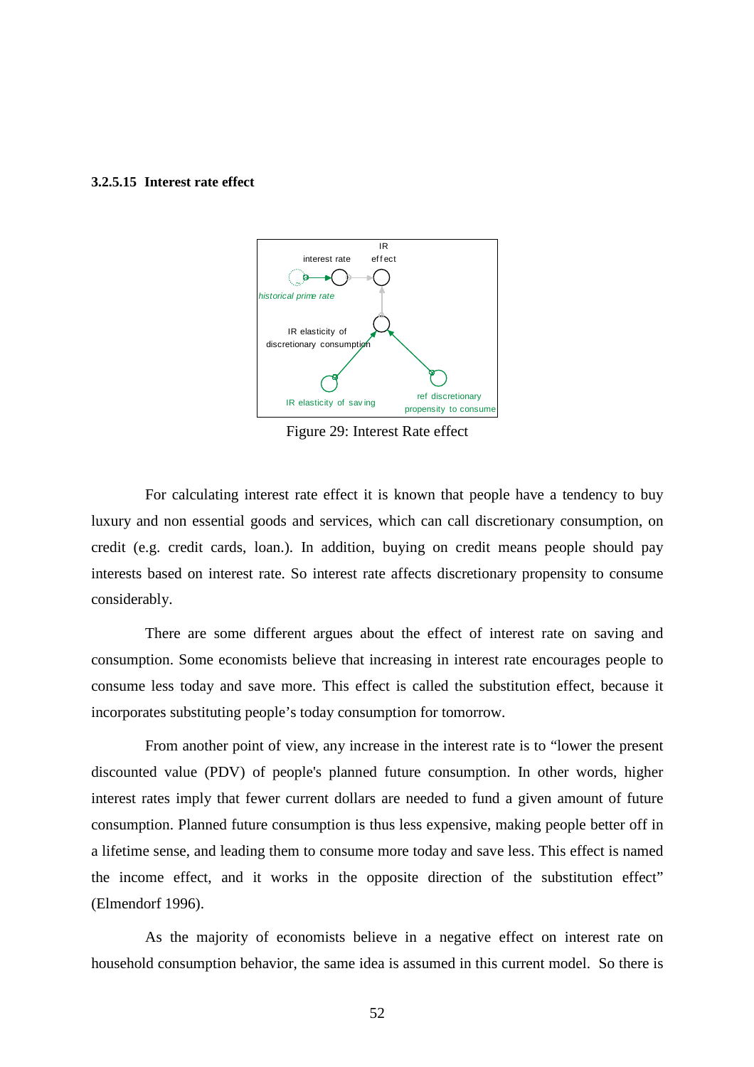#### 3.2.5.15 Interest rate effect

Figure 29: Interest Rate effect

For calculating interest rate effect it is known that people have a tendency to buy luxury and non essential goods and services, which can call discretionary consumption, on credit (e.g. credit cards, loan.). In addition, buying on credit means people should pay interests based on interest rate. So interest rate affects discretionary propensity to consume considerably.

There are some different argues about the effect of interest rate on saving and consumption. Some economists believe that increasing in interest rate encourages people to consume less today and save more. This effect is called the substitution effect, because it incorporates substituting people's today consumption for tomorrow.

From another point of view, any increase in the interest rate is to "lower the present discounted value (PDV) of people's planned future consumption. In other words, higher interest rates imply that fewer current dollars are needed to fund a given amount of future consumption. Planned future consumption is thus less expensive, making people better off in a lifetime sense, and leading them to consume more today and save less. This effect is named the income effect, and it works in the opposite direction of the substitution effect" (Elmendorf 1996).

As the majority of economists believe in a negative effect on interest rate on household consumption behavior, the same idea is assumed in this current model. So there is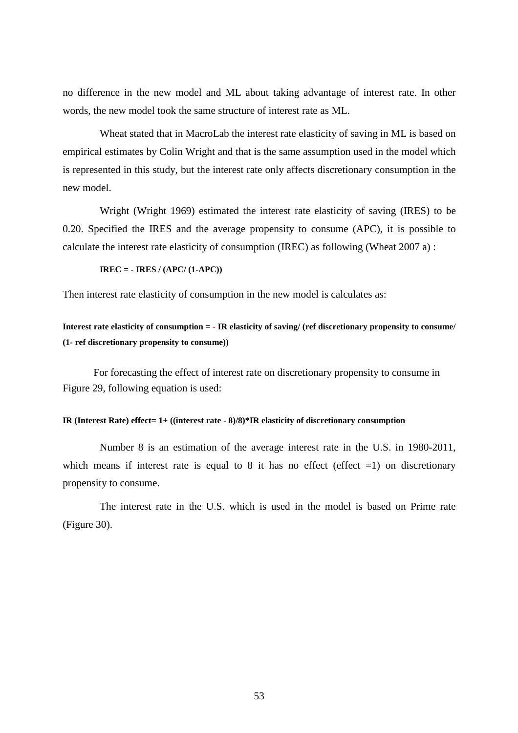no difference in the new model and ML about taking advantage of interest rate. In other words, the new model took the same structure of interest rate as ML.

Wheat stated that in MacroLab the interest rate elasticity of saving in ML is based on empirical estimates by Colin Wright and that is the same assumption used in the model which is represented in this study, but the interest rate only affects discretionary consumption in the new model.

Wright (Wright 1969) estimated the interest rate elasticity of saving (IRES) to be 0.20. Specified the IRES and the average propensity to consume (APC), it is possible to calculate the interest rate elasticity of consumption (IREC) as following (Wheat 2007 a) :

**IREC = - IRES / (APC/ (1-APC))**

Then interest rate elasticity of consumption in the new model is calculates as:

**Interest rate elasticity of consumption = - IR elasticity of saving/ (ref discretionary propensity to consume/ (1- ref discretionary propensity to consume))**

For forecasting the effect of interest rate on discretionary propensity to consume in Figure 29, following equation is used:

**IR (Interest Rate) effect= 1+ ((interest rate - 8)/8)*IR elasticity of discretionary consumption**

Number 8 is an estimation of the average interest rate in the U.S. in 1980-2011, which means if interest rate is equal to 8 it has no effect (effect =1) on discretionary propensity to consume.

The interest rate in the U.S. which is used in the model is based on Prime rate (Figure 30).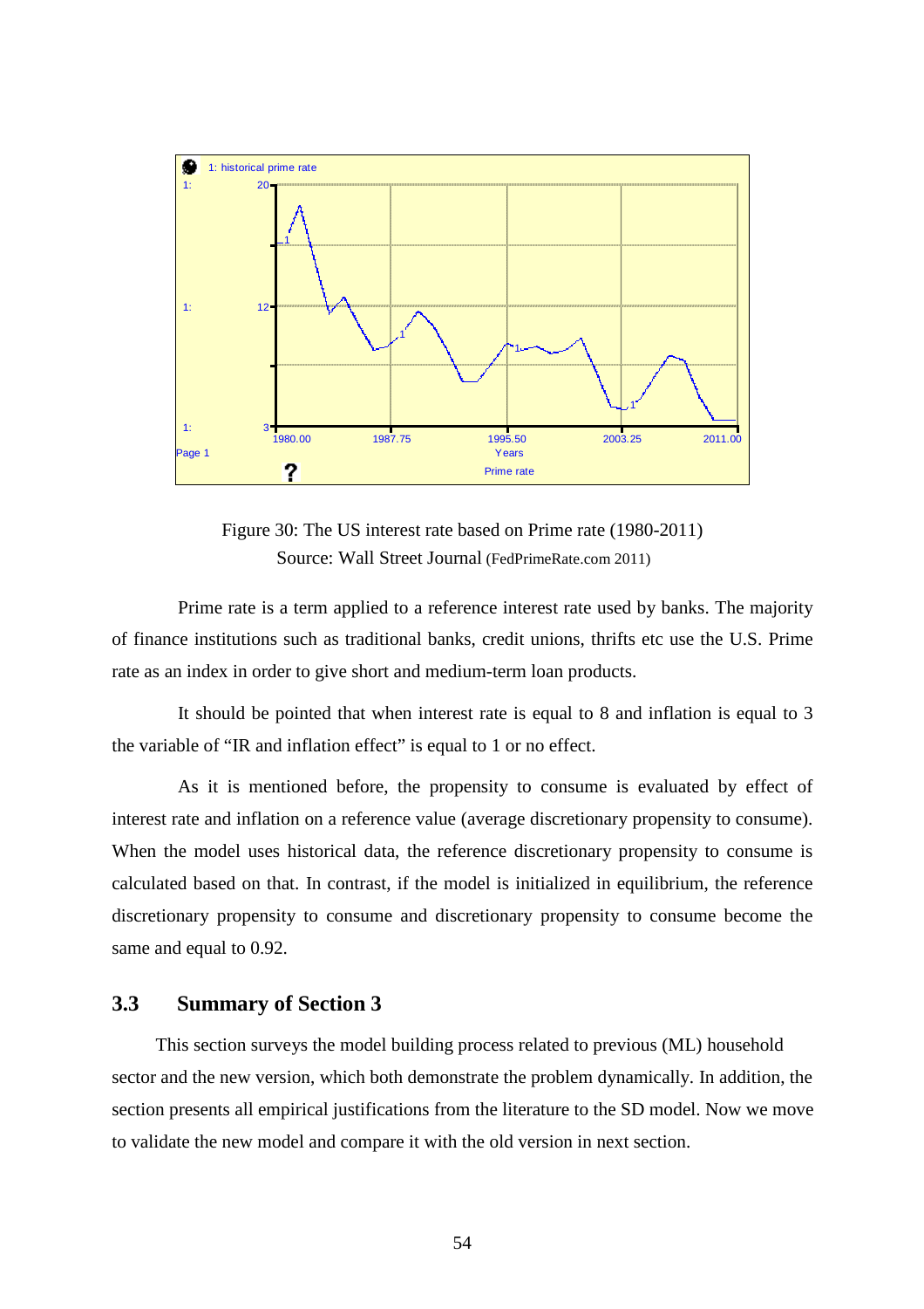Figure 30: The US interest rate based on Prime rate (1980-2011)
Source: Wall Street Journal (FedPrimeRate.com 2011)

Prime rate is a term applied to a reference interest rate used by banks. The majority of finance institutions such as traditional banks, credit unions, thrifts etc use the U.S. Prime rate as an index in order to give short and medium-term loan products.

It should be pointed that when interest rate is equal to 8 and inflation is equal to 3 the variable of "IR and inflation effect" is equal to 1 or no effect.

As it is mentioned before, the propensity to consume is evaluated by effect of interest rate and inflation on a reference value (average discretionary propensity to consume). When the model uses historical data, the reference discretionary propensity to consume is calculated based on that. In contrast, if the model is initialized in equilibrium, the reference discretionary propensity to consume and discretionary propensity to consume become the same and equal to 0.92.

## 3.3 Summary of Section 3

This section surveys the model building process related to previous (ML) household sector and the new version, which both demonstrate the problem dynamically. In addition, the section presents all empirical justifications from the literature to the SD model. Now we move to validate the new model and compare it with the old version in next section.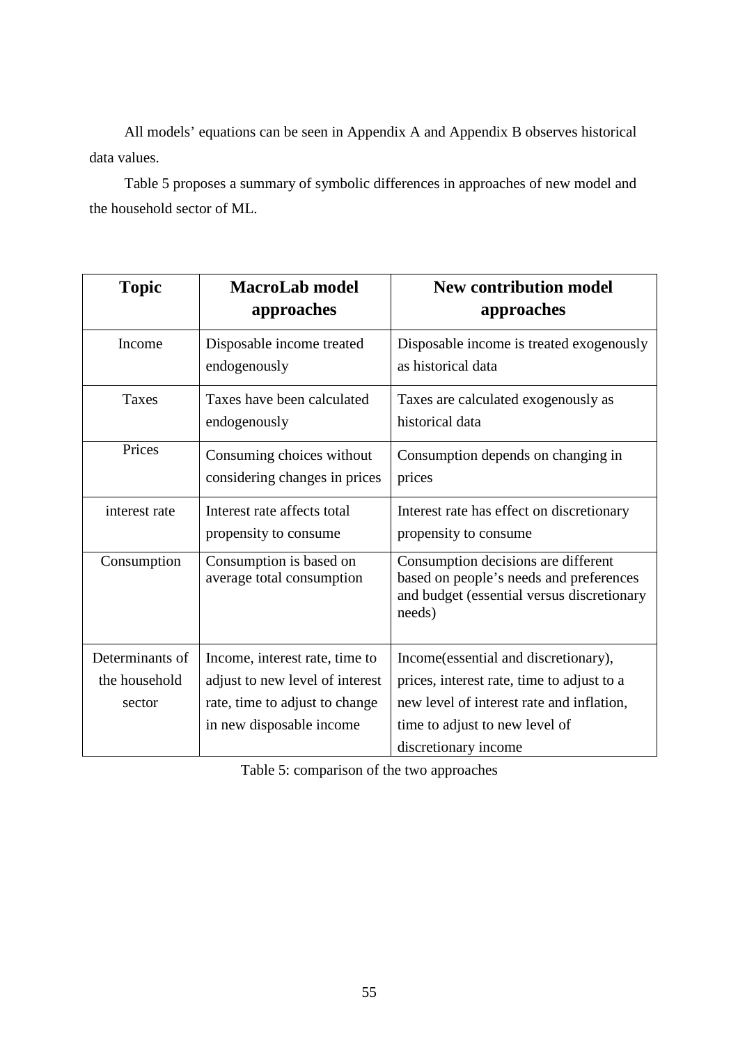All models' equations can be seen in Appendix A and Appendix B observes historical data values.

Table 5 proposes a summary of symbolic differences in approaches of new model and the household sector of ML.

| Topic | MacroLab model approaches | New contribution model approaches |
|---|---|---|
| Income | Disposable income treated endogenously | Disposable income is treated exogenously as historical data |
| Taxes | Taxes have been calculated endogenously | Taxes are calculated exogenously as historical data |
| Prices | Consuming choices without considering changes in prices | Consumption depends on changing in prices |
| interest rate | Interest rate affects total propensity to consume | Interest rate has effect on discretionary propensity to consume |
| Consumption | Consumption is based on average total consumption | Consumption decisions are different based on people's needs and preferences and budget (essential versus discretionary needs) |
| Determinants of the household sector | Income, interest rate, time to adjust to new level of interest rate, time to adjust to change in new disposable income | Income(essential and discretionary), prices, interest rate, time to adjust to a new level of interest rate and inflation, time to adjust to new level of discretionary income |

Table 5: comparison of the two approaches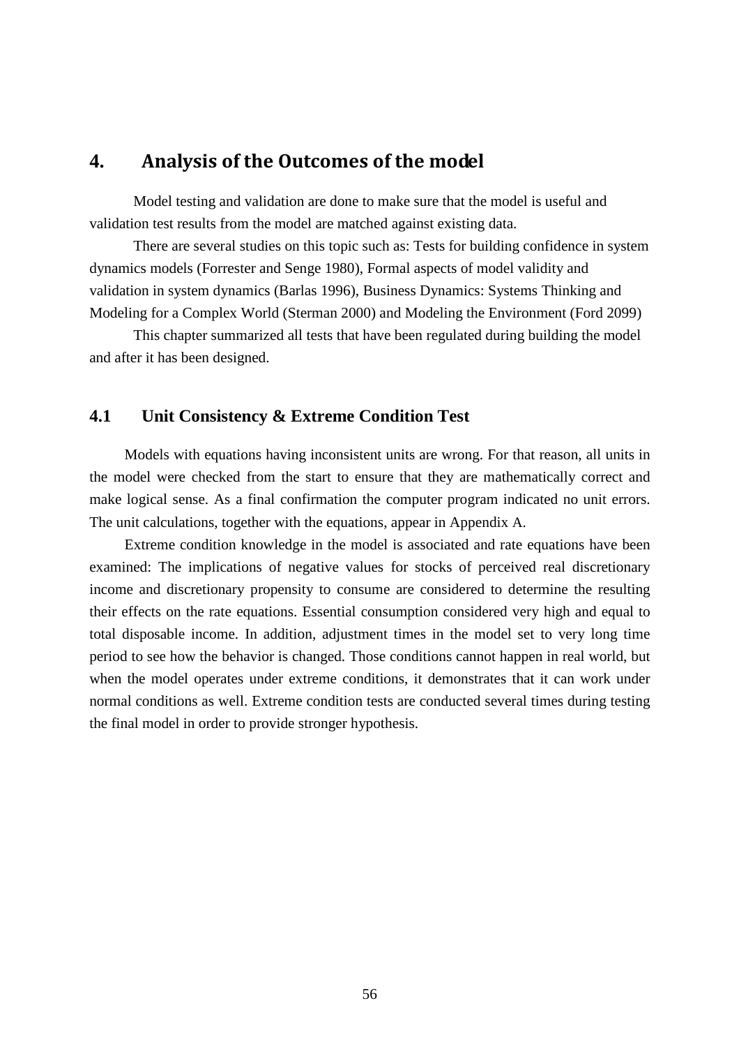# 4. Analysis of the Outcomes of the model

Model testing and validation are done to make sure that the model is useful and validation test results from the model are matched against existing data.

There are several studies on this topic such as: Tests for building confidence in system dynamics models (Forrester and Senge 1980), Formal aspects of model validity and validation in system dynamics (Barlas 1996), Business Dynamics: Systems Thinking and Modeling for a Complex World (Sterman 2000) and Modeling the Environment (Ford 2099)

This chapter summarized all tests that have been regulated during building the model and after it has been designed.

## 4.1 Unit Consistency & Extreme Condition Test

Models with equations having inconsistent units are wrong. For that reason, all units in the model were checked from the start to ensure that they are mathematically correct and make logical sense. As a final confirmation the computer program indicated no unit errors. The unit calculations, together with the equations, appear in Appendix A.

Extreme condition knowledge in the model is associated and rate equations have been examined: The implications of negative values for stocks of perceived real discretionary income and discretionary propensity to consume are considered to determine the resulting their effects on the rate equations. Essential consumption considered very high and equal to total disposable income. In addition, adjustment times in the model set to very long time period to see how the behavior is changed. Those conditions cannot happen in real world, but when the model operates under extreme conditions, it demonstrates that it can work under normal conditions as well. Extreme condition tests are conducted several times during testing the final model in order to provide stronger hypothesis.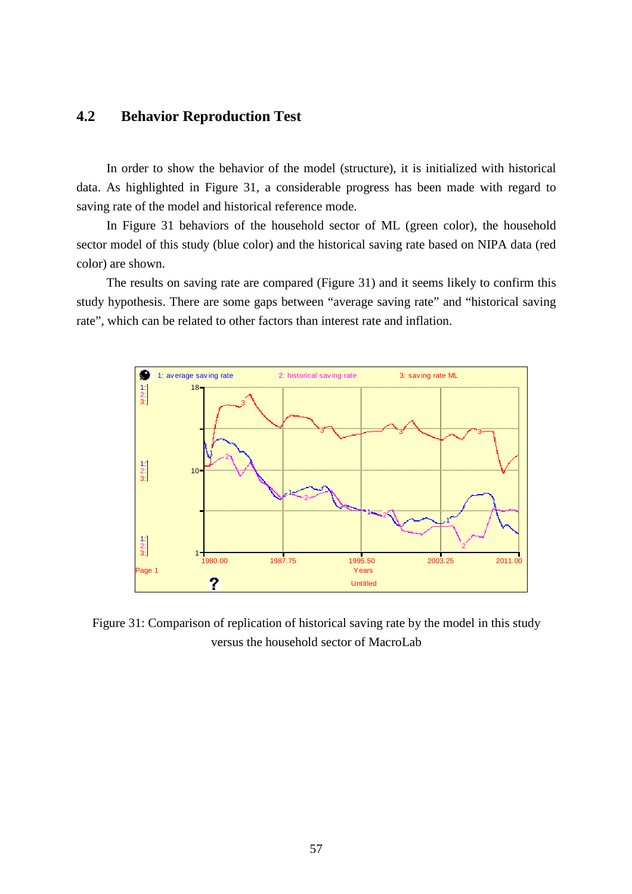## 4.2 Behavior Reproduction Test

In order to show the behavior of the model (structure), it is initialized with historical data. As highlighted in Figure 31, a considerable progress has been made with regard to saving rate of the model and historical reference mode.

In Figure 31 behaviors of the household sector of ML (green color), the household sector model of this study (blue color) and the historical saving rate based on NIPA data (red color) are shown.

The results on saving rate are compared (Figure 31) and it seems likely to confirm this study hypothesis. There are some gaps between "average saving rate" and "historical saving rate", which can be related to other factors than interest rate and inflation.

Figure 31: Comparison of replication of historical saving rate by the model in this study versus the household sector of MacroLab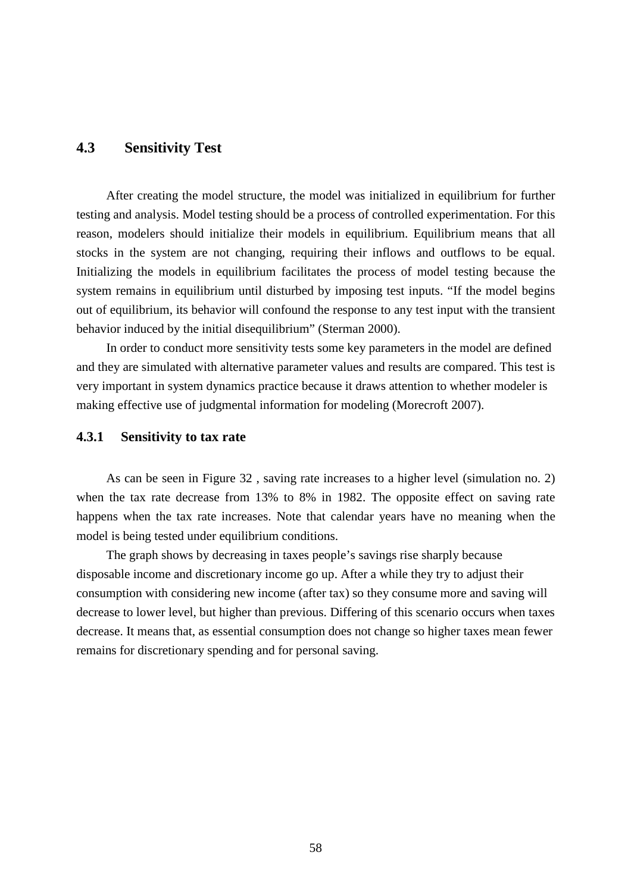## 4.3 Sensitivity Test

After creating the model structure, the model was initialized in equilibrium for further testing and analysis. Model testing should be a process of controlled experimentation. For this reason, modelers should initialize their models in equilibrium. Equilibrium means that all stocks in the system are not changing, requiring their inflows and outflows to be equal. Initializing the models in equilibrium facilitates the process of model testing because the system remains in equilibrium until disturbed by imposing test inputs. “If the model begins out of equilibrium, its behavior will confound the response to any test input with the transient behavior induced by the initial disequilibrium” (Sterman 2000).

In order to conduct more sensitivity tests some key parameters in the model are defined and they are simulated with alternative parameter values and results are compared. This test is very important in system dynamics practice because it draws attention to whether modeler is making effective use of judgmental information for modeling (Morecroft 2007).

### 4.3.1 Sensitivity to tax rate

As can be seen in Figure 32 , saving rate increases to a higher level (simulation no. 2) when the tax rate decrease from 13% to 8% in 1982. The opposite effect on saving rate happens when the tax rate increases. Note that calendar years have no meaning when the model is being tested under equilibrium conditions.

The graph shows by decreasing in taxes people’s savings rise sharply because disposable income and discretionary income go up. After a while they try to adjust their consumption with considering new income (after tax) so they consume more and saving will decrease to lower level, but higher than previous. Differing of this scenario occurs when taxes decrease. It means that, as essential consumption does not change so higher taxes mean fewer remains for discretionary spending and for personal saving.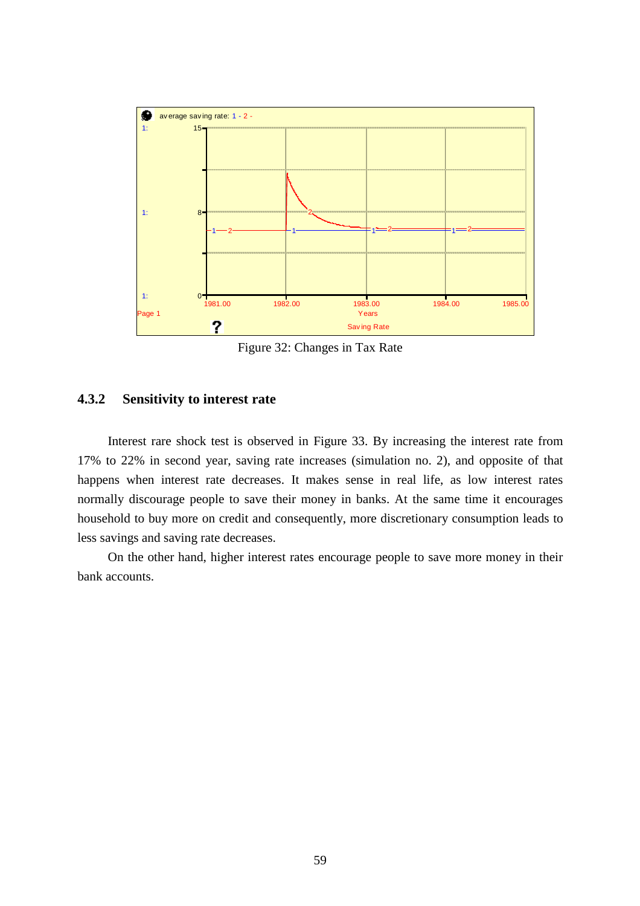Figure 32: Changes in Tax Rate

### 4.3.2 Sensitivity to interest rate

Interest rare shock test is observed in Figure 33. By increasing the interest rate from 17% to 22% in second year, saving rate increases (simulation no. 2), and opposite of that happens when interest rate decreases. It makes sense in real life, as low interest rates normally discourage people to save their money in banks. At the same time it encourages household to buy more on credit and consequently, more discretionary consumption leads to less savings and saving rate decreases.

On the other hand, higher interest rates encourage people to save more money in their bank accounts.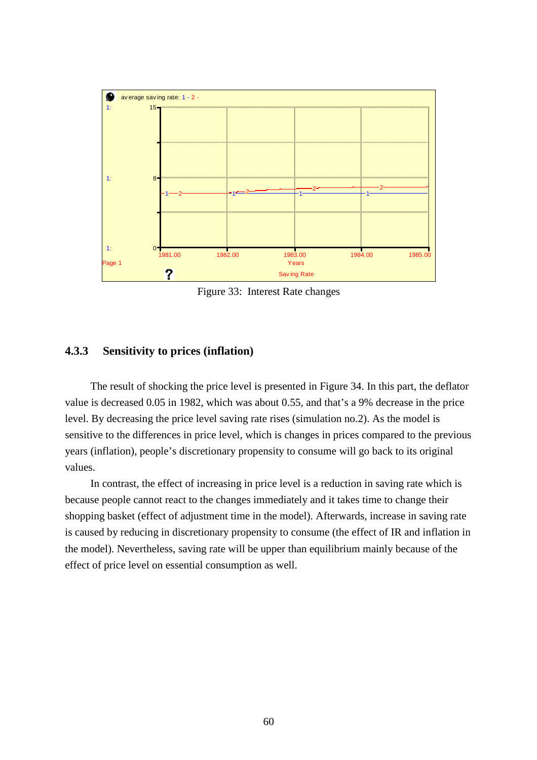Figure 33: Interest Rate changes

### 4.3.3 Sensitivity to prices (inflation)

The result of shocking the price level is presented in Figure 34. In this part, the deflator value is decreased 0.05 in 1982, which was about 0.55, and that's a 9% decrease in the price level. By decreasing the price level saving rate rises (simulation no.2). As the model is sensitive to the differences in price level, which is changes in prices compared to the previous years (inflation), people's discretionary propensity to consume will go back to its original values.

In contrast, the effect of increasing in price level is a reduction in saving rate which is because people cannot react to the changes immediately and it takes time to change their shopping basket (effect of adjustment time in the model). Afterwards, increase in saving rate is caused by reducing in discretionary propensity to consume (the effect of IR and inflation in the model). Nevertheless, saving rate will be upper than equilibrium mainly because of the effect of price level on essential consumption as well.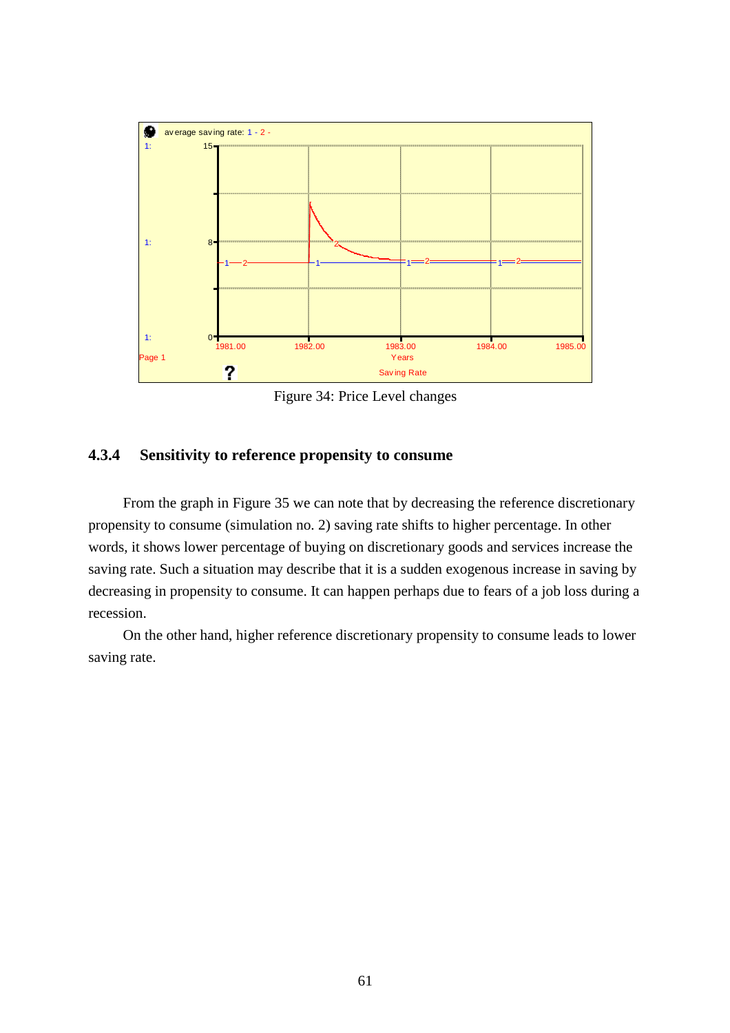Figure 34: Price Level changes

### 4.3.4 Sensitivity to reference propensity to consume

From the graph in Figure 35 we can note that by decreasing the reference discretionary propensity to consume (simulation no. 2) saving rate shifts to higher percentage. In other words, it shows lower percentage of buying on discretionary goods and services increase the saving rate. Such a situation may describe that it is a sudden exogenous increase in saving by decreasing in propensity to consume. It can happen perhaps due to fears of a job loss during a recession.

On the other hand, higher reference discretionary propensity to consume leads to lower saving rate.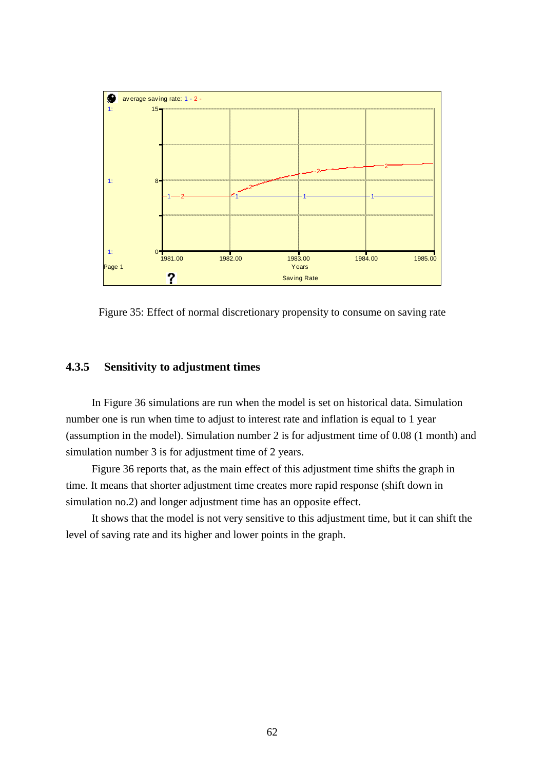Figure 35: Effect of normal discretionary propensity to consume on saving rate

### 4.3.5 Sensitivity to adjustment times

In Figure 36 simulations are run when the model is set on historical data. Simulation number one is run when time to adjust to interest rate and inflation is equal to 1 year (assumption in the model). Simulation number 2 is for adjustment time of 0.08 (1 month) and simulation number 3 is for adjustment time of 2 years.

Figure 36 reports that, as the main effect of this adjustment time shifts the graph in time. It means that shorter adjustment time creates more rapid response (shift down in simulation no.2) and longer adjustment time has an opposite effect.

It shows that the model is not very sensitive to this adjustment time, but it can shift the level of saving rate and its higher and lower points in the graph.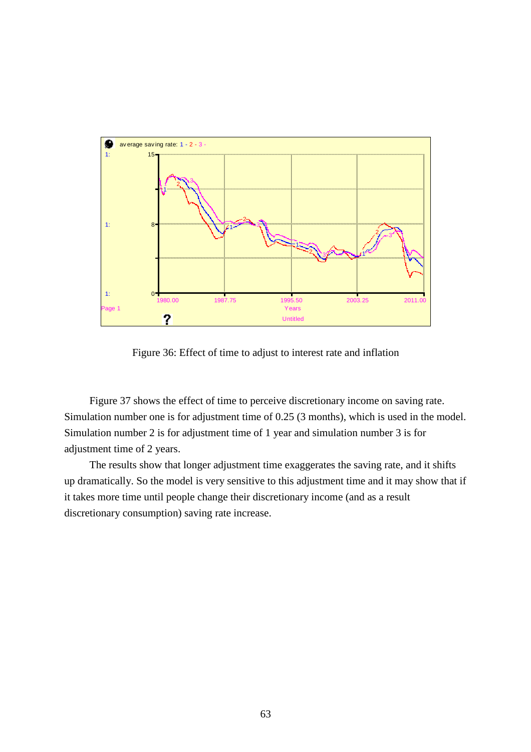Figure 36: Effect of time to adjust to interest rate and inflation

Figure 37 shows the effect of time to perceive discretionary income on saving rate. Simulation number one is for adjustment time of 0.25 (3 months), which is used in the model. Simulation number 2 is for adjustment time of 1 year and simulation number 3 is for adjustment time of 2 years.

The results show that longer adjustment time exaggerates the saving rate, and it shifts up dramatically. So the model is very sensitive to this adjustment time and it may show that if it takes more time until people change their discretionary income (and as a result discretionary consumption) saving rate increase.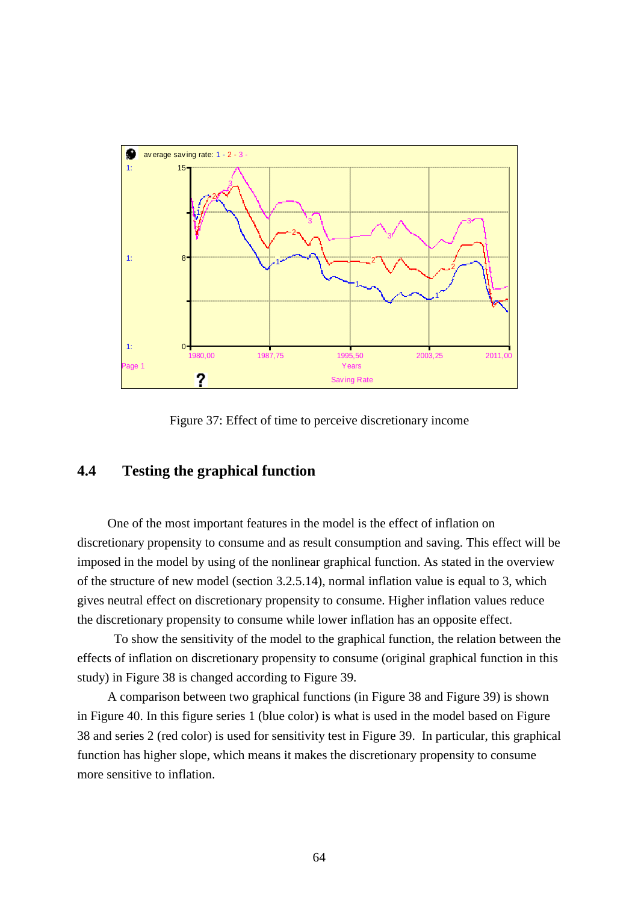Figure 37: Effect of time to perceive discretionary income

## 4.4 Testing the graphical function

One of the most important features in the model is the effect of inflation on discretionary propensity to consume and as result consumption and saving. This effect will be imposed in the model by using of the nonlinear graphical function. As stated in the overview of the structure of new model (section 3.2.5.14), normal inflation value is equal to 3, which gives neutral effect on discretionary propensity to consume. Higher inflation values reduce the discretionary propensity to consume while lower inflation has an opposite effect.

To show the sensitivity of the model to the graphical function, the relation between the effects of inflation on discretionary propensity to consume (original graphical function in this study) in Figure 38 is changed according to Figure 39.

A comparison between two graphical functions (in Figure 38 and Figure 39) is shown in Figure 40. In this figure series 1 (blue color) is what is used in the model based on Figure 38 and series 2 (red color) is used for sensitivity test in Figure 39. In particular, this graphical function has higher slope, which means it makes the discretionary propensity to consume more sensitive to inflation.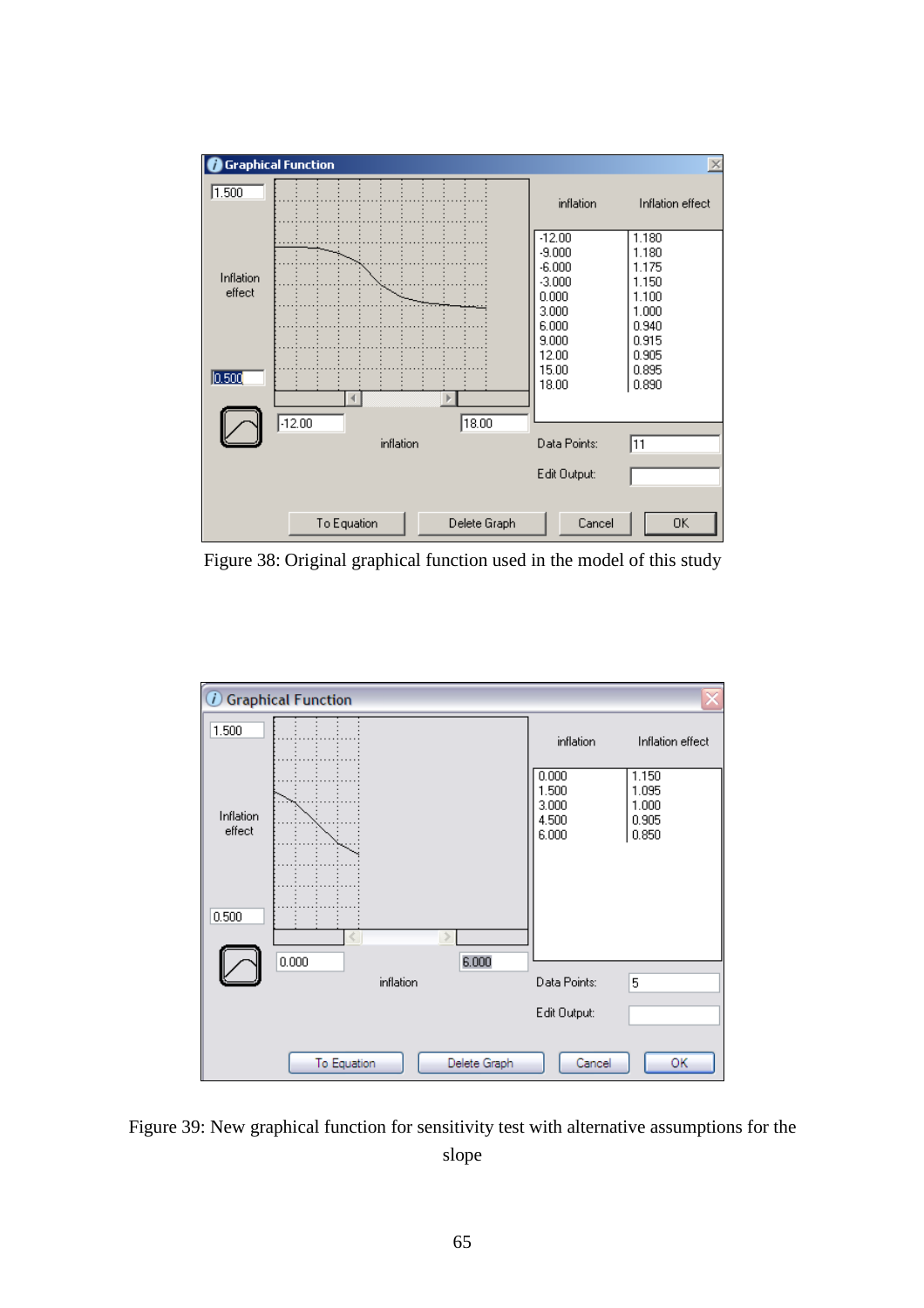| inflation | Inflation effect |
|---|---|
| -12.00 | 1.180 |
| -9.000 | 1.180 |
| -6.000 | 1.175 |
| -3.000 | 1.150 |
| 0.000 | 1.100 |
| 3.000 | 1.000 |
| 6.000 | 0.940 |
| 9.000 | 0.915 |
| 12.00 | 0.905 |
| 15.00 | 0.895 |
| 18.00 | 0.890 |

Figure 38: Original graphical function used in the model of this study

| inflation | Inflation effect |
|---|---|
| 0.000 | 1.150 |
| 1.500 | 1.095 |
| 3.000 | 1.000 |
| 4.500 | 0.905 |
| 6.000 | 0.850 |

Figure 39: New graphical function for sensitivity test with alternative assumptions for the slope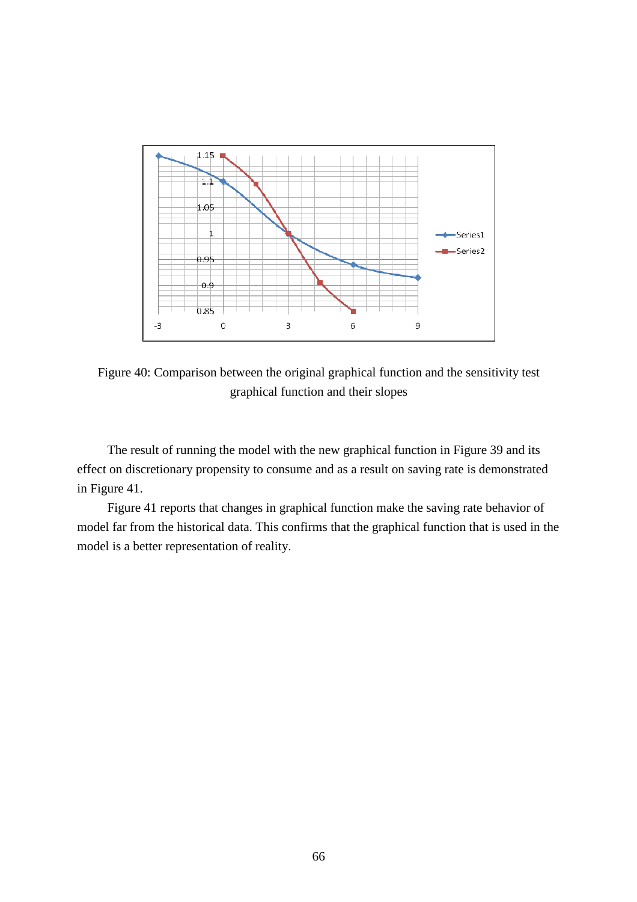Figure 40: Comparison between the original graphical function and the sensitivity test graphical function and their slopes

The result of running the model with the new graphical function in Figure 39 and its effect on discretionary propensity to consume and as a result on saving rate is demonstrated in Figure 41.

Figure 41 reports that changes in graphical function make the saving rate behavior of model far from the historical data. This confirms that the graphical function that is used in the model is a better representation of reality.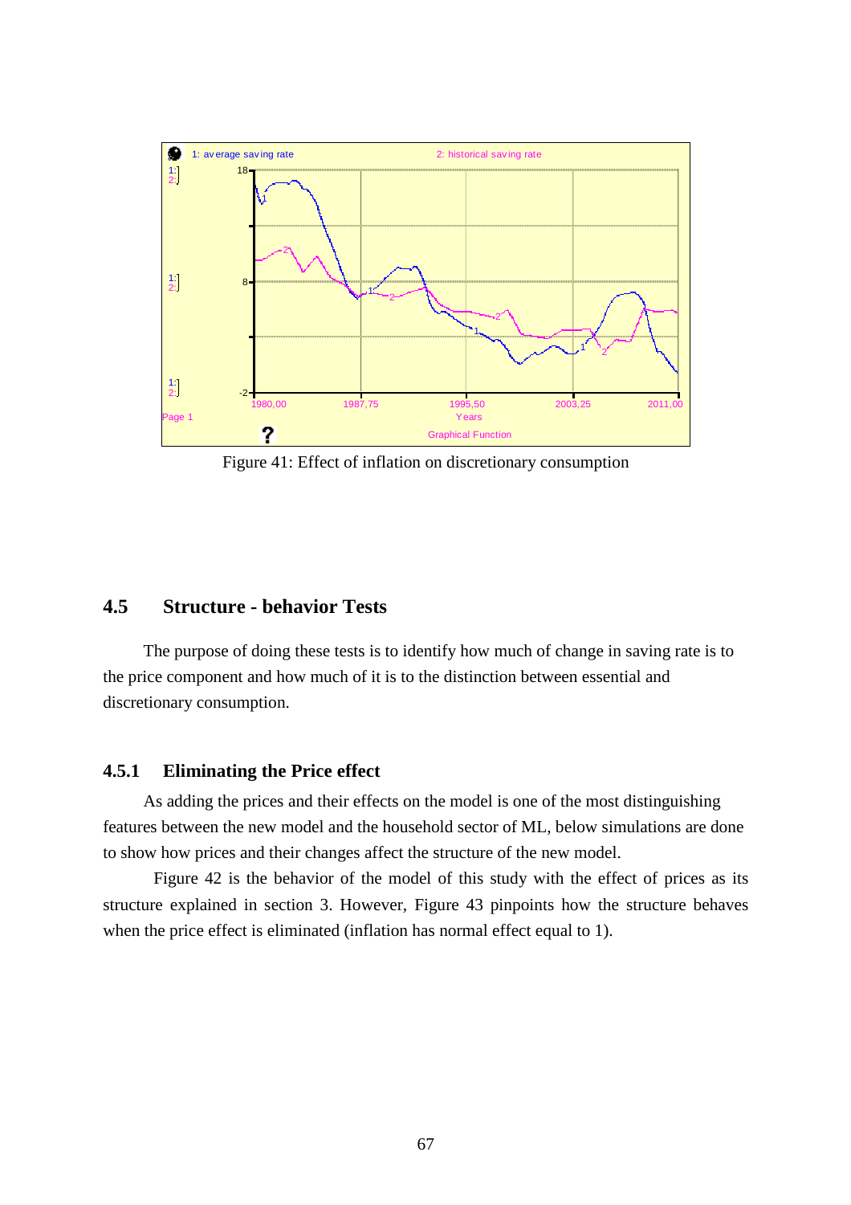Figure 41: Effect of inflation on discretionary consumption

## 4.5 Structure - behavior Tests

The purpose of doing these tests is to identify how much of change in saving rate is to the price component and how much of it is to the distinction between essential and discretionary consumption.

### 4.5.1 Eliminating the Price effect

As adding the prices and their effects on the model is one of the most distinguishing features between the new model and the household sector of ML, below simulations are done to show how prices and their changes affect the structure of the new model.

Figure 42 is the behavior of the model of this study with the effect of prices as its structure explained in section 3. However, Figure 43 pinpoints how the structure behaves when the price effect is eliminated (inflation has normal effect equal to 1).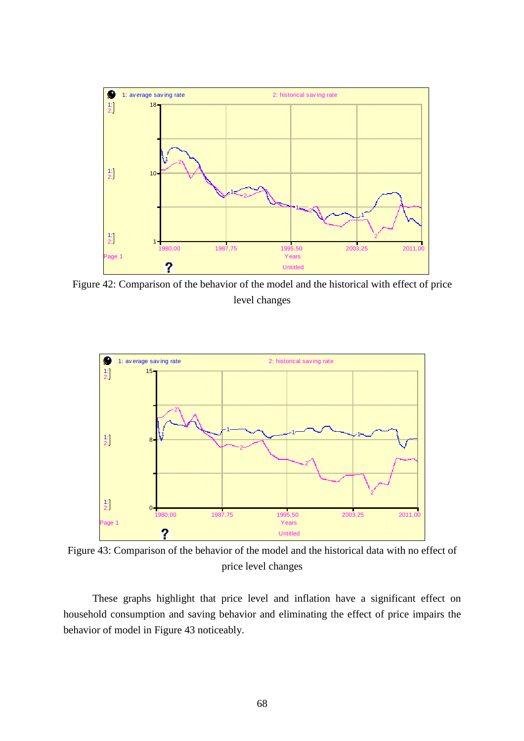Figure 42: Comparison of the behavior of the model and the historical with effect of price level changes

Figure 43: Comparison of the behavior of the model and the historical data with no effect of price level changes

These graphs highlight that price level and inflation have a significant effect on household consumption and saving behavior and eliminating the effect of price impairs the behavior of model in Figure 43 noticeably.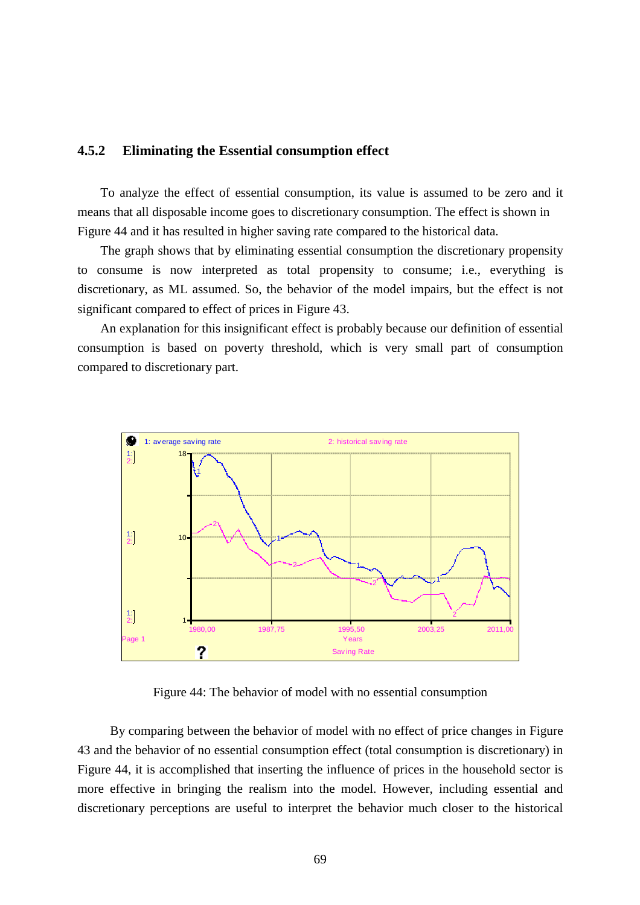### 4.5.2 Eliminating the Essential consumption effect

To analyze the effect of essential consumption, its value is assumed to be zero and it means that all disposable income goes to discretionary consumption. The effect is shown in Figure 44 and it has resulted in higher saving rate compared to the historical data.

The graph shows that by eliminating essential consumption the discretionary propensity to consume is now interpreted as total propensity to consume; i.e., everything is discretionary, as ML assumed. So, the behavior of the model impairs, but the effect is not significant compared to effect of prices in Figure 43.

An explanation for this insignificant effect is probably because our definition of essential consumption is based on poverty threshold, which is very small part of consumption compared to discretionary part.

Figure 44: The behavior of model with no essential consumption

By comparing between the behavior of model with no effect of price changes in Figure 43 and the behavior of no essential consumption effect (total consumption is discretionary) in Figure 44, it is accomplished that inserting the influence of prices in the household sector is more effective in bringing the realism into the model. However, including essential and discretionary perceptions are useful to interpret the behavior much closer to the historical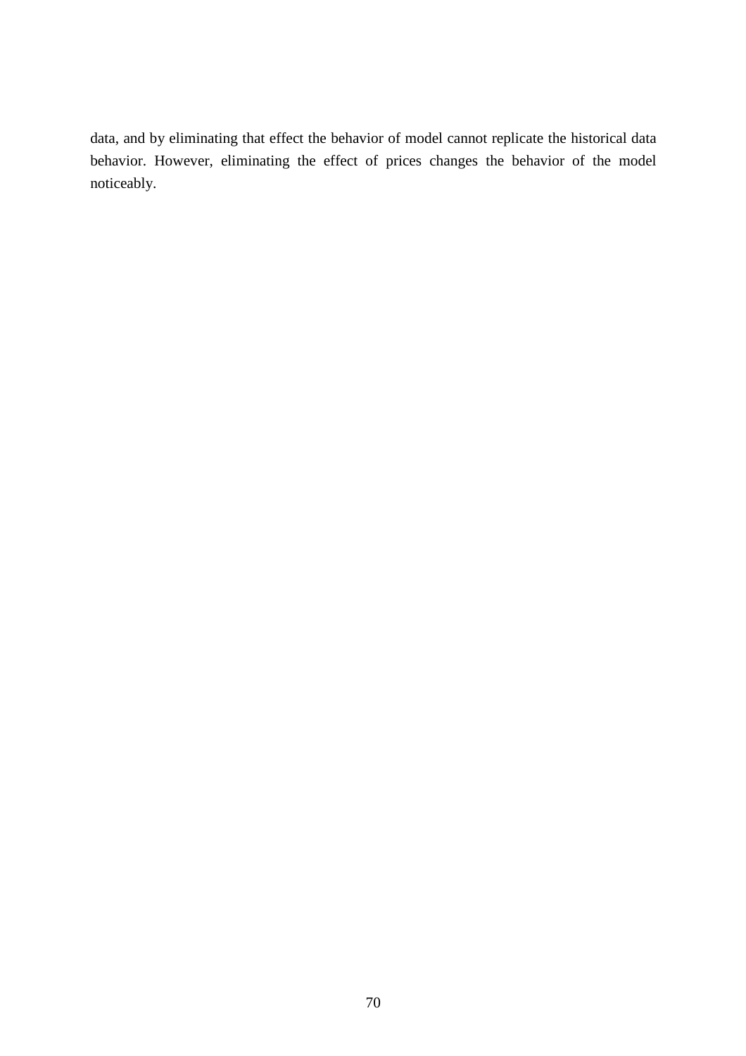data, and by eliminating that effect the behavior of model cannot replicate the historical data behavior. However, eliminating the effect of prices changes the behavior of the model noticeably.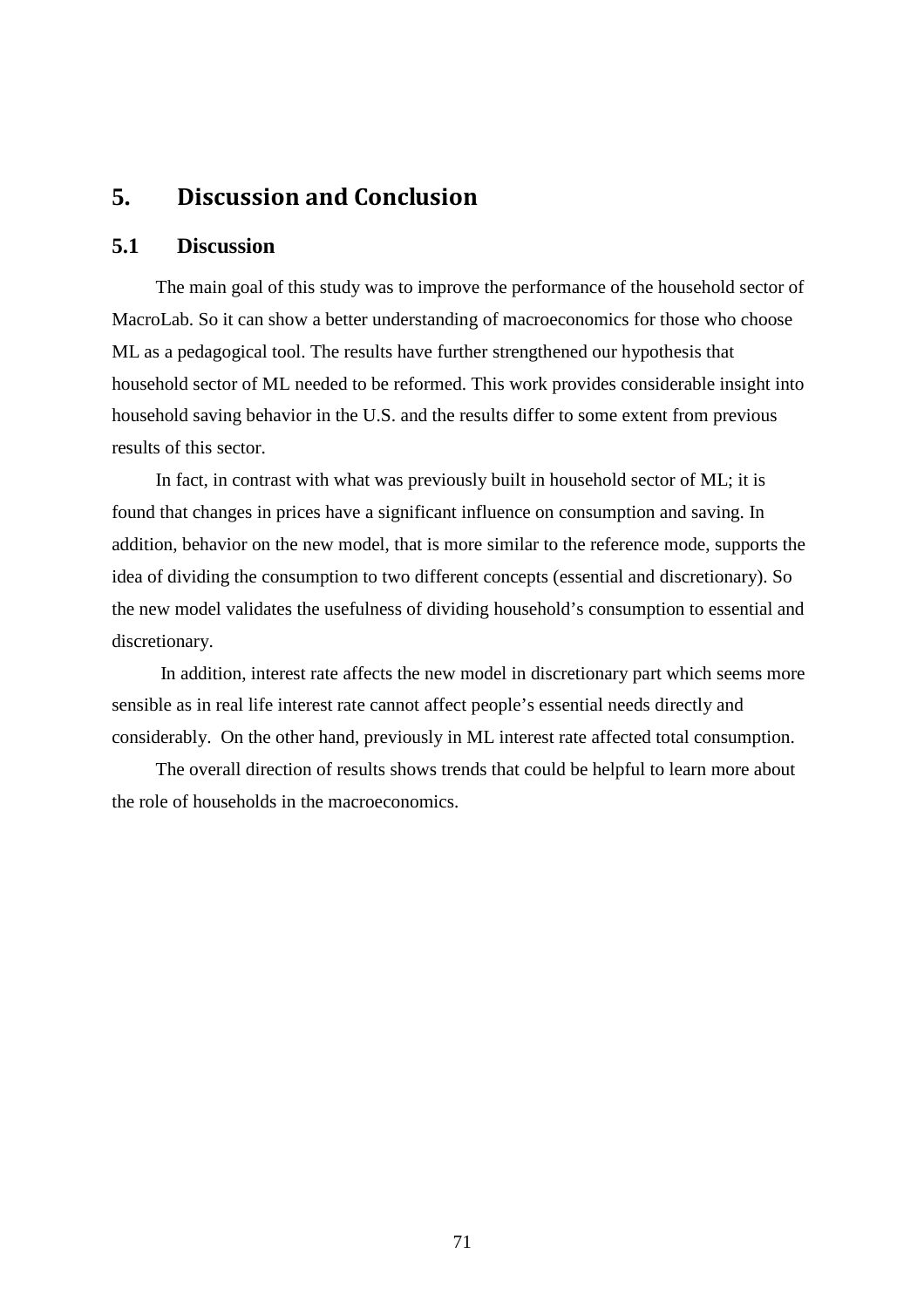# 5. Discussion and Conclusion

## 5.1 Discussion

The main goal of this study was to improve the performance of the household sector of MacroLab. So it can show a better understanding of macroeconomics for those who choose ML as a pedagogical tool. The results have further strengthened our hypothesis that household sector of ML needed to be reformed. This work provides considerable insight into household saving behavior in the U.S. and the results differ to some extent from previous results of this sector.

In fact, in contrast with what was previously built in household sector of ML; it is found that changes in prices have a significant influence on consumption and saving. In addition, behavior on the new model, that is more similar to the reference mode, supports the idea of dividing the consumption to two different concepts (essential and discretionary). So the new model validates the usefulness of dividing household's consumption to essential and discretionary.

In addition, interest rate affects the new model in discretionary part which seems more sensible as in real life interest rate cannot affect people's essential needs directly and considerably. On the other hand, previously in ML interest rate affected total consumption.

The overall direction of results shows trends that could be helpful to learn more about the role of households in the macroeconomics.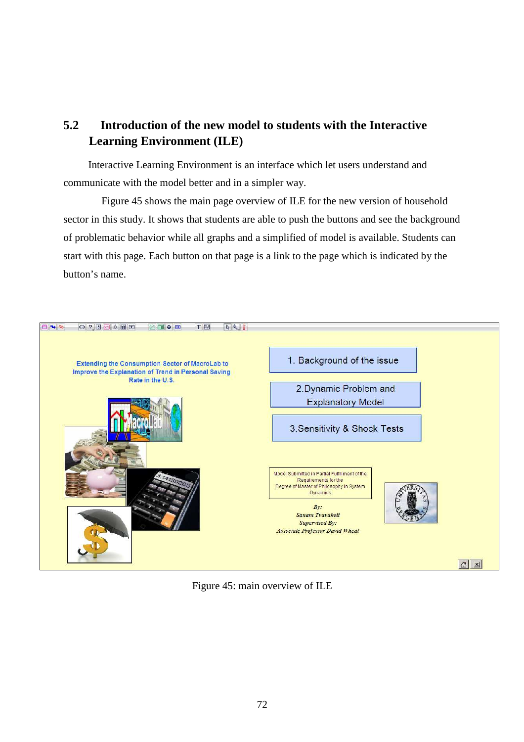## 5.2 Introduction of the new model to students with the Interactive Learning Environment (ILE)

Interactive Learning Environment is an interface which let users understand and communicate with the model better and in a simpler way.

Figure 45 shows the main page overview of ILE for the new version of household sector in this study. It shows that students are able to push the buttons and see the background of problematic behavior while all graphs and a simplified of model is available. Students can start with this page. Each button on that page is a link to the page which is indicated by the button's name.

Figure 45: main overview of ILE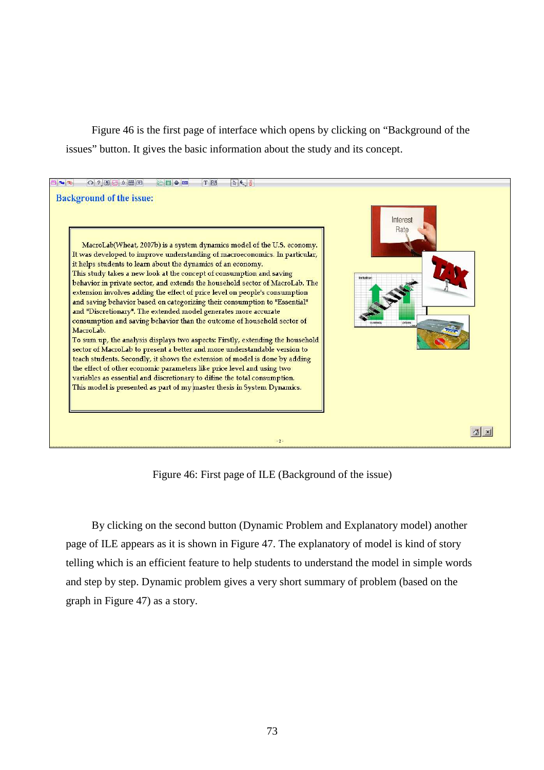Figure 46 is the first page of interface which opens by clicking on "Background of the issues" button. It gives the basic information about the study and its concept.

Background of the issue:

MacroLab(Wheat, 2007b) is a system dynamics model of the U.S. economy. It was developed to improve understanding of macroeconomics. In particular, it helps students to learn about the dynamics of an economy.
This study takes a new look at the concept of consumption and saving behavior in private sector, and extends the household sector of MacroLab. The extension involves adding the effect of price level on people's consumption and saving behavior based on categorizing their consumption to "Essential" and "Discretionary". The extended model generates more accurate consumption and saving behavior than the outcome of household sector of MacroLab.
To sum up, the analysis displays two aspects: Firstly, extending the household sector of MacroLab to present a better and more understandable version to teach students. Secondly, it shows the extension of model is done by adding the effect of other economic parameters like price level and using two variables as essential and discretionary to difine the total consumption.
This model is presented as part of my master thesis in System Dynamics.

Figure 46: First page of ILE (Background of the issue)

By clicking on the second button (Dynamic Problem and Explanatory model) another page of ILE appears as it is shown in Figure 47. The explanatory of model is kind of story telling which is an efficient feature to help students to understand the model in simple words and step by step. Dynamic problem gives a very short summary of problem (based on the graph in Figure 47) as a story.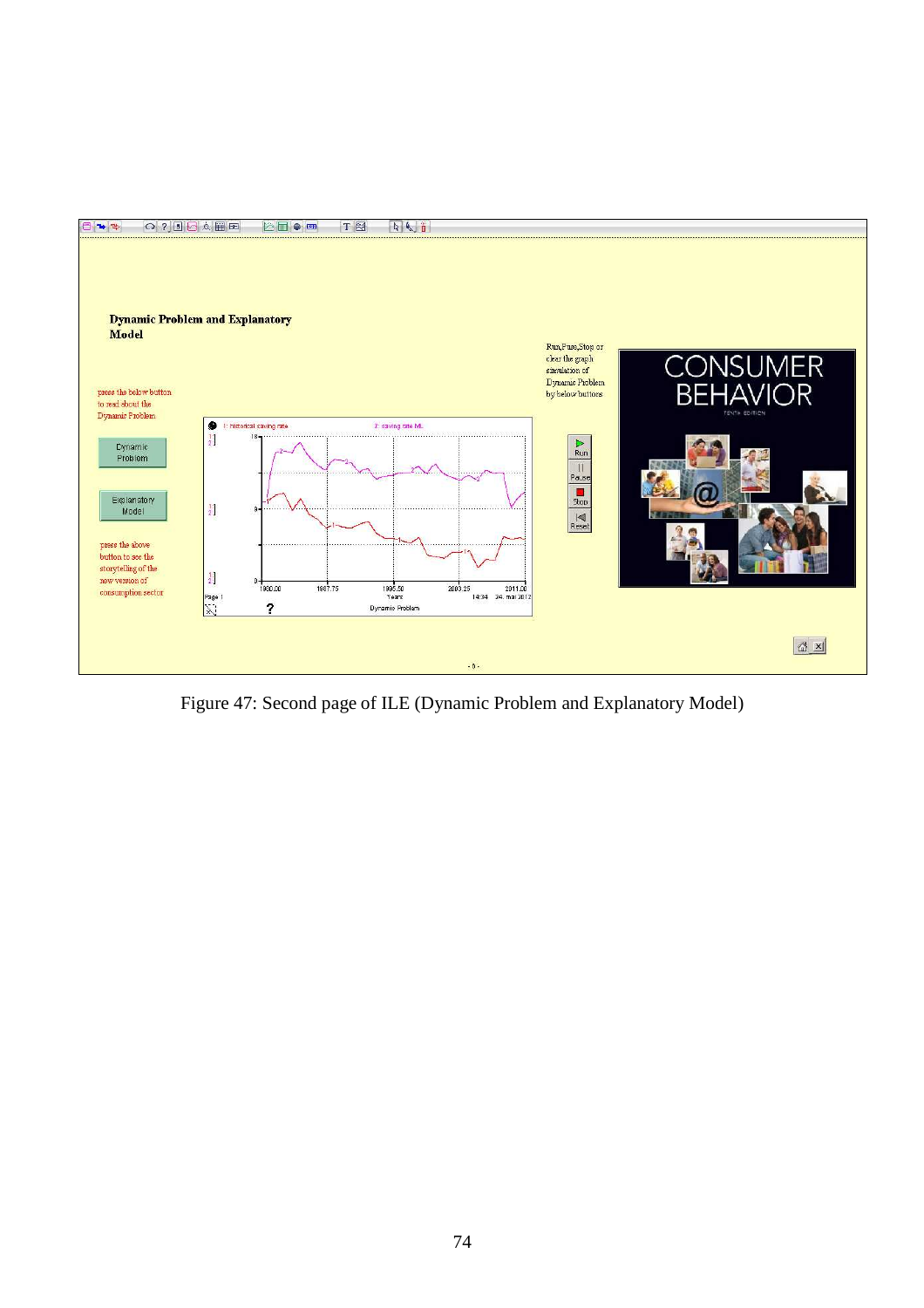Figure 47: Second page of ILE (Dynamic Problem and Explanatory Model)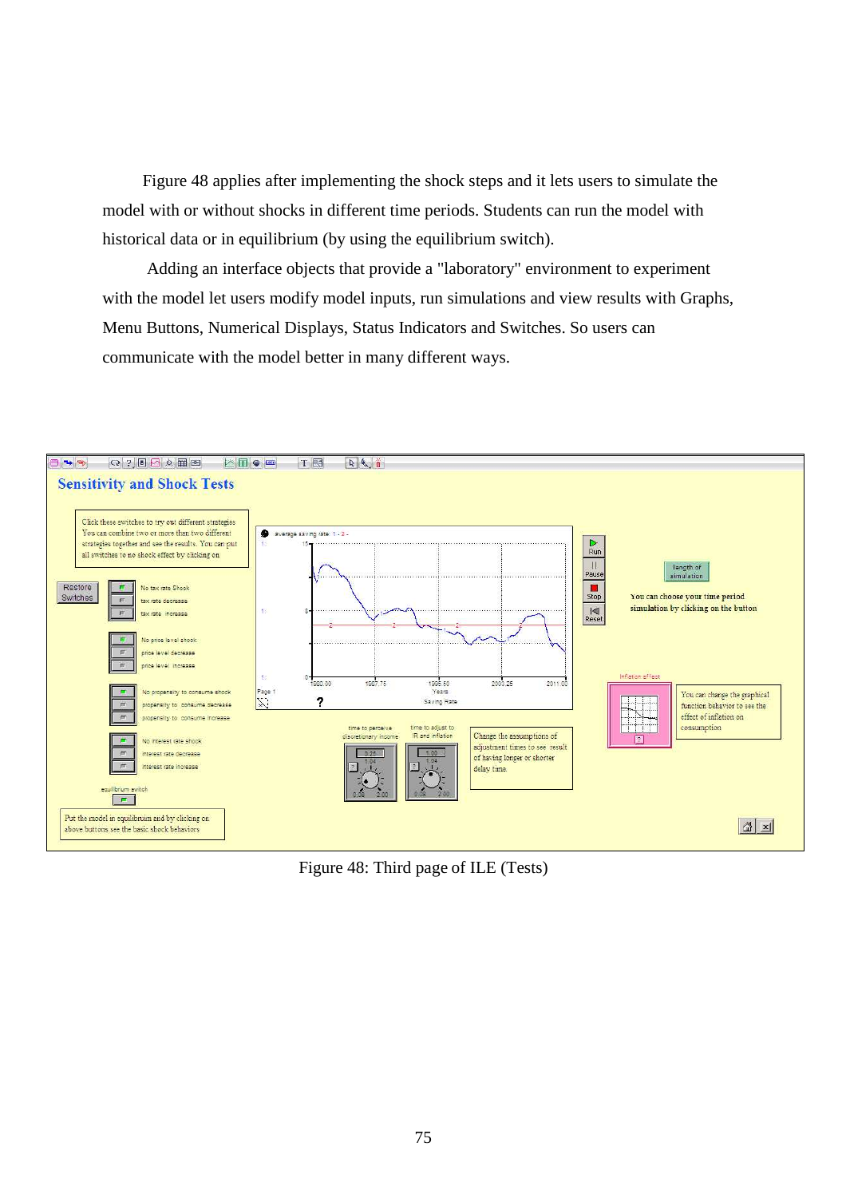Figure 48 applies after implementing the shock steps and it lets users to simulate the model with or without shocks in different time periods. Students can run the model with historical data or in equilibrium (by using the equilibrium switch).

Adding an interface objects that provide a "laboratory" environment to experiment with the model let users modify model inputs, run simulations and view results with Graphs, Menu Buttons, Numerical Displays, Status Indicators and Switches. So users can communicate with the model better in many different ways.

Figure 48: Third page of ILE (Tests)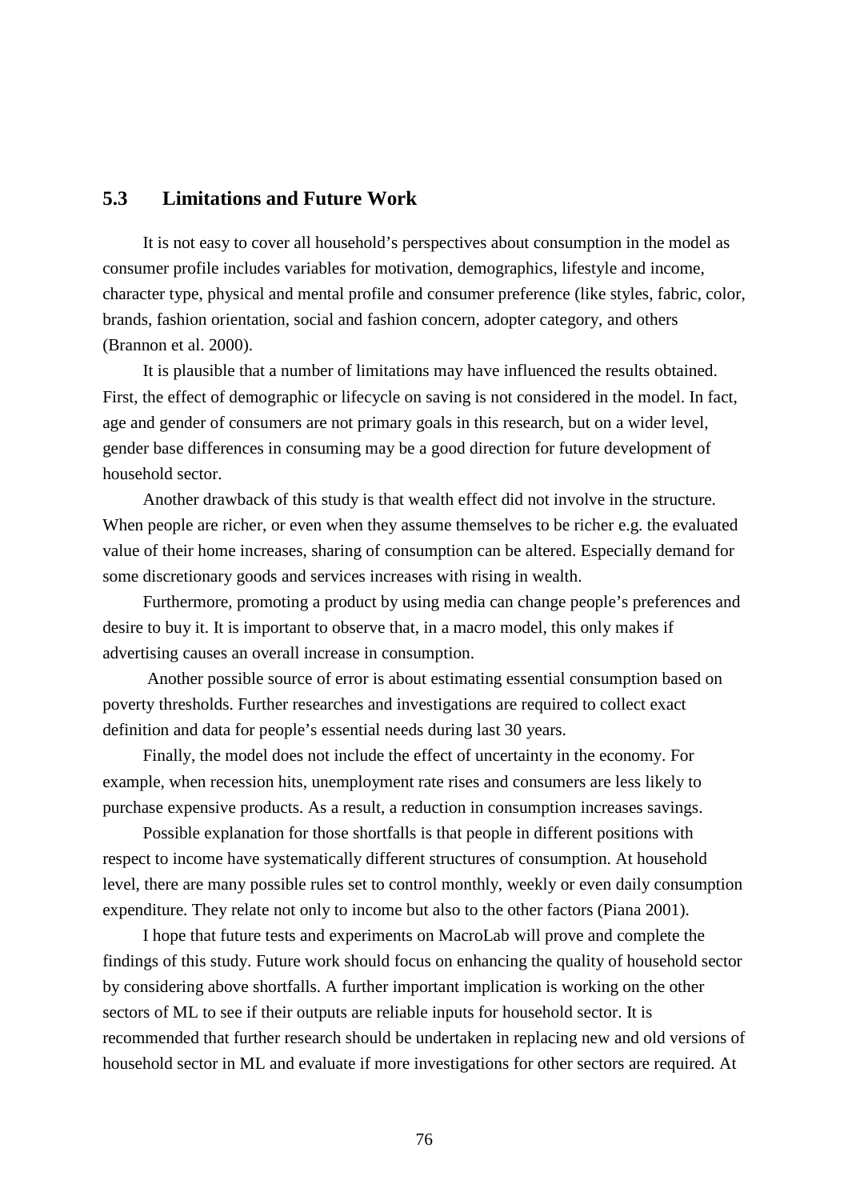## 5.3 Limitations and Future Work

It is not easy to cover all household's perspectives about consumption in the model as consumer profile includes variables for motivation, demographics, lifestyle and income, character type, physical and mental profile and consumer preference (like styles, fabric, color, brands, fashion orientation, social and fashion concern, adopter category, and others (Brannon et al. 2000).

It is plausible that a number of limitations may have influenced the results obtained. First, the effect of demographic or lifecycle on saving is not considered in the model. In fact, age and gender of consumers are not primary goals in this research, but on a wider level, gender base differences in consuming may be a good direction for future development of household sector.

Another drawback of this study is that wealth effect did not involve in the structure. When people are richer, or even when they assume themselves to be richer e.g. the evaluated value of their home increases, sharing of consumption can be altered. Especially demand for some discretionary goods and services increases with rising in wealth.

Furthermore, promoting a product by using media can change people's preferences and desire to buy it. It is important to observe that, in a macro model, this only makes if advertising causes an overall increase in consumption.

Another possible source of error is about estimating essential consumption based on poverty thresholds. Further researches and investigations are required to collect exact definition and data for people's essential needs during last 30 years.

Finally, the model does not include the effect of uncertainty in the economy. For example, when recession hits, unemployment rate rises and consumers are less likely to purchase expensive products. As a result, a reduction in consumption increases savings.

Possible explanation for those shortfalls is that people in different positions with respect to income have systematically different structures of consumption. At household level, there are many possible rules set to control monthly, weekly or even daily consumption expenditure. They relate not only to income but also to the other factors (Piana 2001).

I hope that future tests and experiments on MacroLab will prove and complete the findings of this study. Future work should focus on enhancing the quality of household sector by considering above shortfalls. A further important implication is working on the other sectors of ML to see if their outputs are reliable inputs for household sector. It is recommended that further research should be undertaken in replacing new and old versions of household sector in ML and evaluate if more investigations for other sectors are required. At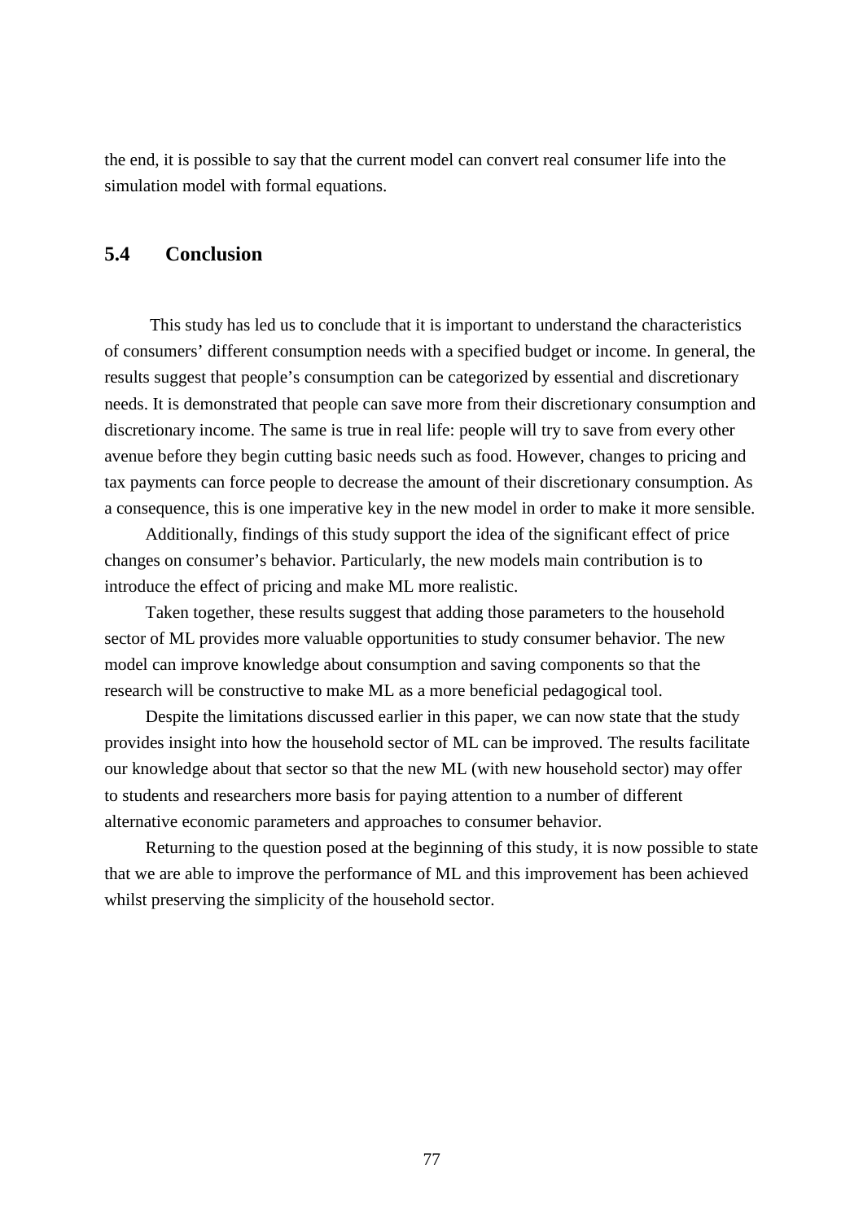the end, it is possible to say that the current model can convert real consumer life into the simulation model with formal equations.

## 5.4 Conclusion

This study has led us to conclude that it is important to understand the characteristics of consumers' different consumption needs with a specified budget or income. In general, the results suggest that people's consumption can be categorized by essential and discretionary needs. It is demonstrated that people can save more from their discretionary consumption and discretionary income. The same is true in real life: people will try to save from every other avenue before they begin cutting basic needs such as food. However, changes to pricing and tax payments can force people to decrease the amount of their discretionary consumption. As a consequence, this is one imperative key in the new model in order to make it more sensible.

Additionally, findings of this study support the idea of the significant effect of price changes on consumer's behavior. Particularly, the new models main contribution is to introduce the effect of pricing and make ML more realistic.

Taken together, these results suggest that adding those parameters to the household sector of ML provides more valuable opportunities to study consumer behavior. The new model can improve knowledge about consumption and saving components so that the research will be constructive to make ML as a more beneficial pedagogical tool.

Despite the limitations discussed earlier in this paper, we can now state that the study provides insight into how the household sector of ML can be improved. The results facilitate our knowledge about that sector so that the new ML (with new household sector) may offer to students and researchers more basis for paying attention to a number of different alternative economic parameters and approaches to consumer behavior.

Returning to the question posed at the beginning of this study, it is now possible to state that we are able to improve the performance of ML and this improvement has been achieved whilst preserving the simplicity of the household sector.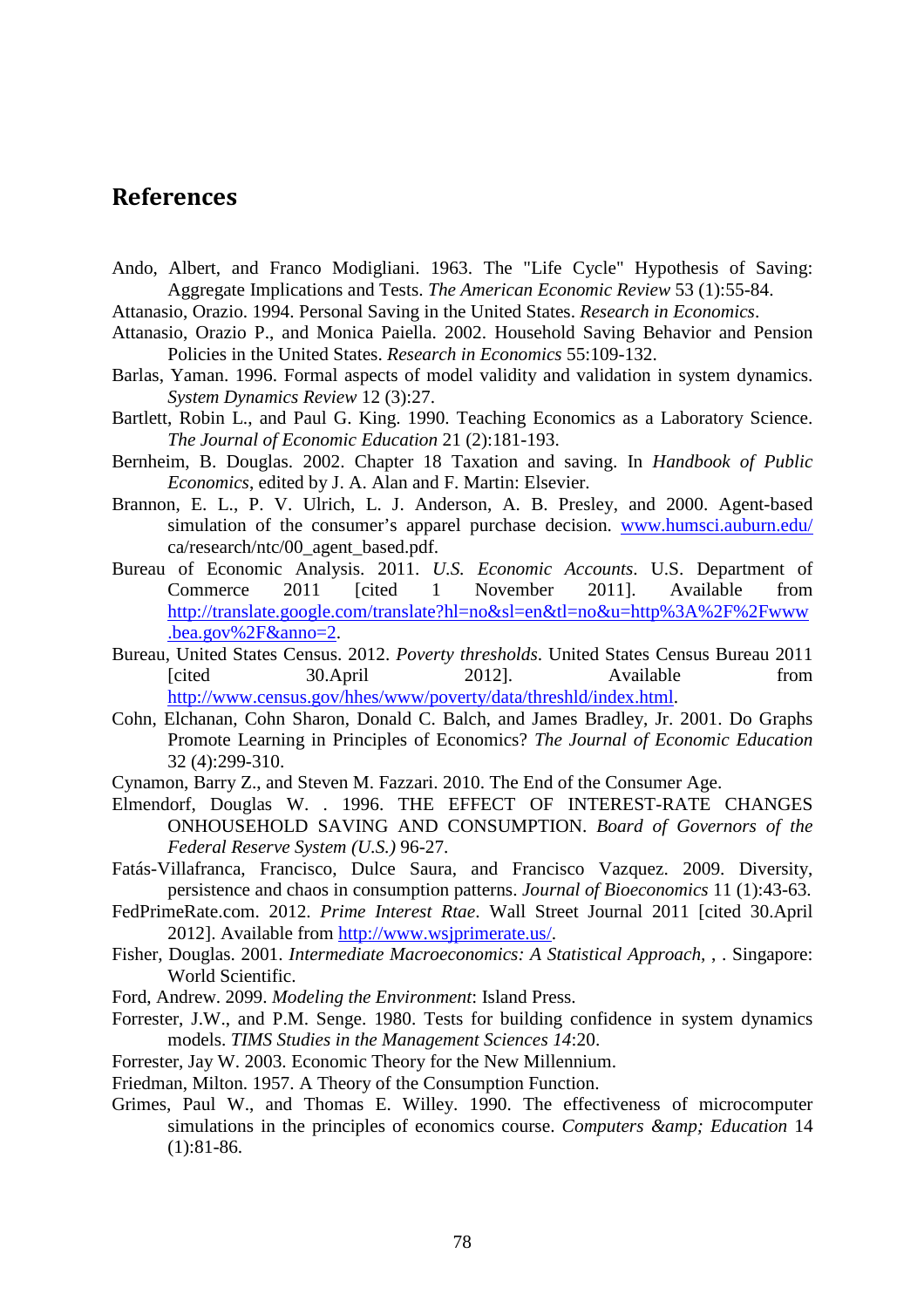# References

Ando, Albert, and Franco Modigliani. 1963. The "Life Cycle" Hypothesis of Saving: Aggregate Implications and Tests. *The American Economic Review* 53 (1):55-84.

Attanasio, Orazio. 1994. Personal Saving in the United States. *Research in Economics*.

Attanasio, Orazio P., and Monica Paiella. 2002. Household Saving Behavior and Pension Policies in the United States. *Research in Economics* 55:109-132.

Barlas, Yaman. 1996. Formal aspects of model validity and validation in system dynamics. *System Dynamics Review* 12 (3):27.

Bartlett, Robin L., and Paul G. King. 1990. Teaching Economics as a Laboratory Science. *The Journal of Economic Education* 21 (2):181-193.

Bernheim, B. Douglas. 2002. Chapter 18 Taxation and saving. In *Handbook of Public Economics*, edited by J. A. Alan and F. Martin: Elsevier.

Brannon, E. L., P. V. Ulrich, L. J. Anderson, A. B. Presley, and 2000. Agent-based simulation of the consumer's apparel purchase decision. www.humsci.auburn.edu/ca/research/ntc/00_agent_based.pdf.

Bureau of Economic Analysis. 2011. *U.S. Economic Accounts*. U.S. Department of Commerce 2011 [cited 1 November 2011]. Available from http://translate.google.com/translate?hl=no&sl=en&tl=no&u=http%3A%2F%2Fwww.bea.gov%2F&anno=2.

Bureau, United States Census. 2012. *Poverty thresholds*. United States Census Bureau 2011 [cited 30.April 2012]. Available from http://www.census.gov/hhes/www/poverty/data/threshld/index.html.

Cohn, Elchanan, Cohn Sharon, Donald C. Balch, and James Bradley, Jr. 2001. Do Graphs Promote Learning in Principles of Economics? *The Journal of Economic Education* 32 (4):299-310.

Cynamon, Barry Z., and Steven M. Fazzari. 2010. The End of the Consumer Age.

Elmendorf, Douglas W. . 1996. THE EFFECT OF INTEREST-RATE CHANGES ONHOUSEHOLD SAVING AND CONSUMPTION. *Board of Governors of the Federal Reserve System (U.S.)* 96-27.

Fatás-Villafranca, Francisco, Dulce Saura, and Francisco Vazquez. 2009. Diversity, persistence and chaos in consumption patterns. *Journal of Bioeconomics* 11 (1):43-63.

FedPrimeRate.com. 2012. *Prime Interest Rtae*. Wall Street Journal 2011 [cited 30.April 2012]. Available from http://www.wsjprimerate.us/.

Fisher, Douglas. 2001. *Intermediate Macroeconomics: A Statistical Approach*, , . Singapore: World Scientific.

Ford, Andrew. 2099. *Modeling the Environment*: Island Press.

Forrester, J.W., and P.M. Senge. 1980. Tests for building confidence in system dynamics models. *TIMS Studies in the Management Sciences 14*:20.

Forrester, Jay W. 2003. Economic Theory for the New Millennium.

Friedman, Milton. 1957. A Theory of the Consumption Function.

Grimes, Paul W., and Thomas E. Willey. 1990. The effectiveness of microcomputer simulations in the principles of economics course. *Computers &amp; Education* 14 (1):81-86.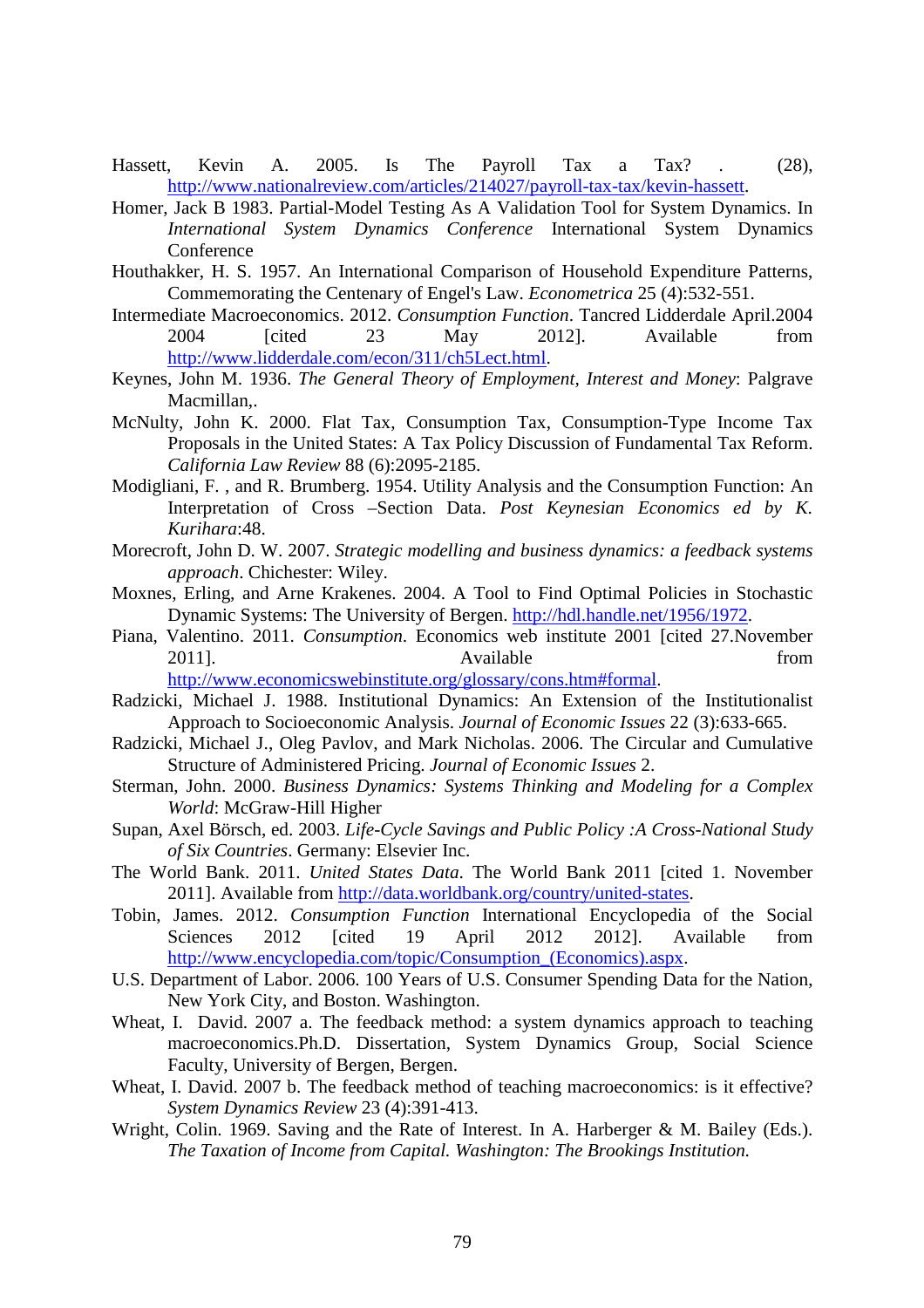Hassett, Kevin A. 2005. Is The Payroll Tax a Tax? . (28), http://www.nationalreview.com/articles/214027/payroll-tax-tax/kevin-hassett.

Homer, Jack B 1983. Partial-Model Testing As A Validation Tool for System Dynamics. In *International System Dynamics Conference* International System Dynamics Conference

Houthakker, H. S. 1957. An International Comparison of Household Expenditure Patterns, Commemorating the Centenary of Engel's Law. *Econometrica* 25 (4):532-551.

Intermediate Macroeconomics. 2012. *Consumption Function*. Tancred Lidderdale April.2004 2004 [cited 23 May 2012]. Available from http://www.lidderdale.com/econ/311/ch5Lect.html.

Keynes, John M. 1936. *The General Theory of Employment, Interest and Money*: Palgrave Macmillan,.

McNulty, John K. 2000. Flat Tax, Consumption Tax, Consumption-Type Income Tax Proposals in the United States: A Tax Policy Discussion of Fundamental Tax Reform. *California Law Review* 88 (6):2095-2185.

Modigliani, F. , and R. Brumberg. 1954. Utility Analysis and the Consumption Function: An Interpretation of Cross –Section Data. *Post Keynesian Economics ed by K. Kurihara*:48.

Morecroft, John D. W. 2007. *Strategic modelling and business dynamics: a feedback systems approach*. Chichester: Wiley.

Moxnes, Erling, and Arne Krakenes. 2004. A Tool to Find Optimal Policies in Stochastic Dynamic Systems: The University of Bergen. http://hdl.handle.net/1956/1972.

Piana, Valentino. 2011. *Consumption*. Economics web institute 2001 [cited 27.November 2011]. Available from http://www.economicswebinstitute.org/glossary/cons.htm#formal.

Radzicki, Michael J. 1988. Institutional Dynamics: An Extension of the Institutionalist Approach to Socioeconomic Analysis. *Journal of Economic Issues* 22 (3):633-665.

Radzicki, Michael J., Oleg Pavlov, and Mark Nicholas. 2006. The Circular and Cumulative Structure of Administered Pricing. *Journal of Economic Issues* 2.

Sterman, John. 2000. *Business Dynamics: Systems Thinking and Modeling for a Complex World*: McGraw-Hill Higher

Supan, Axel Börsch, ed. 2003. *Life-Cycle Savings and Public Policy :A Cross-National Study of Six Countries*. Germany: Elsevier Inc.

The World Bank. 2011. *United States Data*. The World Bank 2011 [cited 1. November 2011]. Available from http://data.worldbank.org/country/united-states.

Tobin, James. 2012. *Consumption Function* International Encyclopedia of the Social Sciences 2012 [cited 19 April 2012 2012]. Available from http://www.encyclopedia.com/topic/Consumption_(Economics).aspx.

U.S. Department of Labor. 2006. 100 Years of U.S. Consumer Spending Data for the Nation, New York City, and Boston. Washington.

Wheat, I. David. 2007 a. The feedback method: a system dynamics approach to teaching macroeconomics.Ph.D. Dissertation, System Dynamics Group, Social Science Faculty, University of Bergen, Bergen.

Wheat, I. David. 2007 b. The feedback method of teaching macroeconomics: is it effective? *System Dynamics Review* 23 (4):391-413.

Wright, Colin. 1969. Saving and the Rate of Interest. In A. Harberger & M. Bailey (Eds.). *The Taxation of Income from Capital. Washington: The Brookings Institution.*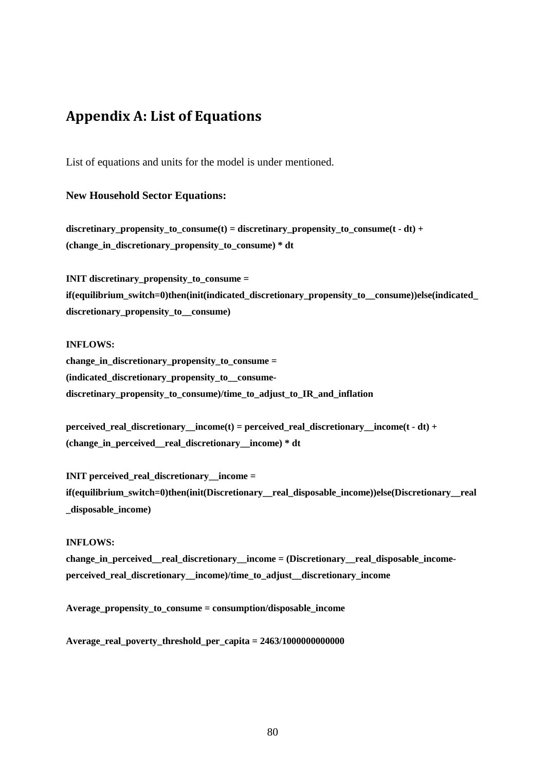## Appendix A: List of Equations

List of equations and units for the model is under mentioned.

**New Household Sector Equations:**

**discretinary_propensity_to_consume(t) = discretinary_propensity_to_consume(t - dt) + (change_in_discretionary_propensity_to_consume) * dt**

**INIT discretinary_propensity_to_consume = if(equilibrium_switch=0)then(init(indicated_discretionary_propensity_to__consume))else(indicated_discretionary_propensity_to__consume)**

**INFLOWS:**
**change_in_discretionary_propensity_to_consume = (indicated_discretionary_propensity_to__consume-discretinary_propensity_to_consume)/time_to_adjust_to_IR_and_inflation**

**perceived_real_discretionary__income(t) = perceived_real_discretionary__income(t - dt) + (change_in_perceived__real_discretionary__income) * dt**

**INIT perceived_real_discretionary__income = if(equilibrium_switch=0)then(init(Discretionary__real_disposable_income))else(Discretionary__real_disposable_income)**

**INFLOWS:**
**change_in_perceived__real_discretionary__income = (Discretionary__real_disposable_income-perceived_real_discretionary__income)/time_to_adjust__discretionary_income**

**Average_propensity_to_consume = consumption/disposable_income**

**Average_real_poverty_threshold_per_capita = 2463/1000000000000**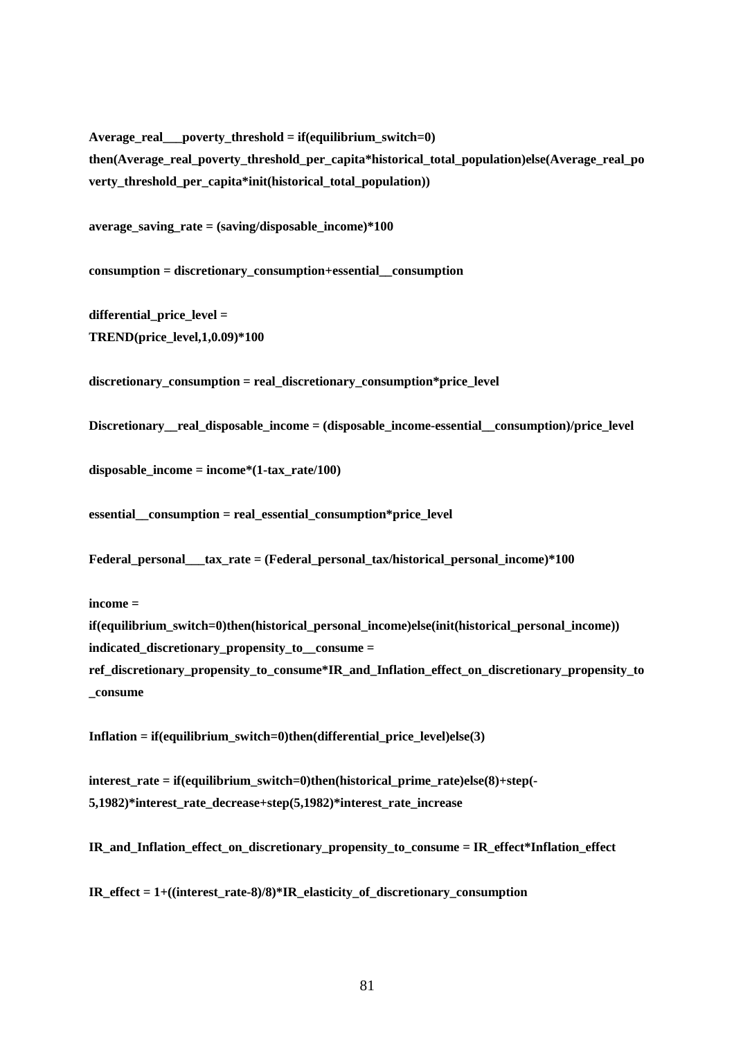**Average_real___poverty_threshold = if(equilibrium_switch=0) then(Average_real_poverty_threshold_per_capita*historical_total_population)else(Average_real_poverty_threshold_per_capita*init(historical_total_population))**

**average_saving_rate = (saving/disposable_income)*100**

**consumption = discretionary_consumption+essential__consumption**

**differential_price_level = TREND(price_level,1,0.09)*100**

**discretionary_consumption = real_discretionary_consumption*price_level**

**Discretionary__real_disposable_income = (disposable_income-essential__consumption)/price_level**

**disposable_income = income*(1-tax_rate/100)**

**essential__consumption = real_essential_consumption*price_level**

**Federal_personal___tax_rate = (Federal_personal_tax/historical_personal_income)*100**

**income = if(equilibrium_switch=0)then(historical_personal_income)else(init(historical_personal_income))**
**indicated_discretionary_propensity_to__consume = ref_discretionary_propensity_to_consume*IR_and_Inflation_effect_on_discretionary_propensity_to_consume**

**Inflation = if(equilibrium_switch=0)then(differential_price_level)else(3)**

**interest_rate = if(equilibrium_switch=0)then(historical_prime_rate)else(8)+step(-5,1982)*interest_rate_decrease+step(5,1982)*interest_rate_increase**

**IR_and_Inflation_effect_on_discretionary_propensity_to_consume = IR_effect*Inflation_effect**

**IR_effect = 1+((interest_rate-8)/8)*IR_elasticity_of_discretionary_consumption**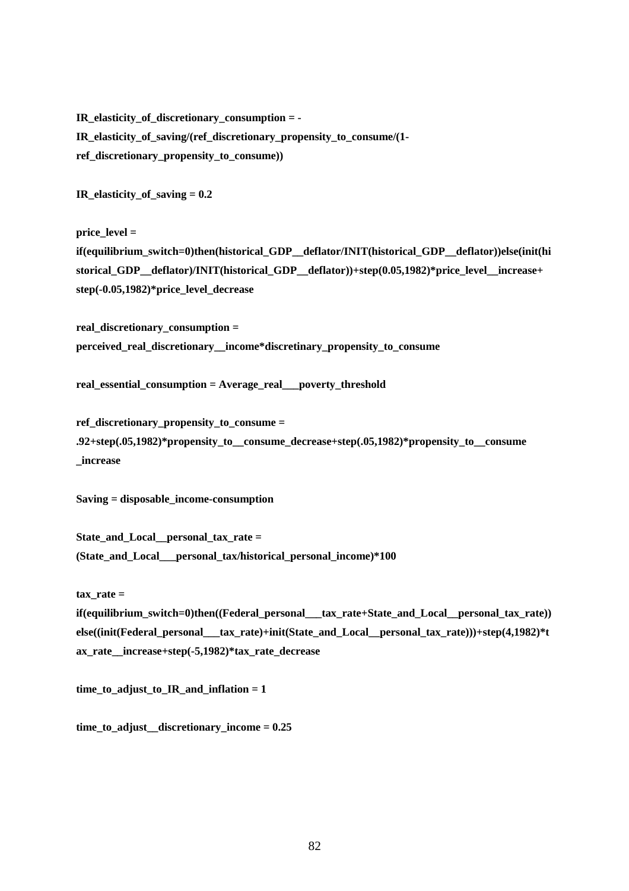**IR_elasticity_of_discretionary_consumption = -IR_elasticity_of_saving/(ref_discretionary_propensity_to_consume/(1-ref_discretionary_propensity_to_consume))**

**IR_elasticity_of_saving = 0.2**

**price_level = if(equilibrium_switch=0)then(historical_GDP__deflator/INIT(historical_GDP__deflator))else(init(historical_GDP__deflator)/INIT(historical_GDP__deflator))+step(0.05,1982)*price_level__increase+step(-0.05,1982)*price_level_decrease**

**real_discretionary_consumption = perceived_real_discretionary__income*discretinary_propensity_to_consume**

**real_essential_consumption = Average_real___poverty_threshold**

**ref_discretionary_propensity_to_consume = .92+step(.05,1982)*propensity_to__consume_decrease+step(.05,1982)*propensity_to__consume_increase**

**Saving = disposable_income-consumption**

**State_and_Local__personal_tax_rate = (State_and_Local___personal_tax/historical_personal_income)*100**

**tax_rate = if(equilibrium_switch=0)then((Federal_personal___tax_rate+State_and_Local__personal_tax_rate))else((init(Federal_personal___tax_rate)+init(State_and_Local__personal_tax_rate)))+step(4,1982)*tax_rate__increase+step(-5,1982)*tax_rate_decrease**

**time_to_adjust_to_IR_and_inflation = 1**

**time_to_adjust__discretionary_income = 0.25**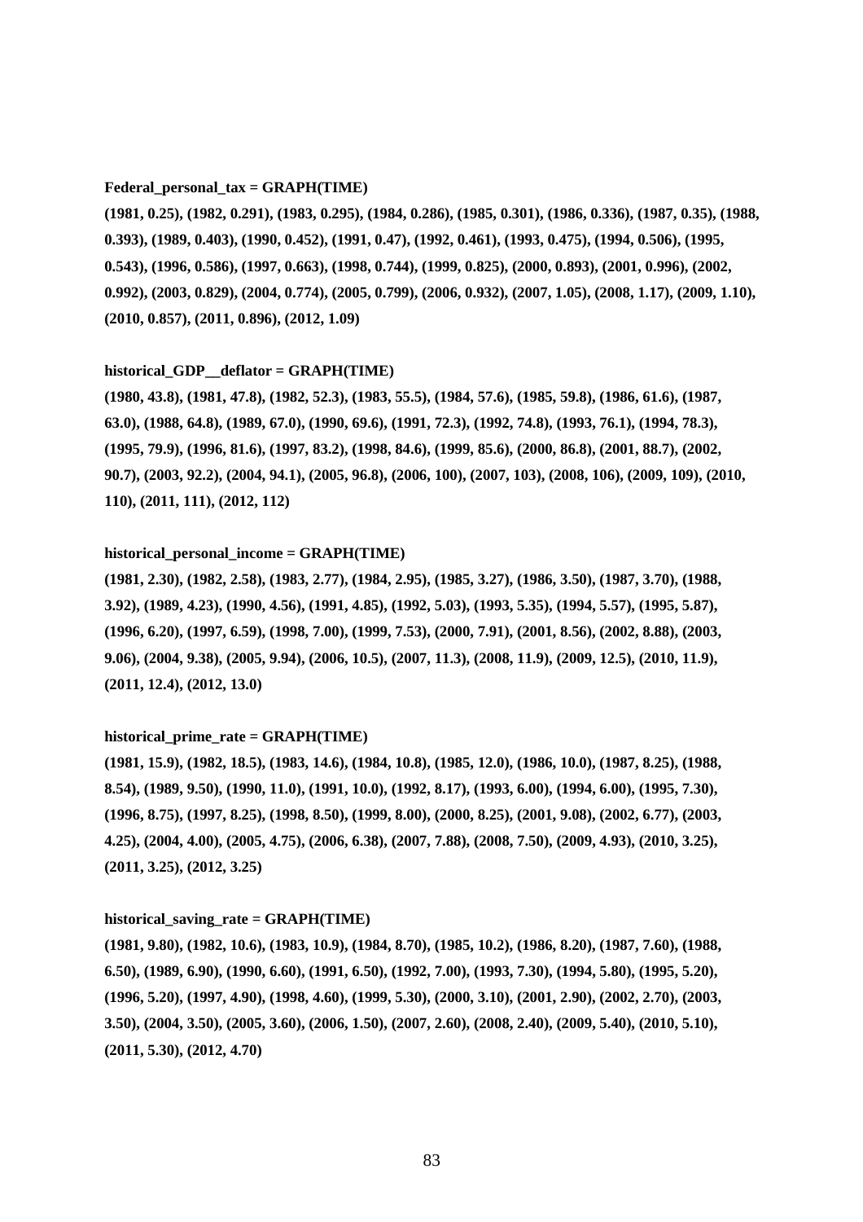**Federal_personal_tax = GRAPH(TIME)**

**(1981, 0.25), (1982, 0.291), (1983, 0.295), (1984, 0.286), (1985, 0.301), (1986, 0.336), (1987, 0.35), (1988, 0.393), (1989, 0.403), (1990, 0.452), (1991, 0.47), (1992, 0.461), (1993, 0.475), (1994, 0.506), (1995, 0.543), (1996, 0.586), (1997, 0.663), (1998, 0.744), (1999, 0.825), (2000, 0.893), (2001, 0.996), (2002, 0.992), (2003, 0.829), (2004, 0.774), (2005, 0.799), (2006, 0.932), (2007, 1.05), (2008, 1.17), (2009, 1.10), (2010, 0.857), (2011, 0.896), (2012, 1.09)**

**historical_GDP__deflator = GRAPH(TIME)**

**(1980, 43.8), (1981, 47.8), (1982, 52.3), (1983, 55.5), (1984, 57.6), (1985, 59.8), (1986, 61.6), (1987, 63.0), (1988, 64.8), (1989, 67.0), (1990, 69.6), (1991, 72.3), (1992, 74.8), (1993, 76.1), (1994, 78.3), (1995, 79.9), (1996, 81.6), (1997, 83.2), (1998, 84.6), (1999, 85.6), (2000, 86.8), (2001, 88.7), (2002, 90.7), (2003, 92.2), (2004, 94.1), (2005, 96.8), (2006, 100), (2007, 103), (2008, 106), (2009, 109), (2010, 110), (2011, 111), (2012, 112)**

**historical_personal_income = GRAPH(TIME)**

**(1981, 2.30), (1982, 2.58), (1983, 2.77), (1984, 2.95), (1985, 3.27), (1986, 3.50), (1987, 3.70), (1988, 3.92), (1989, 4.23), (1990, 4.56), (1991, 4.85), (1992, 5.03), (1993, 5.35), (1994, 5.57), (1995, 5.87), (1996, 6.20), (1997, 6.59), (1998, 7.00), (1999, 7.53), (2000, 7.91), (2001, 8.56), (2002, 8.88), (2003, 9.06), (2004, 9.38), (2005, 9.94), (2006, 10.5), (2007, 11.3), (2008, 11.9), (2009, 12.5), (2010, 11.9), (2011, 12.4), (2012, 13.0)**

**historical_prime_rate = GRAPH(TIME)**

**(1981, 15.9), (1982, 18.5), (1983, 14.6), (1984, 10.8), (1985, 12.0), (1986, 10.0), (1987, 8.25), (1988, 8.54), (1989, 9.50), (1990, 11.0), (1991, 10.0), (1992, 8.17), (1993, 6.00), (1994, 6.00), (1995, 7.30), (1996, 8.75), (1997, 8.25), (1998, 8.50), (1999, 8.00), (2000, 8.25), (2001, 9.08), (2002, 6.77), (2003, 4.25), (2004, 4.00), (2005, 4.75), (2006, 6.38), (2007, 7.88), (2008, 7.50), (2009, 4.93), (2010, 3.25), (2011, 3.25), (2012, 3.25)**

**historical_saving_rate = GRAPH(TIME)**

**(1981, 9.80), (1982, 10.6), (1983, 10.9), (1984, 8.70), (1985, 10.2), (1986, 8.20), (1987, 7.60), (1988, 6.50), (1989, 6.90), (1990, 6.60), (1991, 6.50), (1992, 7.00), (1993, 7.30), (1994, 5.80), (1995, 5.20), (1996, 5.20), (1997, 4.90), (1998, 4.60), (1999, 5.30), (2000, 3.10), (2001, 2.90), (2002, 2.70), (2003, 3.50), (2004, 3.50), (2005, 3.60), (2006, 1.50), (2007, 2.60), (2008, 2.40), (2009, 5.40), (2010, 5.10), (2011, 5.30), (2012, 4.70)**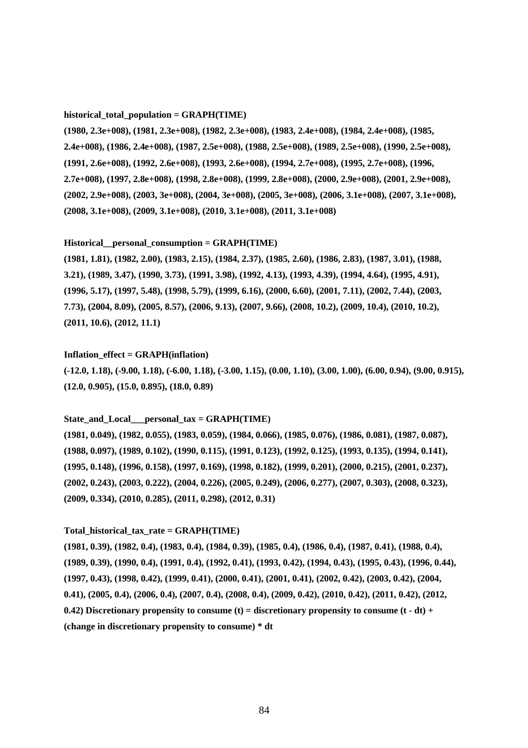**historical_total_population = GRAPH(TIME)**

**(1980, 2.3e+008), (1981, 2.3e+008), (1982, 2.3e+008), (1983, 2.4e+008), (1984, 2.4e+008), (1985, 2.4e+008), (1986, 2.4e+008), (1987, 2.5e+008), (1988, 2.5e+008), (1989, 2.5e+008), (1990, 2.5e+008), (1991, 2.6e+008), (1992, 2.6e+008), (1993, 2.6e+008), (1994, 2.7e+008), (1995, 2.7e+008), (1996, 2.7e+008), (1997, 2.8e+008), (1998, 2.8e+008), (1999, 2.8e+008), (2000, 2.9e+008), (2001, 2.9e+008), (2002, 2.9e+008), (2003, 3e+008), (2004, 3e+008), (2005, 3e+008), (2006, 3.1e+008), (2007, 3.1e+008), (2008, 3.1e+008), (2009, 3.1e+008), (2010, 3.1e+008), (2011, 3.1e+008)**

**Historical__personal_consumption = GRAPH(TIME)**

**(1981, 1.81), (1982, 2.00), (1983, 2.15), (1984, 2.37), (1985, 2.60), (1986, 2.83), (1987, 3.01), (1988, 3.21), (1989, 3.47), (1990, 3.73), (1991, 3.98), (1992, 4.13), (1993, 4.39), (1994, 4.64), (1995, 4.91), (1996, 5.17), (1997, 5.48), (1998, 5.79), (1999, 6.16), (2000, 6.60), (2001, 7.11), (2002, 7.44), (2003, 7.73), (2004, 8.09), (2005, 8.57), (2006, 9.13), (2007, 9.66), (2008, 10.2), (2009, 10.4), (2010, 10.2), (2011, 10.6), (2012, 11.1)**

**Inflation_effect = GRAPH(inflation)**

**(-12.0, 1.18), (-9.00, 1.18), (-6.00, 1.18), (-3.00, 1.15), (0.00, 1.10), (3.00, 1.00), (6.00, 0.94), (9.00, 0.915), (12.0, 0.905), (15.0, 0.895), (18.0, 0.89)**

**State_and_Local___personal_tax = GRAPH(TIME)**

**(1981, 0.049), (1982, 0.055), (1983, 0.059), (1984, 0.066), (1985, 0.076), (1986, 0.081), (1987, 0.087), (1988, 0.097), (1989, 0.102), (1990, 0.115), (1991, 0.123), (1992, 0.125), (1993, 0.135), (1994, 0.141), (1995, 0.148), (1996, 0.158), (1997, 0.169), (1998, 0.182), (1999, 0.201), (2000, 0.215), (2001, 0.237), (2002, 0.243), (2003, 0.222), (2004, 0.226), (2005, 0.249), (2006, 0.277), (2007, 0.303), (2008, 0.323), (2009, 0.334), (2010, 0.285), (2011, 0.298), (2012, 0.31)**

**Total_historical_tax_rate = GRAPH(TIME)**

**(1981, 0.39), (1982, 0.4), (1983, 0.4), (1984, 0.39), (1985, 0.4), (1986, 0.4), (1987, 0.41), (1988, 0.4), (1989, 0.39), (1990, 0.4), (1991, 0.4), (1992, 0.41), (1993, 0.42), (1994, 0.43), (1995, 0.43), (1996, 0.44), (1997, 0.43), (1998, 0.42), (1999, 0.41), (2000, 0.41), (2001, 0.41), (2002, 0.42), (2003, 0.42), (2004, 0.41), (2005, 0.4), (2006, 0.4), (2007, 0.4), (2008, 0.4), (2009, 0.42), (2010, 0.42), (2011, 0.42), (2012, 0.42) Discretionary propensity to consume (t) = discretionary propensity to consume (t - dt) + (change in discretionary propensity to consume) * dt**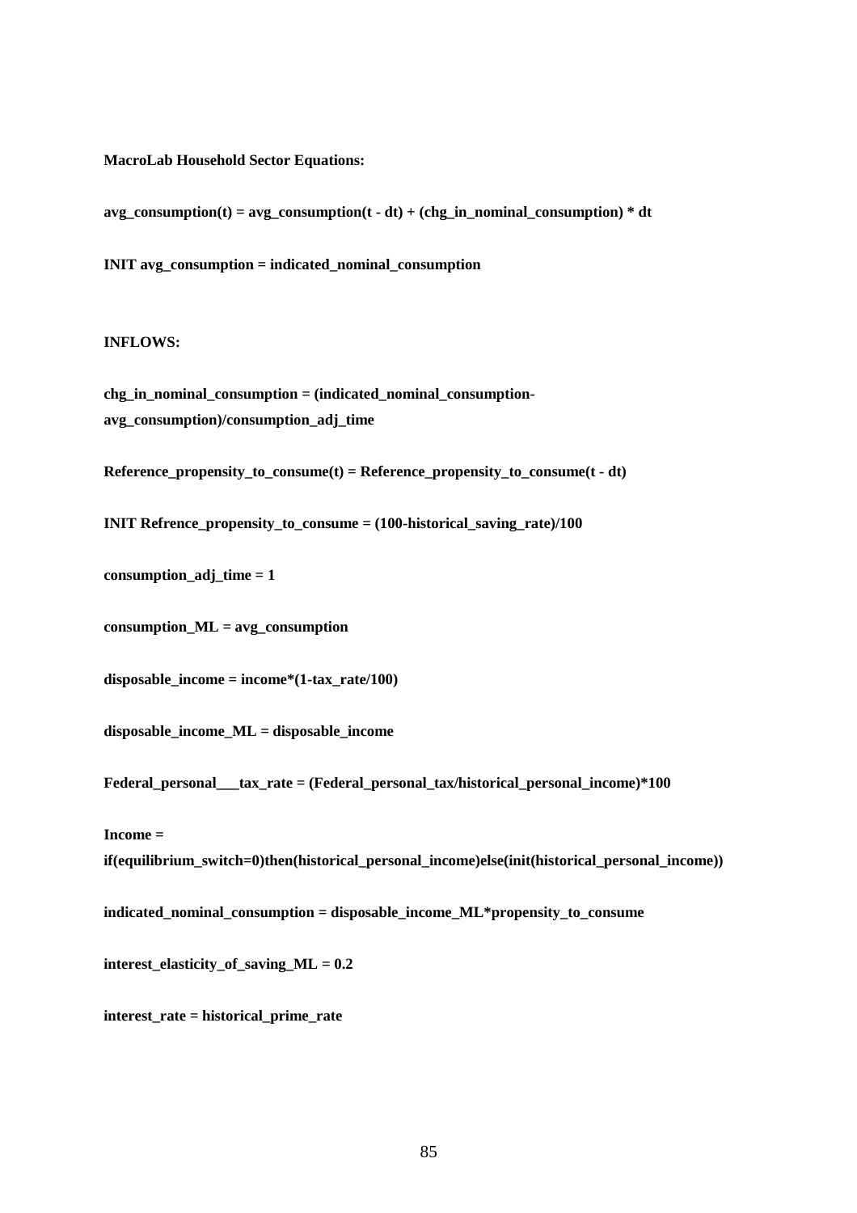**MacroLab Household Sector Equations:**

**avg_consumption(t) = avg_consumption(t - dt) + (chg_in_nominal_consumption) * dt**

**INIT avg_consumption = indicated_nominal_consumption**

**INFLOWS:**

**chg_in_nominal_consumption = (indicated_nominal_consumption-avg_consumption)/consumption_adj_time**

**Reference_propensity_to_consume(t) = Reference_propensity_to_consume(t - dt)**

**INIT Refrence_propensity_to_consume = (100-historical_saving_rate)/100**

**consumption_adj_time = 1**

**consumption_ML = avg_consumption**

**disposable_income = income*(1-tax_rate/100)**

**disposable_income_ML = disposable_income**

**Federal_personal___tax_rate = (Federal_personal_tax/historical_personal_income)*100**

**Income = if(equilibrium_switch=0)then(historical_personal_income)else(init(historical_personal_income))**

**indicated_nominal_consumption = disposable_income_ML*propensity_to_consume**

**interest_elasticity_of_saving_ML = 0.2**

**interest_rate = historical_prime_rate**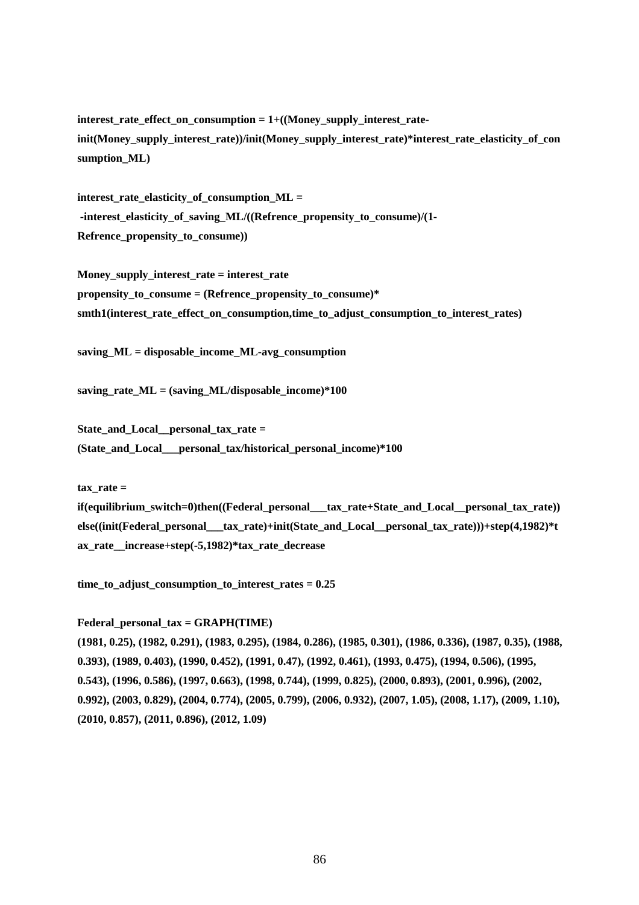**interest_rate_effect_on_consumption = 1+((Money_supply_interest_rate-init(Money_supply_interest_rate))/init(Money_supply_interest_rate)*interest_rate_elasticity_of_consumption_ML)**

**interest_rate_elasticity_of_consumption_ML = -interest_elasticity_of_saving_ML/((Refrence_propensity_to_consume)/(1-Refrence_propensity_to_consume))**

**Money_supply_interest_rate = interest_rate**
**propensity_to_consume = (Refrence_propensity_to_consume)* smth1(interest_rate_effect_on_consumption,time_to_adjust_consumption_to_interest_rates)**

**saving_ML = disposable_income_ML-avg_consumption**

**saving_rate_ML = (saving_ML/disposable_income)*100**

**State_and_Local__personal_tax_rate = (State_and_Local___personal_tax/historical_personal_income)*100**

**tax_rate = if(equilibrium_switch=0)then((Federal_personal___tax_rate+State_and_Local__personal_tax_rate)) else((init(Federal_personal___tax_rate)+init(State_and_Local__personal_tax_rate)))+step(4,1982)*tax_rate__increase+step(-5,1982)*tax_rate_decrease**

**time_to_adjust_consumption_to_interest_rates = 0.25**

**Federal_personal_tax = GRAPH(TIME)**
**(1981, 0.25), (1982, 0.291), (1983, 0.295), (1984, 0.286), (1985, 0.301), (1986, 0.336), (1987, 0.35), (1988, 0.393), (1989, 0.403), (1990, 0.452), (1991, 0.47), (1992, 0.461), (1993, 0.475), (1994, 0.506), (1995, 0.543), (1996, 0.586), (1997, 0.663), (1998, 0.744), (1999, 0.825), (2000, 0.893), (2001, 0.996), (2002, 0.992), (2003, 0.829), (2004, 0.774), (2005, 0.799), (2006, 0.932), (2007, 1.05), (2008, 1.17), (2009, 1.10), (2010, 0.857), (2011, 0.896), (2012, 1.09)**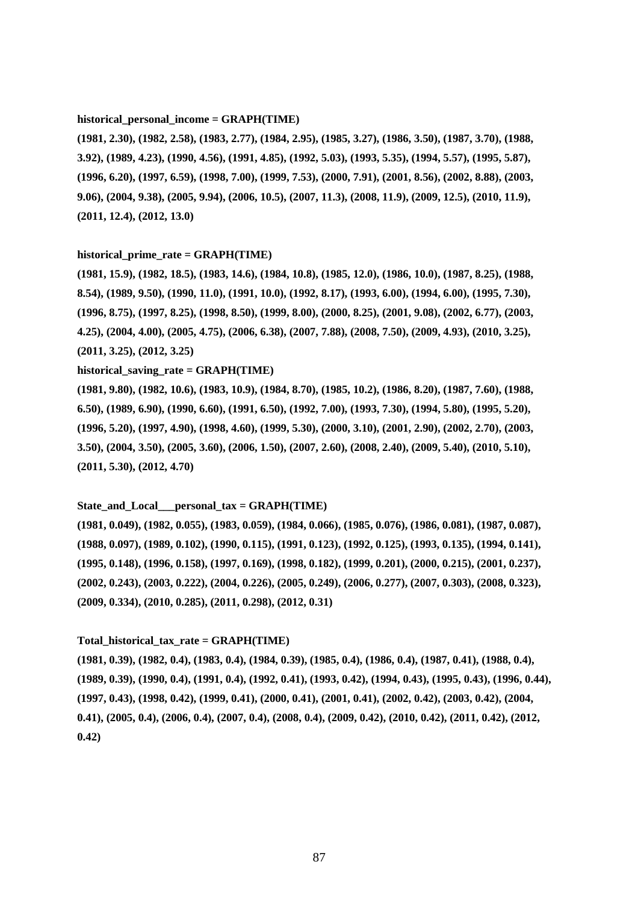**historical_personal_income = GRAPH(TIME)**

**(1981, 2.30), (1982, 2.58), (1983, 2.77), (1984, 2.95), (1985, 3.27), (1986, 3.50), (1987, 3.70), (1988, 3.92), (1989, 4.23), (1990, 4.56), (1991, 4.85), (1992, 5.03), (1993, 5.35), (1994, 5.57), (1995, 5.87), (1996, 6.20), (1997, 6.59), (1998, 7.00), (1999, 7.53), (2000, 7.91), (2001, 8.56), (2002, 8.88), (2003, 9.06), (2004, 9.38), (2005, 9.94), (2006, 10.5), (2007, 11.3), (2008, 11.9), (2009, 12.5), (2010, 11.9), (2011, 12.4), (2012, 13.0)**

**historical_prime_rate = GRAPH(TIME)**

**(1981, 15.9), (1982, 18.5), (1983, 14.6), (1984, 10.8), (1985, 12.0), (1986, 10.0), (1987, 8.25), (1988, 8.54), (1989, 9.50), (1990, 11.0), (1991, 10.0), (1992, 8.17), (1993, 6.00), (1994, 6.00), (1995, 7.30), (1996, 8.75), (1997, 8.25), (1998, 8.50), (1999, 8.00), (2000, 8.25), (2001, 9.08), (2002, 6.77), (2003, 4.25), (2004, 4.00), (2005, 4.75), (2006, 6.38), (2007, 7.88), (2008, 7.50), (2009, 4.93), (2010, 3.25), (2011, 3.25), (2012, 3.25)**

**historical_saving_rate = GRAPH(TIME)**

**(1981, 9.80), (1982, 10.6), (1983, 10.9), (1984, 8.70), (1985, 10.2), (1986, 8.20), (1987, 7.60), (1988, 6.50), (1989, 6.90), (1990, 6.60), (1991, 6.50), (1992, 7.00), (1993, 7.30), (1994, 5.80), (1995, 5.20), (1996, 5.20), (1997, 4.90), (1998, 4.60), (1999, 5.30), (2000, 3.10), (2001, 2.90), (2002, 2.70), (2003, 3.50), (2004, 3.50), (2005, 3.60), (2006, 1.50), (2007, 2.60), (2008, 2.40), (2009, 5.40), (2010, 5.10), (2011, 5.30), (2012, 4.70)**

**State_and_Local___personal_tax = GRAPH(TIME)**

**(1981, 0.049), (1982, 0.055), (1983, 0.059), (1984, 0.066), (1985, 0.076), (1986, 0.081), (1987, 0.087), (1988, 0.097), (1989, 0.102), (1990, 0.115), (1991, 0.123), (1992, 0.125), (1993, 0.135), (1994, 0.141), (1995, 0.148), (1996, 0.158), (1997, 0.169), (1998, 0.182), (1999, 0.201), (2000, 0.215), (2001, 0.237), (2002, 0.243), (2003, 0.222), (2004, 0.226), (2005, 0.249), (2006, 0.277), (2007, 0.303), (2008, 0.323), (2009, 0.334), (2010, 0.285), (2011, 0.298), (2012, 0.31)**

**Total_historical_tax_rate = GRAPH(TIME)**

**(1981, 0.39), (1982, 0.4), (1983, 0.4), (1984, 0.39), (1985, 0.4), (1986, 0.4), (1987, 0.41), (1988, 0.4), (1989, 0.39), (1990, 0.4), (1991, 0.4), (1992, 0.41), (1993, 0.42), (1994, 0.43), (1995, 0.43), (1996, 0.44), (1997, 0.43), (1998, 0.42), (1999, 0.41), (2000, 0.41), (2001, 0.41), (2002, 0.42), (2003, 0.42), (2004, 0.41), (2005, 0.4), (2006, 0.4), (2007, 0.4), (2008, 0.4), (2009, 0.42), (2010, 0.42), (2011, 0.42), (2012, 0.42)**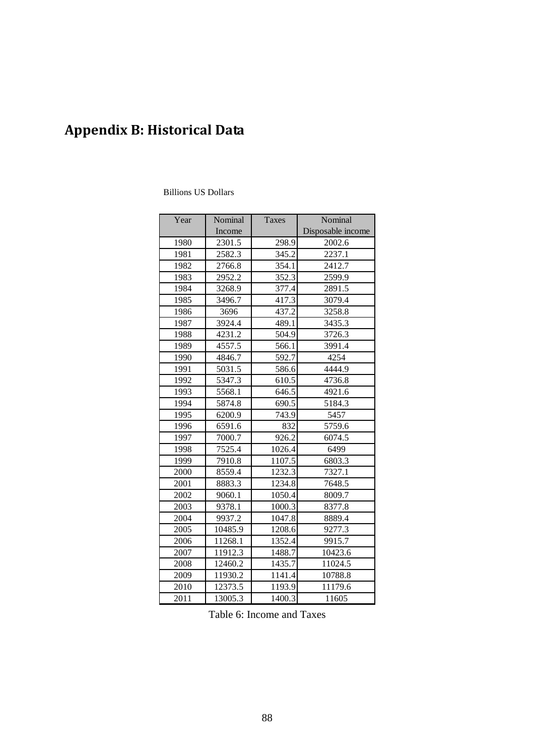## Appendix B: Historical Data

Billions US Dollars

| Year | Nominal Income | Taxes | Nominal Disposable income |
|---|---|---|---|
| 1980 | 2301.5 | 298.9 | 2002.6 |
| 1981 | 2582.3 | 345.2 | 2237.1 |
| 1982 | 2766.8 | 354.1 | 2412.7 |
| 1983 | 2952.2 | 352.3 | 2599.9 |
| 1984 | 3268.9 | 377.4 | 2891.5 |
| 1985 | 3496.7 | 417.3 | 3079.4 |
| 1986 | 3696 | 437.2 | 3258.8 |
| 1987 | 3924.4 | 489.1 | 3435.3 |
| 1988 | 4231.2 | 504.9 | 3726.3 |
| 1989 | 4557.5 | 566.1 | 3991.4 |
| 1990 | 4846.7 | 592.7 | 4254 |
| 1991 | 5031.5 | 586.6 | 4444.9 |
| 1992 | 5347.3 | 610.5 | 4736.8 |
| 1993 | 5568.1 | 646.5 | 4921.6 |
| 1994 | 5874.8 | 690.5 | 5184.3 |
| 1995 | 6200.9 | 743.9 | 5457 |
| 1996 | 6591.6 | 832 | 5759.6 |
| 1997 | 7000.7 | 926.2 | 6074.5 |
| 1998 | 7525.4 | 1026.4 | 6499 |
| 1999 | 7910.8 | 1107.5 | 6803.3 |
| 2000 | 8559.4 | 1232.3 | 7327.1 |
| 2001 | 8883.3 | 1234.8 | 7648.5 |
| 2002 | 9060.1 | 1050.4 | 8009.7 |
| 2003 | 9378.1 | 1000.3 | 8377.8 |
| 2004 | 9937.2 | 1047.8 | 8889.4 |
| 2005 | 10485.9 | 1208.6 | 9277.3 |
| 2006 | 11268.1 | 1352.4 | 9915.7 |
| 2007 | 11912.3 | 1488.7 | 10423.6 |
| 2008 | 12460.2 | 1435.7 | 11024.5 |
| 2009 | 11930.2 | 1141.4 | 10788.8 |
| 2010 | 12373.5 | 1193.9 | 11179.6 |
| 2011 | 13005.3 | 1400.3 | 11605 |

Table 6: Income and Taxes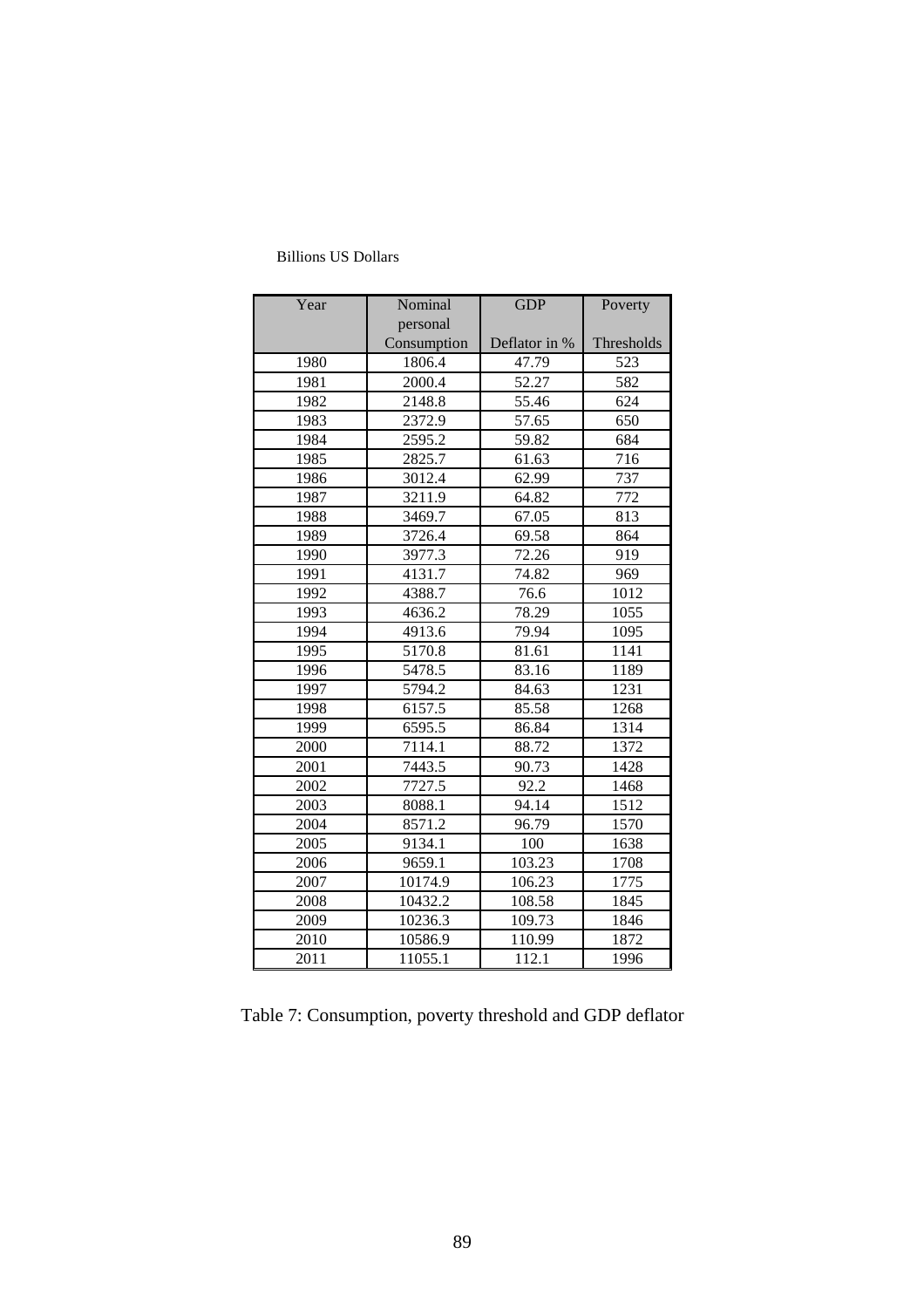Billions US Dollars

| Year | Nominal personal Consumption | GDP Deflator in % | Poverty Thresholds |
|---|---|---|---|
| 1980 | 1806.4 | 47.79 | 523 |
| 1981 | 2000.4 | 52.27 | 582 |
| 1982 | 2148.8 | 55.46 | 624 |
| 1983 | 2372.9 | 57.65 | 650 |
| 1984 | 2595.2 | 59.82 | 684 |
| 1985 | 2825.7 | 61.63 | 716 |
| 1986 | 3012.4 | 62.99 | 737 |
| 1987 | 3211.9 | 64.82 | 772 |
| 1988 | 3469.7 | 67.05 | 813 |
| 1989 | 3726.4 | 69.58 | 864 |
| 1990 | 3977.3 | 72.26 | 919 |
| 1991 | 4131.7 | 74.82 | 969 |
| 1992 | 4388.7 | 76.6 | 1012 |
| 1993 | 4636.2 | 78.29 | 1055 |
| 1994 | 4913.6 | 79.94 | 1095 |
| 1995 | 5170.8 | 81.61 | 1141 |
| 1996 | 5478.5 | 83.16 | 1189 |
| 1997 | 5794.2 | 84.63 | 1231 |
| 1998 | 6157.5 | 85.58 | 1268 |
| 1999 | 6595.5 | 86.84 | 1314 |
| 2000 | 7114.1 | 88.72 | 1372 |
| 2001 | 7443.5 | 90.73 | 1428 |
| 2002 | 7727.5 | 92.2 | 1468 |
| 2003 | 8088.1 | 94.14 | 1512 |
| 2004 | 8571.2 | 96.79 | 1570 |
| 2005 | 9134.1 | 100 | 1638 |
| 2006 | 9659.1 | 103.23 | 1708 |
| 2007 | 10174.9 | 106.23 | 1775 |
| 2008 | 10432.2 | 108.58 | 1845 |
| 2009 | 10236.3 | 109.73 | 1846 |
| 2010 | 10586.9 | 110.99 | 1872 |
| 2011 | 11055.1 | 112.1 | 1996 |

Table 7: Consumption, poverty threshold and GDP deflator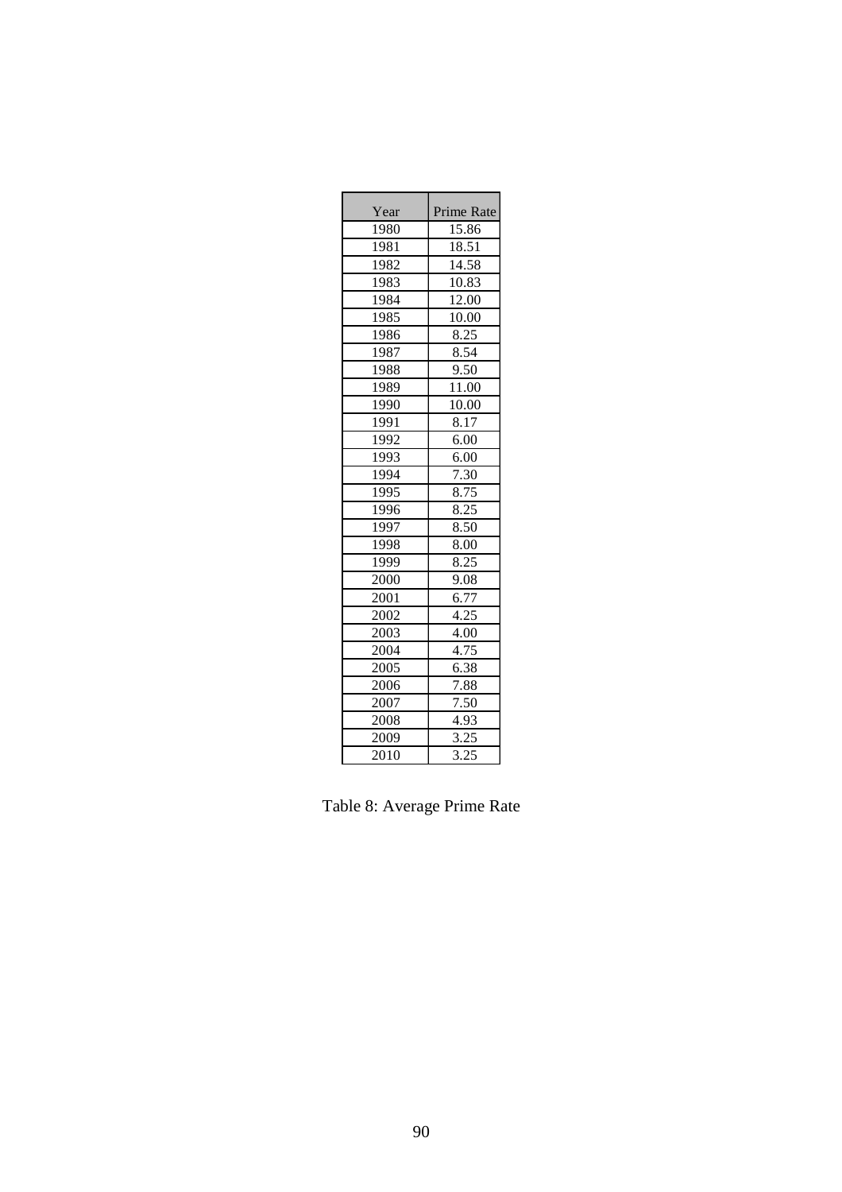| Year | Prime Rate |
|---|---|
| 1980 | 15.86 |
| 1981 | 18.51 |
| 1982 | 14.58 |
| 1983 | 10.83 |
| 1984 | 12.00 |
| 1985 | 10.00 |
| 1986 | 8.25 |
| 1987 | 8.54 |
| 1988 | 9.50 |
| 1989 | 11.00 |
| 1990 | 10.00 |
| 1991 | 8.17 |
| 1992 | 6.00 |
| 1993 | 6.00 |
| 1994 | 7.30 |
| 1995 | 8.75 |
| 1996 | 8.25 |
| 1997 | 8.50 |
| 1998 | 8.00 |
| 1999 | 8.25 |
| 2000 | 9.08 |
| 2001 | 6.77 |
| 2002 | 4.25 |
| 2003 | 4.00 |
| 2004 | 4.75 |
| 2005 | 6.38 |
| 2006 | 7.88 |
| 2007 | 7.50 |
| 2008 | 4.93 |
| 2009 | 3.25 |
| 2010 | 3.25 |

Table 8: Average Prime Rate